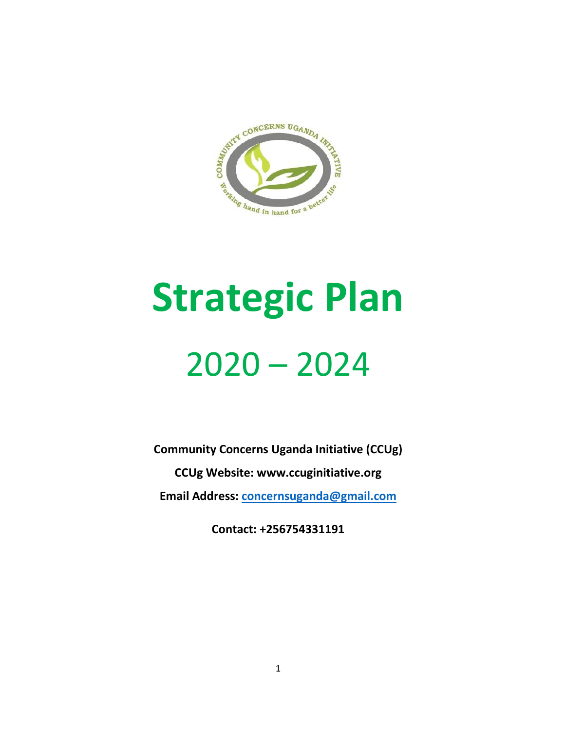# Strategic Plan

## 2020 – 2024

**Community Concerns Uganda Initiative (CCUg)**

**CCUg Website: www.ccuginitiative.org**

**Email Address: concernsuganda@gmail.com**

**Contact: +256754331191**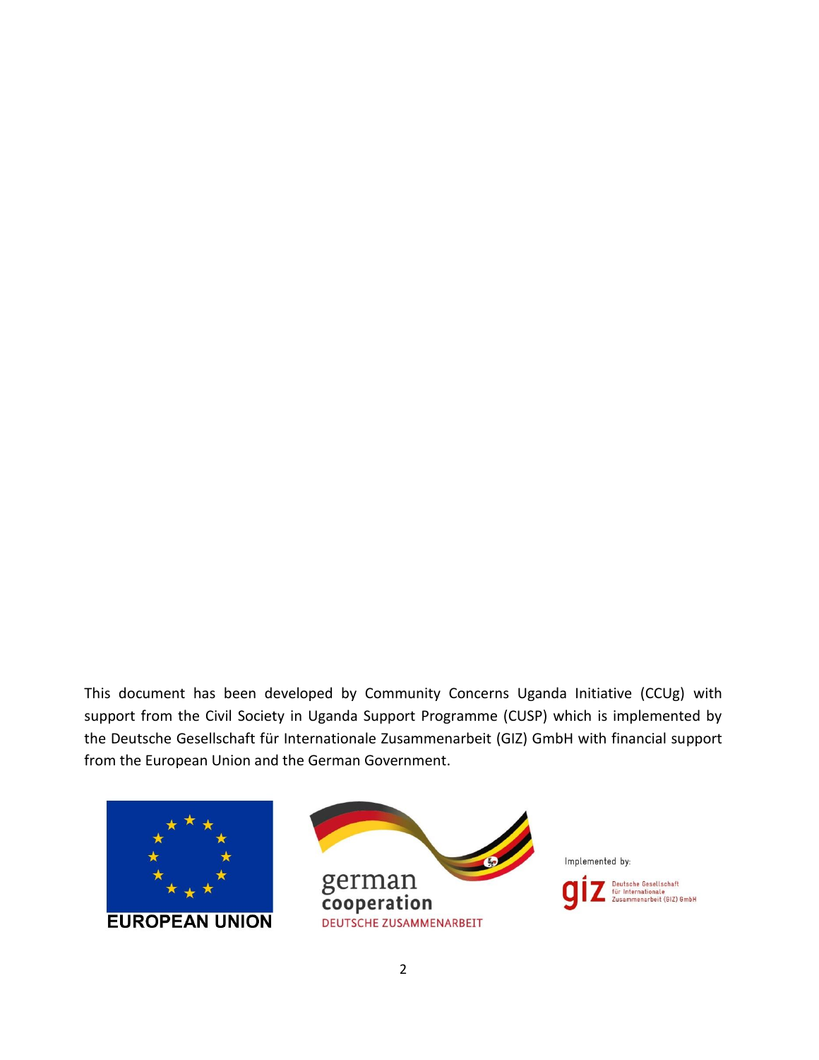This document has been developed by Community Concerns Uganda Initiative (CCUg) with support from the Civil Society in Uganda Support Programme (CUSP) which is implemented by the Deutsche Gesellschaft für Internationale Zusammenarbeit (GIZ) GmbH with financial support from the European Union and the German Government.

EUROPEAN UNION

german cooperation

DEUTSCHE ZUSAMMENARBEIT

Implemented by:

giz Deutsche Gesellschaft für Internationale Zusammenarbeit (GIZ) GmbH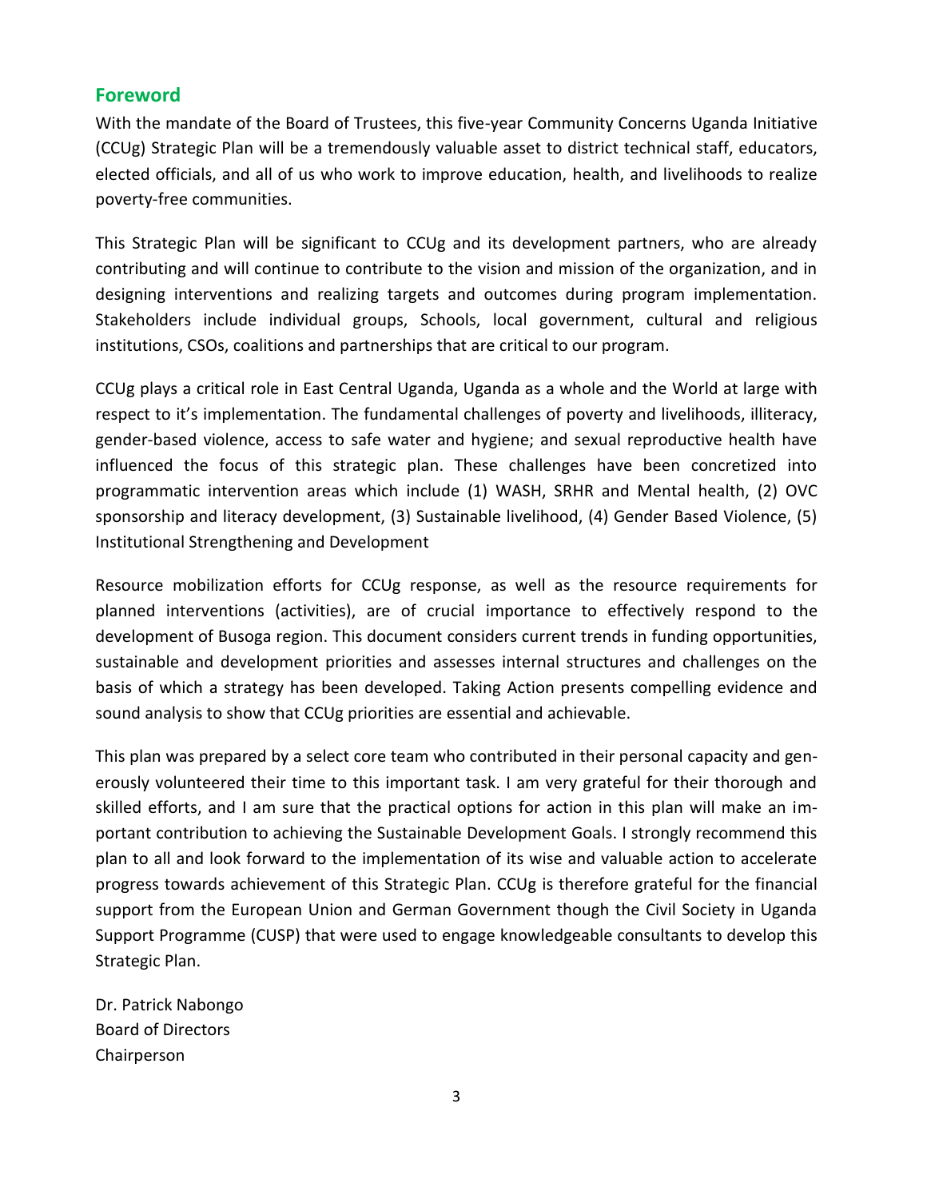## Foreword

With the mandate of the Board of Trustees, this five-year Community Concerns Uganda Initiative (CCUg) Strategic Plan will be a tremendously valuable asset to district technical staff, educators, elected officials, and all of us who work to improve education, health, and livelihoods to realize poverty-free communities.

This Strategic Plan will be significant to CCUg and its development partners, who are already contributing and will continue to contribute to the vision and mission of the organization, and in designing interventions and realizing targets and outcomes during program implementation. Stakeholders include individual groups, Schools, local government, cultural and religious institutions, CSOs, coalitions and partnerships that are critical to our program.

CCUg plays a critical role in East Central Uganda, Uganda as a whole and the World at large with respect to it's implementation. The fundamental challenges of poverty and livelihoods, illiteracy, gender-based violence, access to safe water and hygiene; and sexual reproductive health have influenced the focus of this strategic plan. These challenges have been concretized into programmatic intervention areas which include (1) WASH, SRHR and Mental health, (2) OVC sponsorship and literacy development, (3) Sustainable livelihood, (4) Gender Based Violence, (5) Institutional Strengthening and Development

Resource mobilization efforts for CCUg response, as well as the resource requirements for planned interventions (activities), are of crucial importance to effectively respond to the development of Busoga region. This document considers current trends in funding opportunities, sustainable and development priorities and assesses internal structures and challenges on the basis of which a strategy has been developed. Taking Action presents compelling evidence and sound analysis to show that CCUg priorities are essential and achievable.

This plan was prepared by a select core team who contributed in their personal capacity and generously volunteered their time to this important task. I am very grateful for their thorough and skilled efforts, and I am sure that the practical options for action in this plan will make an important contribution to achieving the Sustainable Development Goals. I strongly recommend this plan to all and look forward to the implementation of its wise and valuable action to accelerate progress towards achievement of this Strategic Plan. CCUg is therefore grateful for the financial support from the European Union and German Government though the Civil Society in Uganda Support Programme (CUSP) that were used to engage knowledgeable consultants to develop this Strategic Plan.

Dr. Patrick Nabongo
Board of Directors
Chairperson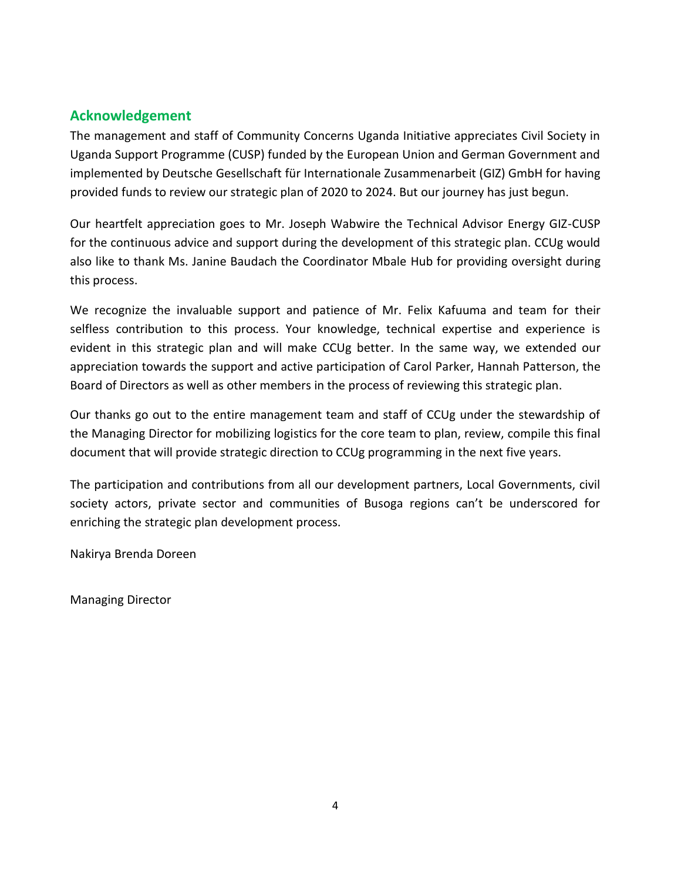## Acknowledgement

The management and staff of Community Concerns Uganda Initiative appreciates Civil Society in Uganda Support Programme (CUSP) funded by the European Union and German Government and implemented by Deutsche Gesellschaft für Internationale Zusammenarbeit (GIZ) GmbH for having provided funds to review our strategic plan of 2020 to 2024. But our journey has just begun.

Our heartfelt appreciation goes to Mr. Joseph Wabwire the Technical Advisor Energy GIZ-CUSP for the continuous advice and support during the development of this strategic plan. CCUg would also like to thank Ms. Janine Baudach the Coordinator Mbale Hub for providing oversight during this process.

We recognize the invaluable support and patience of Mr. Felix Kafuuma and team for their selfless contribution to this process. Your knowledge, technical expertise and experience is evident in this strategic plan and will make CCUg better. In the same way, we extended our appreciation towards the support and active participation of Carol Parker, Hannah Patterson, the Board of Directors as well as other members in the process of reviewing this strategic plan.

Our thanks go out to the entire management team and staff of CCUg under the stewardship of the Managing Director for mobilizing logistics for the core team to plan, review, compile this final document that will provide strategic direction to CCUg programming in the next five years.

The participation and contributions from all our development partners, Local Governments, civil society actors, private sector and communities of Busoga regions can't be underscored for enriching the strategic plan development process.

Nakirya Brenda Doreen

Managing Director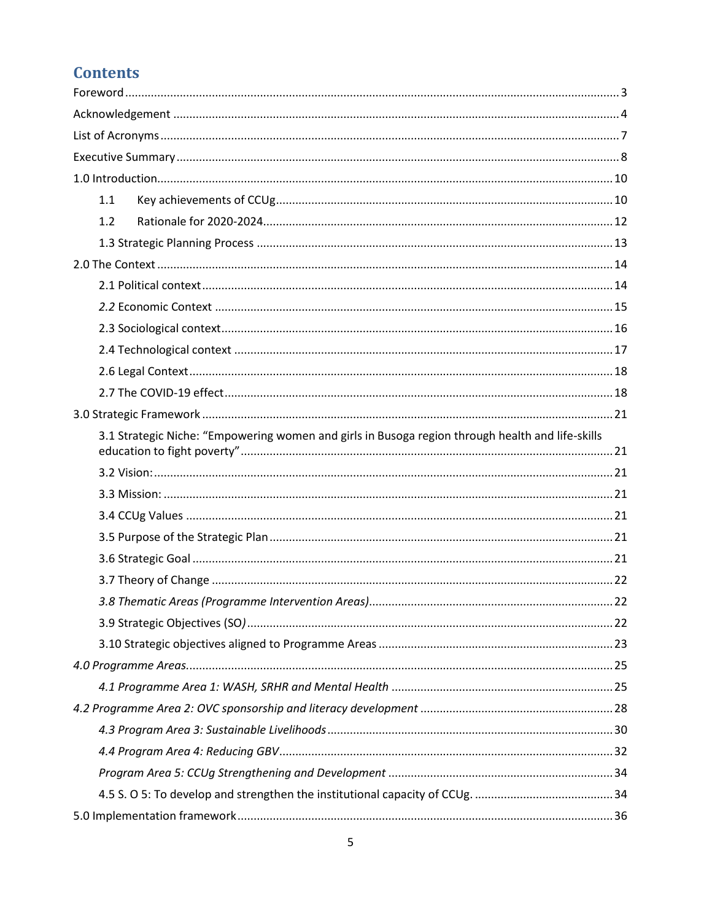## Contents

Foreword ..... 3

Acknowledgement ..... 4

List of Acronyms ..... 7

Executive Summary ..... 8

1.0 Introduction ..... 10

- 1.1 Key achievements of CCUg ..... 10
- 1.2 Rationale for 2020-2024 ..... 12
- 1.3 Strategic Planning Process ..... 13

2.0 The Context ..... 14

- 2.1 Political context ..... 14
- *2.2* Economic Context ..... 15
- 2.3 Sociological context ..... 16
- 2.4 Technological context ..... 17
- 2.6 Legal Context ..... 18
- 2.7 The COVID-19 effect ..... 18

3.0 Strategic Framework ..... 21

- 3.1 Strategic Niche: "Empowering women and girls in Busoga region through health and life-skills education to fight poverty" ..... 21
- 3.2 Vision: ..... 21
- 3.3 Mission: ..... 21
- 3.4 CCUg Values ..... 21
- 3.5 Purpose of the Strategic Plan ..... 21
- 3.6 Strategic Goal ..... 21
- 3.7 Theory of Change ..... 22
- *3.8 Thematic Areas (Programme Intervention Areas)* ..... 22
- 3.9 Strategic Objectives (SO*)* ..... 22
- 3.10 Strategic objectives aligned to Programme Areas ..... 23

*4.0 Programme Areas.* ..... 25

- *4.1 Programme Area 1: WASH, SRHR and Mental Health* ..... 25

*4.2 Programme Area 2: OVC sponsorship and literacy development* ..... 28

- *4.3 Program Area 3: Sustainable Livelihoods* ..... 30
- *4.4 Program Area 4: Reducing GBV* ..... 32
- *Program Area 5: CCUg Strengthening and Development* ..... 34
- 4.5 S. O 5: To develop and strengthen the institutional capacity of CCUg. ..... 34

5.0 Implementation framework ..... 36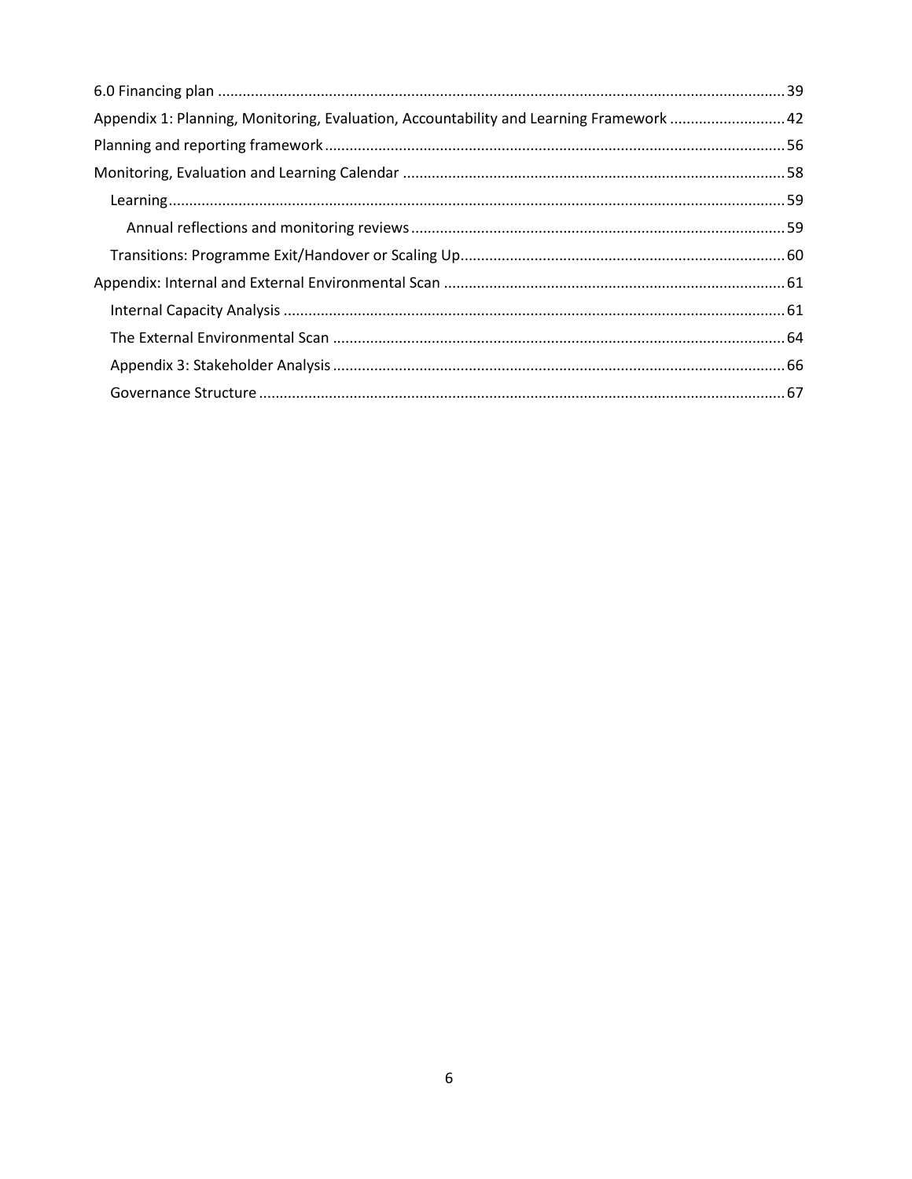6.0 Financing plan ........................................................................................................................................ 39

Appendix 1: Planning, Monitoring, Evaluation, Accountability and Learning Framework ............................ 42

Planning and reporting framework ............................................................................................................... 56

Monitoring, Evaluation and Learning Calendar ............................................................................................ 58

- Learning .................................................................................................................................................. 59
  - Annual reflections and monitoring reviews ......................................................................................... 59
- Transitions: Programme Exit/Handover or Scaling Up ............................................................................. 60

Appendix: Internal and External Environmental Scan .................................................................................. 61

- Internal Capacity Analysis ........................................................................................................................ 61
- The External Environmental Scan ............................................................................................................ 64
- Appendix 3: Stakeholder Analysis ............................................................................................................ 66
- Governance Structure .............................................................................................................................. 67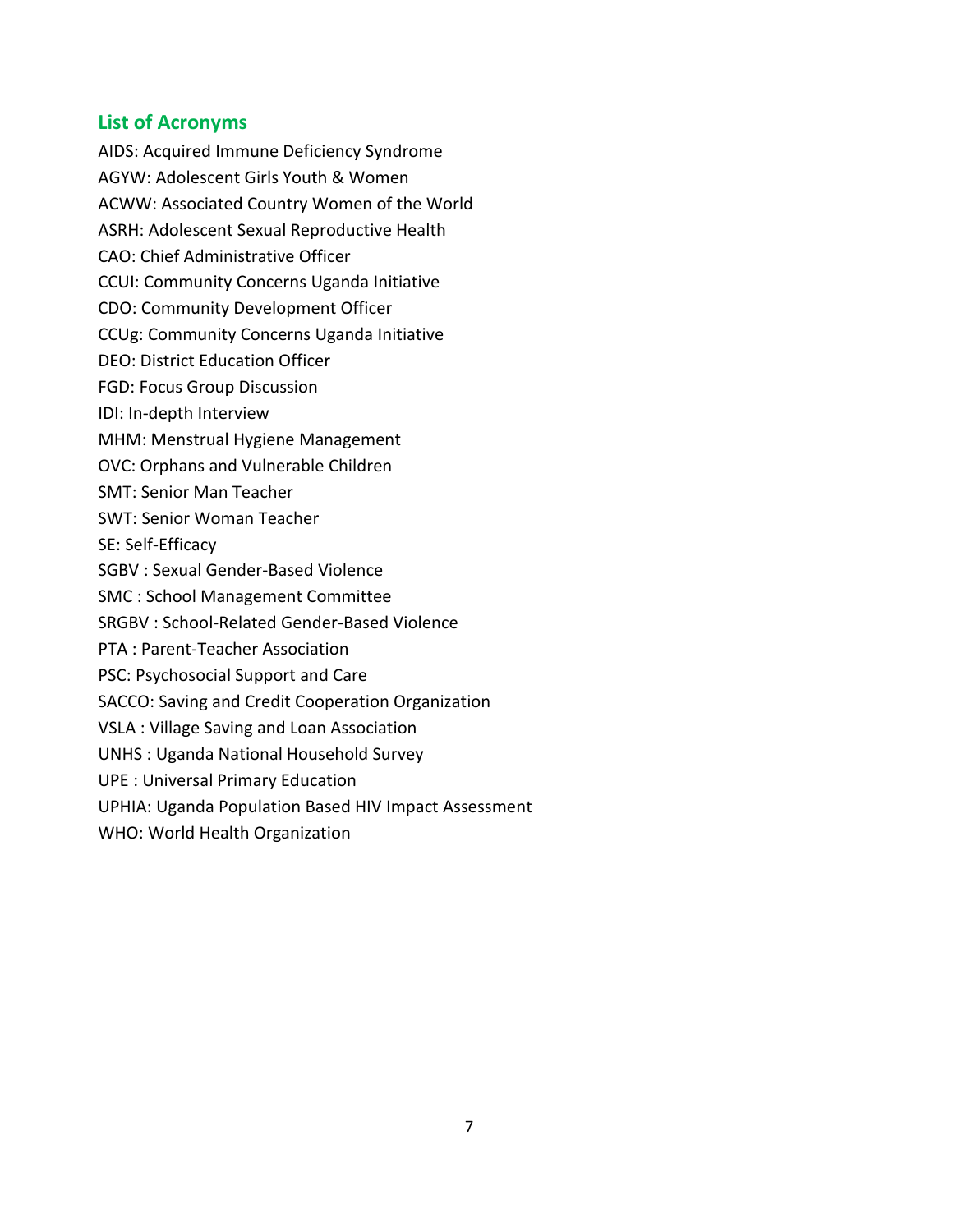## List of Acronyms

AIDS: Acquired Immune Deficiency Syndrome
AGYW: Adolescent Girls Youth & Women
ACWW: Associated Country Women of the World
ASRH: Adolescent Sexual Reproductive Health
CAO: Chief Administrative Officer
CCUI: Community Concerns Uganda Initiative
CDO: Community Development Officer
CCUg: Community Concerns Uganda Initiative
DEO: District Education Officer
FGD: Focus Group Discussion
IDI: In-depth Interview
MHM: Menstrual Hygiene Management
OVC: Orphans and Vulnerable Children
SMT: Senior Man Teacher
SWT: Senior Woman Teacher
SE: Self-Efficacy
SGBV : Sexual Gender-Based Violence
SMC : School Management Committee
SRGBV : School-Related Gender-Based Violence
PTA : Parent-Teacher Association
PSC: Psychosocial Support and Care
SACCO: Saving and Credit Cooperation Organization
VSLA : Village Saving and Loan Association
UNHS : Uganda National Household Survey
UPE : Universal Primary Education
UPHIA: Uganda Population Based HIV Impact Assessment
WHO: World Health Organization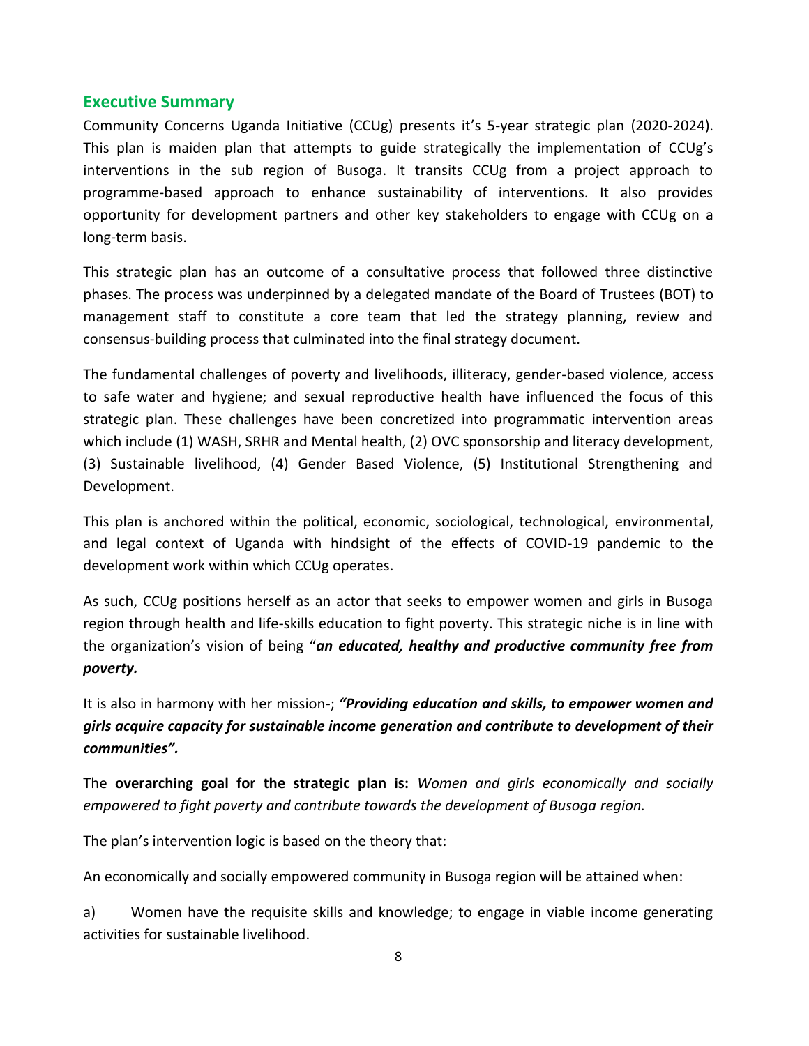## Executive Summary

Community Concerns Uganda Initiative (CCUg) presents it's 5-year strategic plan (2020-2024). This plan is maiden plan that attempts to guide strategically the implementation of CCUg's interventions in the sub region of Busoga. It transits CCUg from a project approach to programme-based approach to enhance sustainability of interventions. It also provides opportunity for development partners and other key stakeholders to engage with CCUg on a long-term basis.

This strategic plan has an outcome of a consultative process that followed three distinctive phases. The process was underpinned by a delegated mandate of the Board of Trustees (BOT) to management staff to constitute a core team that led the strategy planning, review and consensus-building process that culminated into the final strategy document.

The fundamental challenges of poverty and livelihoods, illiteracy, gender-based violence, access to safe water and hygiene; and sexual reproductive health have influenced the focus of this strategic plan. These challenges have been concretized into programmatic intervention areas which include (1) WASH, SRHR and Mental health, (2) OVC sponsorship and literacy development, (3) Sustainable livelihood, (4) Gender Based Violence, (5) Institutional Strengthening and Development.

This plan is anchored within the political, economic, sociological, technological, environmental, and legal context of Uganda with hindsight of the effects of COVID-19 pandemic to the development work within which CCUg operates.

As such, CCUg positions herself as an actor that seeks to empower women and girls in Busoga region through health and life-skills education to fight poverty. This strategic niche is in line with the organization's vision of being "***an educated, healthy and productive community free from poverty.***

It is also in harmony with her mission-; ***"Providing education and skills, to empower women and girls acquire capacity for sustainable income generation and contribute to development of their communities".***

The **overarching goal for the strategic plan is:** *Women and girls economically and socially empowered to fight poverty and contribute towards the development of Busoga region.*

The plan's intervention logic is based on the theory that:

An economically and socially empowered community in Busoga region will be attained when:

a) Women have the requisite skills and knowledge; to engage in viable income generating activities for sustainable livelihood.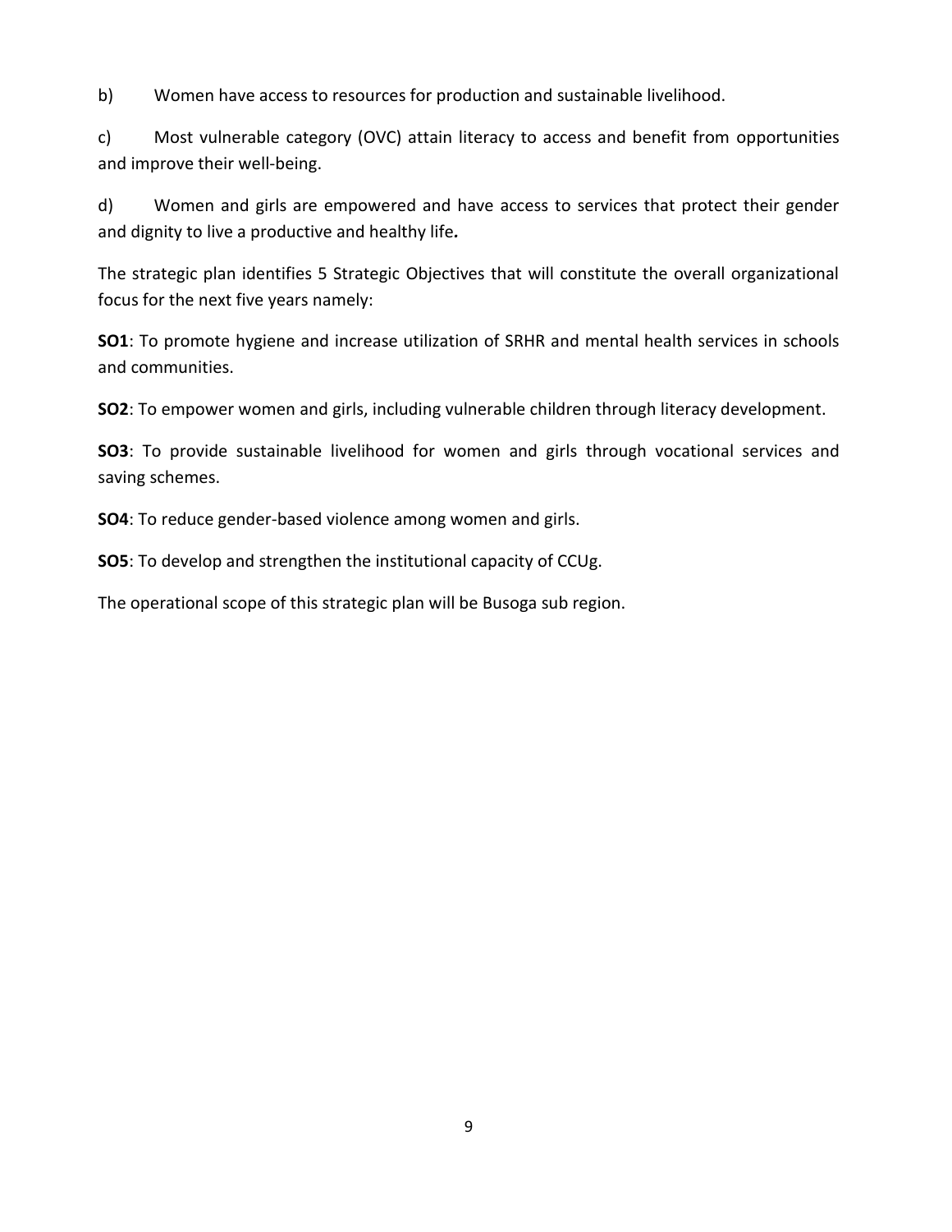b) Women have access to resources for production and sustainable livelihood.

c) Most vulnerable category (OVC) attain literacy to access and benefit from opportunities and improve their well-being.

d) Women and girls are empowered and have access to services that protect their gender and dignity to live a productive and healthy life***.***

The strategic plan identifies 5 Strategic Objectives that will constitute the overall organizational focus for the next five years namely:

**SO1**: To promote hygiene and increase utilization of SRHR and mental health services in schools and communities.

**SO2**: To empower women and girls, including vulnerable children through literacy development.

**SO3**: To provide sustainable livelihood for women and girls through vocational services and saving schemes.

**SO4**: To reduce gender-based violence among women and girls.

**SO5**: To develop and strengthen the institutional capacity of CCUg.

The operational scope of this strategic plan will be Busoga sub region.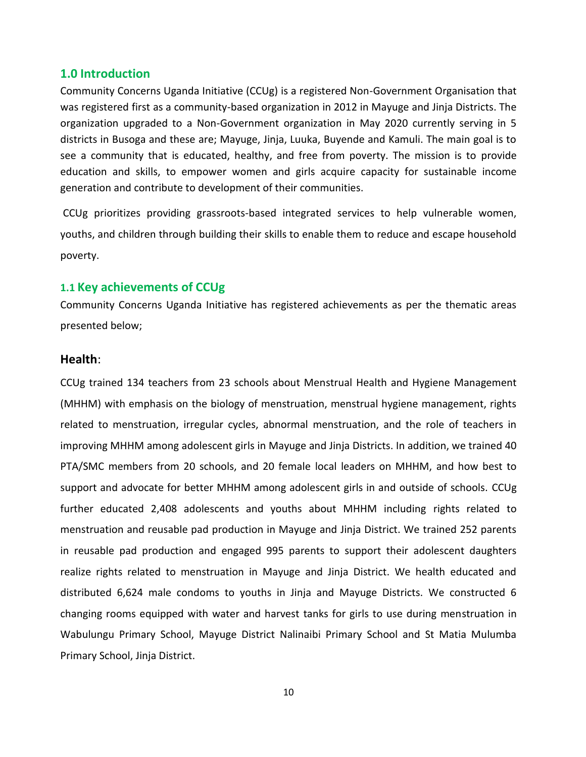## 1.0 Introduction

Community Concerns Uganda Initiative (CCUg) is a registered Non-Government Organisation that was registered first as a community-based organization in 2012 in Mayuge and Jinja Districts. The organization upgraded to a Non-Government organization in May 2020 currently serving in 5 districts in Busoga and these are; Mayuge, Jinja, Luuka, Buyende and Kamuli. The main goal is to see a community that is educated, healthy, and free from poverty. The mission is to provide education and skills, to empower women and girls acquire capacity for sustainable income generation and contribute to development of their communities.

CCUg prioritizes providing grassroots-based integrated services to help vulnerable women, youths, and children through building their skills to enable them to reduce and escape household poverty.

### 1.1 Key achievements of CCUg

Community Concerns Uganda Initiative has registered achievements as per the thematic areas presented below;

### **Health**:

CCUg trained 134 teachers from 23 schools about Menstrual Health and Hygiene Management (MHHM) with emphasis on the biology of menstruation, menstrual hygiene management, rights related to menstruation, irregular cycles, abnormal menstruation, and the role of teachers in improving MHHM among adolescent girls in Mayuge and Jinja Districts. In addition, we trained 40 PTA/SMC members from 20 schools, and 20 female local leaders on MHHM, and how best to support and advocate for better MHHM among adolescent girls in and outside of schools. CCUg further educated 2,408 adolescents and youths about MHHM including rights related to menstruation and reusable pad production in Mayuge and Jinja District. We trained 252 parents in reusable pad production and engaged 995 parents to support their adolescent daughters realize rights related to menstruation in Mayuge and Jinja District. We health educated and distributed 6,624 male condoms to youths in Jinja and Mayuge Districts. We constructed 6 changing rooms equipped with water and harvest tanks for girls to use during menstruation in Wabulungu Primary School, Mayuge District Nalinaibi Primary School and St Matia Mulumba Primary School, Jinja District.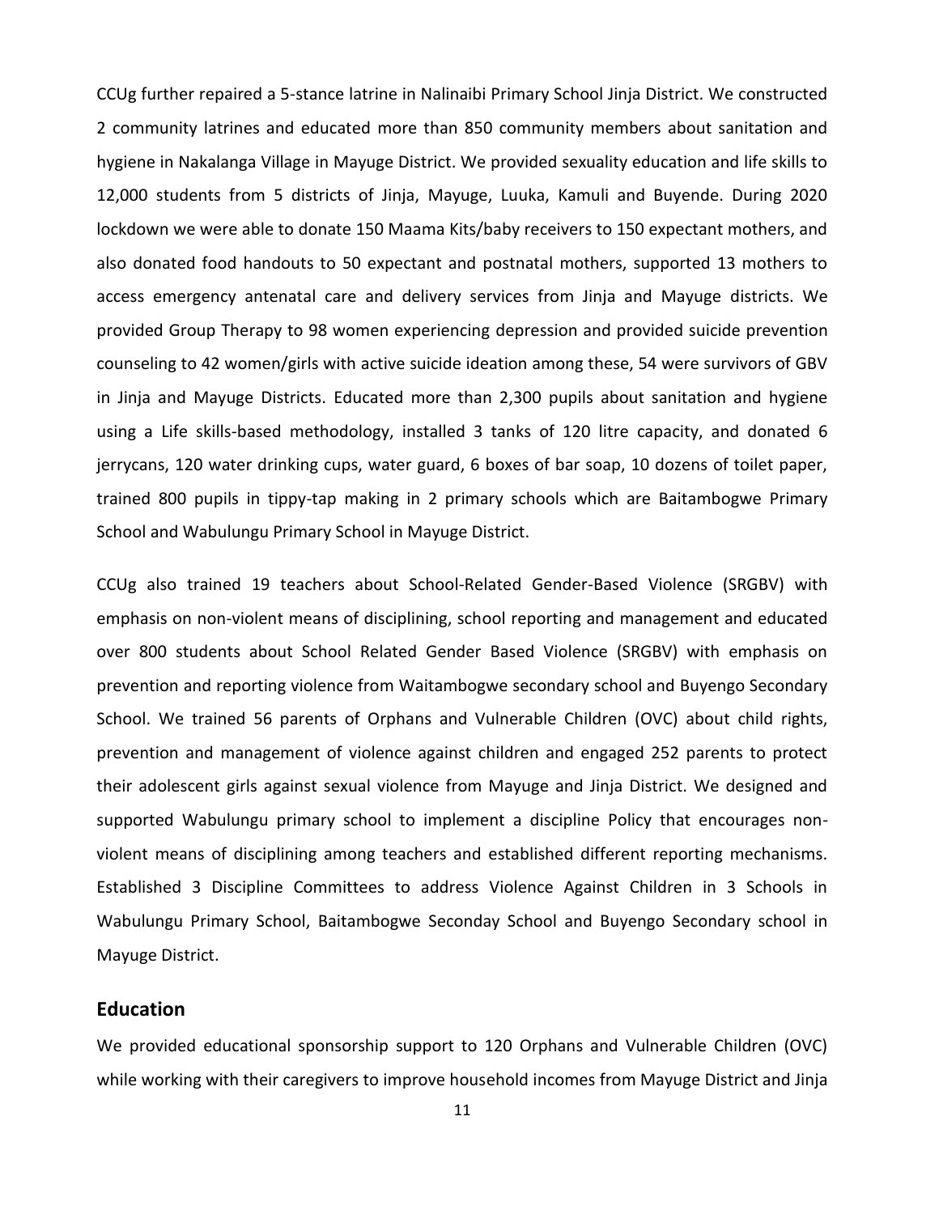CCUg further repaired a 5-stance latrine in Nalinaibi Primary School Jinja District. We constructed 2 community latrines and educated more than 850 community members about sanitation and hygiene in Nakalanga Village in Mayuge District. We provided sexuality education and life skills to 12,000 students from 5 districts of Jinja, Mayuge, Luuka, Kamuli and Buyende. During 2020 lockdown we were able to donate 150 Maama Kits/baby receivers to 150 expectant mothers, and also donated food handouts to 50 expectant and postnatal mothers, supported 13 mothers to access emergency antenatal care and delivery services from Jinja and Mayuge districts. We provided Group Therapy to 98 women experiencing depression and provided suicide prevention counseling to 42 women/girls with active suicide ideation among these, 54 were survivors of GBV in Jinja and Mayuge Districts. Educated more than 2,300 pupils about sanitation and hygiene using a Life skills-based methodology, installed 3 tanks of 120 litre capacity, and donated 6 jerrycans, 120 water drinking cups, water guard, 6 boxes of bar soap, 10 dozens of toilet paper, trained 800 pupils in tippy-tap making in 2 primary schools which are Baitambogwe Primary School and Wabulungu Primary School in Mayuge District.

CCUg also trained 19 teachers about School-Related Gender-Based Violence (SRGBV) with emphasis on non-violent means of disciplining, school reporting and management and educated over 800 students about School Related Gender Based Violence (SRGBV) with emphasis on prevention and reporting violence from Waitambogwe secondary school and Buyengo Secondary School. We trained 56 parents of Orphans and Vulnerable Children (OVC) about child rights, prevention and management of violence against children and engaged 252 parents to protect their adolescent girls against sexual violence from Mayuge and Jinja District. We designed and supported Wabulungu primary school to implement a discipline Policy that encourages non-violent means of disciplining among teachers and established different reporting mechanisms. Established 3 Discipline Committees to address Violence Against Children in 3 Schools in Wabulungu Primary School, Baitambogwe Seconday School and Buyengo Secondary school in Mayuge District.

## Education

We provided educational sponsorship support to 120 Orphans and Vulnerable Children (OVC) while working with their caregivers to improve household incomes from Mayuge District and Jinja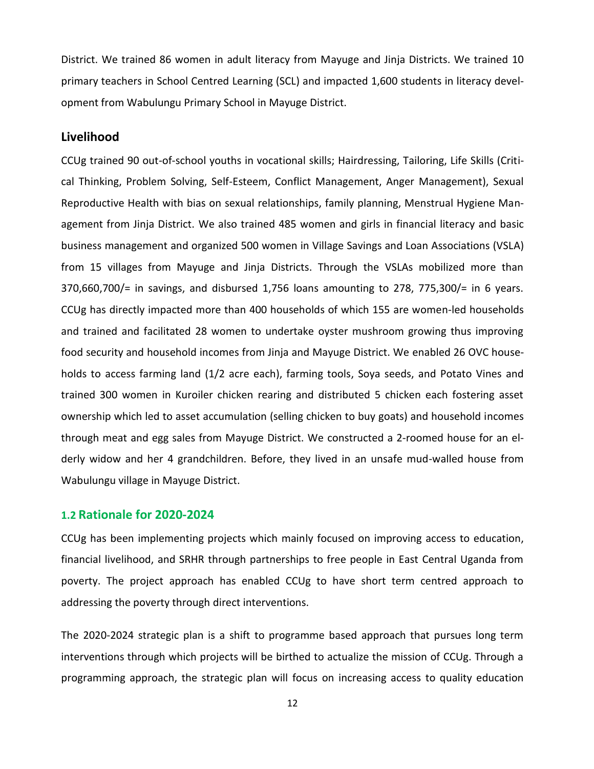District. We trained 86 women in adult literacy from Mayuge and Jinja Districts. We trained 10 primary teachers in School Centred Learning (SCL) and impacted 1,600 students in literacy development from Wabulungu Primary School in Mayuge District.

### Livelihood

CCUg trained 90 out-of-school youths in vocational skills; Hairdressing, Tailoring, Life Skills (Critical Thinking, Problem Solving, Self-Esteem, Conflict Management, Anger Management), Sexual Reproductive Health with bias on sexual relationships, family planning, Menstrual Hygiene Management from Jinja District. We also trained 485 women and girls in financial literacy and basic business management and organized 500 women in Village Savings and Loan Associations (VSLA) from 15 villages from Mayuge and Jinja Districts. Through the VSLAs mobilized more than 370,660,700/= in savings, and disbursed 1,756 loans amounting to 278, 775,300/= in 6 years. CCUg has directly impacted more than 400 households of which 155 are women-led households and trained and facilitated 28 women to undertake oyster mushroom growing thus improving food security and household incomes from Jinja and Mayuge District. We enabled 26 OVC households to access farming land (1/2 acre each), farming tools, Soya seeds, and Potato Vines and trained 300 women in Kuroiler chicken rearing and distributed 5 chicken each fostering asset ownership which led to asset accumulation (selling chicken to buy goats) and household incomes through meat and egg sales from Mayuge District. We constructed a 2-roomed house for an elderly widow and her 4 grandchildren. Before, they lived in an unsafe mud-walled house from Wabulungu village in Mayuge District.

## 1.2 Rationale for 2020-2024

CCUg has been implementing projects which mainly focused on improving access to education, financial livelihood, and SRHR through partnerships to free people in East Central Uganda from poverty. The project approach has enabled CCUg to have short term centred approach to addressing the poverty through direct interventions.

The 2020-2024 strategic plan is a shift to programme based approach that pursues long term interventions through which projects will be birthed to actualize the mission of CCUg. Through a programming approach, the strategic plan will focus on increasing access to quality education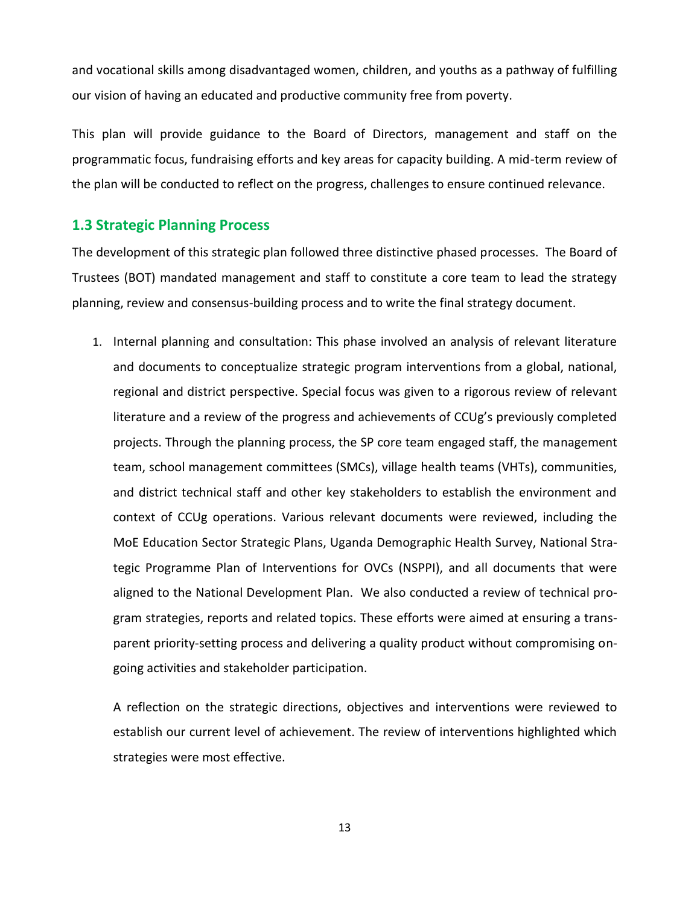and vocational skills among disadvantaged women, children, and youths as a pathway of fulfilling our vision of having an educated and productive community free from poverty.

This plan will provide guidance to the Board of Directors, management and staff on the programmatic focus, fundraising efforts and key areas for capacity building. A mid-term review of the plan will be conducted to reflect on the progress, challenges to ensure continued relevance.

## 1.3 Strategic Planning Process

The development of this strategic plan followed three distinctive phased processes. The Board of Trustees (BOT) mandated management and staff to constitute a core team to lead the strategy planning, review and consensus-building process and to write the final strategy document.

1. Internal planning and consultation: This phase involved an analysis of relevant literature and documents to conceptualize strategic program interventions from a global, national, regional and district perspective. Special focus was given to a rigorous review of relevant literature and a review of the progress and achievements of CCUg's previously completed projects. Through the planning process, the SP core team engaged staff, the management team, school management committees (SMCs), village health teams (VHTs), communities, and district technical staff and other key stakeholders to establish the environment and context of CCUg operations. Various relevant documents were reviewed, including the MoE Education Sector Strategic Plans, Uganda Demographic Health Survey, National Strategic Programme Plan of Interventions for OVCs (NSPPI), and all documents that were aligned to the National Development Plan. We also conducted a review of technical program strategies, reports and related topics. These efforts were aimed at ensuring a transparent priority-setting process and delivering a quality product without compromising ongoing activities and stakeholder participation.

   A reflection on the strategic directions, objectives and interventions were reviewed to establish our current level of achievement. The review of interventions highlighted which strategies were most effective.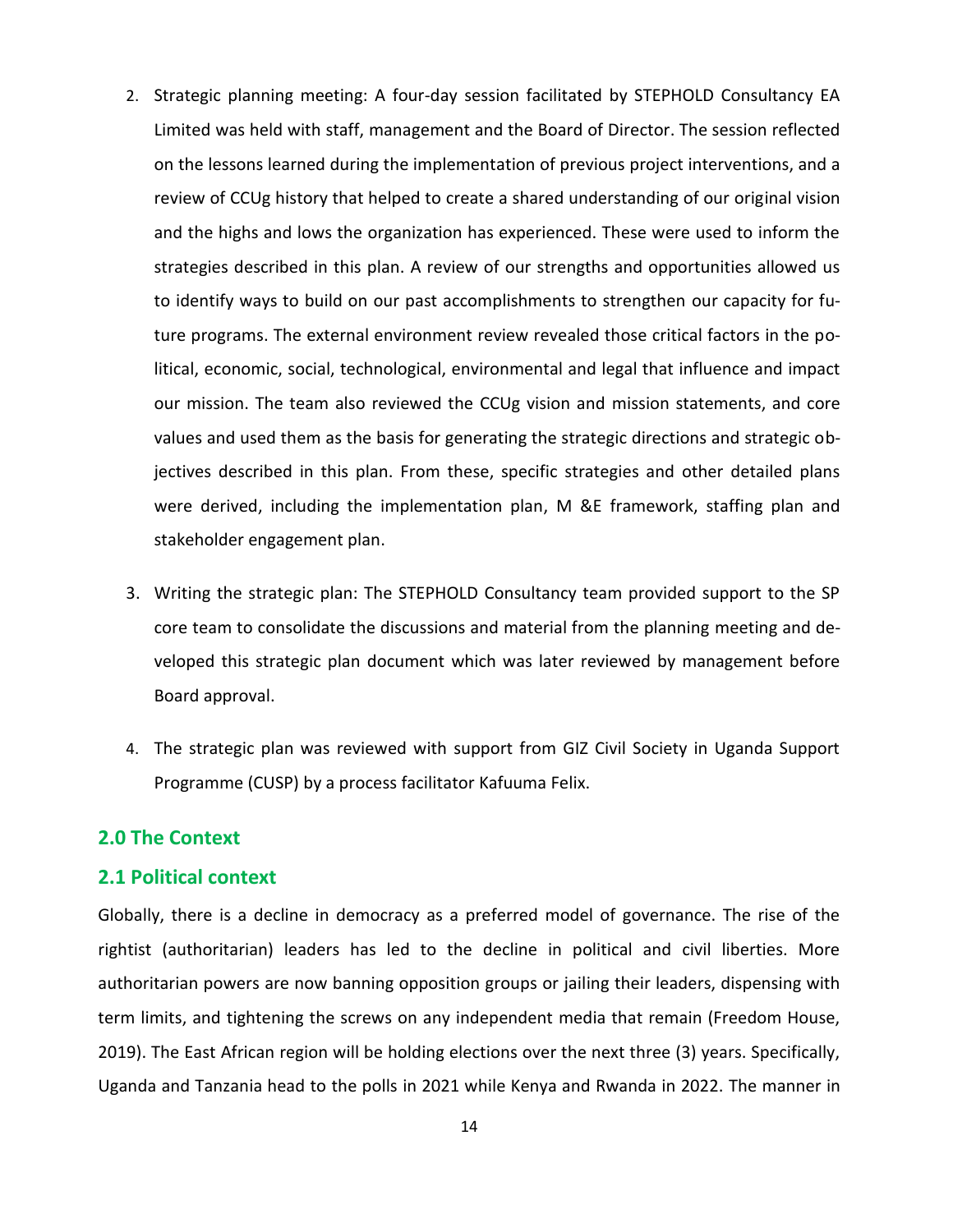2. Strategic planning meeting: A four-day session facilitated by STEPHOLD Consultancy EA Limited was held with staff, management and the Board of Director. The session reflected on the lessons learned during the implementation of previous project interventions, and a review of CCUg history that helped to create a shared understanding of our original vision and the highs and lows the organization has experienced. These were used to inform the strategies described in this plan. A review of our strengths and opportunities allowed us to identify ways to build on our past accomplishments to strengthen our capacity for future programs. The external environment review revealed those critical factors in the political, economic, social, technological, environmental and legal that influence and impact our mission. The team also reviewed the CCUg vision and mission statements, and core values and used them as the basis for generating the strategic directions and strategic objectives described in this plan. From these, specific strategies and other detailed plans were derived, including the implementation plan, M &E framework, staffing plan and stakeholder engagement plan.

3. Writing the strategic plan: The STEPHOLD Consultancy team provided support to the SP core team to consolidate the discussions and material from the planning meeting and developed this strategic plan document which was later reviewed by management before Board approval.

4. The strategic plan was reviewed with support from GIZ Civil Society in Uganda Support Programme (CUSP) by a process facilitator Kafuuma Felix.

## 2.0 The Context

### 2.1 Political context

Globally, there is a decline in democracy as a preferred model of governance. The rise of the rightist (authoritarian) leaders has led to the decline in political and civil liberties. More authoritarian powers are now banning opposition groups or jailing their leaders, dispensing with term limits, and tightening the screws on any independent media that remain (Freedom House, 2019). The East African region will be holding elections over the next three (3) years. Specifically, Uganda and Tanzania head to the polls in 2021 while Kenya and Rwanda in 2022. The manner in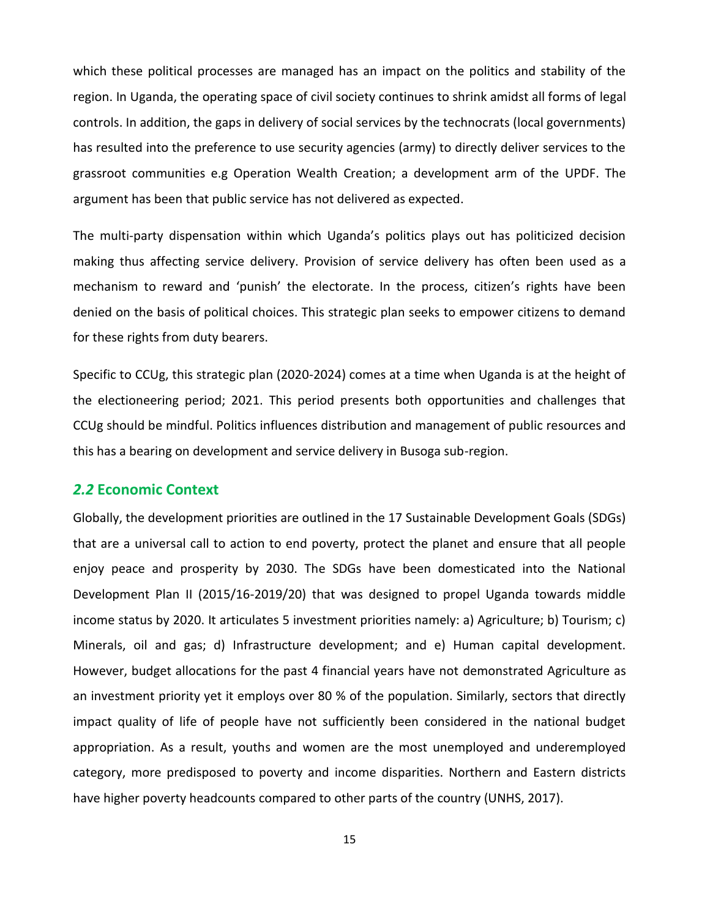which these political processes are managed has an impact on the politics and stability of the region. In Uganda, the operating space of civil society continues to shrink amidst all forms of legal controls. In addition, the gaps in delivery of social services by the technocrats (local governments) has resulted into the preference to use security agencies (army) to directly deliver services to the grassroot communities e.g Operation Wealth Creation; a development arm of the UPDF. The argument has been that public service has not delivered as expected.

The multi-party dispensation within which Uganda's politics plays out has politicized decision making thus affecting service delivery. Provision of service delivery has often been used as a mechanism to reward and 'punish' the electorate. In the process, citizen's rights have been denied on the basis of political choices. This strategic plan seeks to empower citizens to demand for these rights from duty bearers.

Specific to CCUg, this strategic plan (2020-2024) comes at a time when Uganda is at the height of the electioneering period; 2021. This period presents both opportunities and challenges that CCUg should be mindful. Politics influences distribution and management of public resources and this has a bearing on development and service delivery in Busoga sub-region.

## *2.2* Economic Context

Globally, the development priorities are outlined in the 17 Sustainable Development Goals (SDGs) that are a universal call to action to end poverty, protect the planet and ensure that all people enjoy peace and prosperity by 2030. The SDGs have been domesticated into the National Development Plan II (2015/16-2019/20) that was designed to propel Uganda towards middle income status by 2020. It articulates 5 investment priorities namely: a) Agriculture; b) Tourism; c) Minerals, oil and gas; d) Infrastructure development; and e) Human capital development. However, budget allocations for the past 4 financial years have not demonstrated Agriculture as an investment priority yet it employs over 80 % of the population. Similarly, sectors that directly impact quality of life of people have not sufficiently been considered in the national budget appropriation. As a result, youths and women are the most unemployed and underemployed category, more predisposed to poverty and income disparities. Northern and Eastern districts have higher poverty headcounts compared to other parts of the country (UNHS, 2017).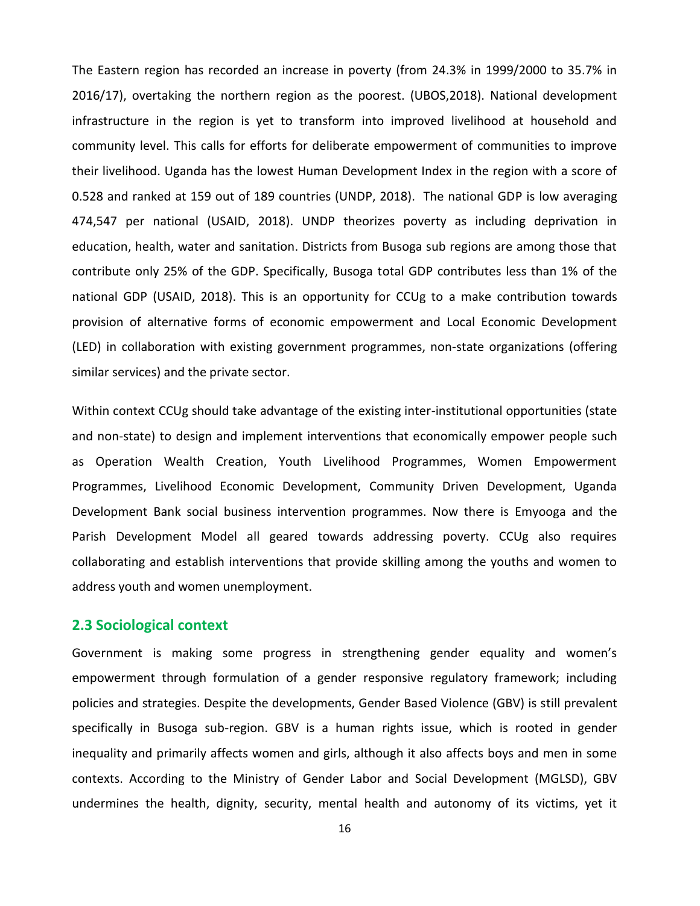The Eastern region has recorded an increase in poverty (from 24.3% in 1999/2000 to 35.7% in 2016/17), overtaking the northern region as the poorest. (UBOS,2018). National development infrastructure in the region is yet to transform into improved livelihood at household and community level. This calls for efforts for deliberate empowerment of communities to improve their livelihood. Uganda has the lowest Human Development Index in the region with a score of 0.528 and ranked at 159 out of 189 countries (UNDP, 2018). The national GDP is low averaging 474,547 per national (USAID, 2018). UNDP theorizes poverty as including deprivation in education, health, water and sanitation. Districts from Busoga sub regions are among those that contribute only 25% of the GDP. Specifically, Busoga total GDP contributes less than 1% of the national GDP (USAID, 2018). This is an opportunity for CCUg to a make contribution towards provision of alternative forms of economic empowerment and Local Economic Development (LED) in collaboration with existing government programmes, non-state organizations (offering similar services) and the private sector.

Within context CCUg should take advantage of the existing inter-institutional opportunities (state and non-state) to design and implement interventions that economically empower people such as Operation Wealth Creation, Youth Livelihood Programmes, Women Empowerment Programmes, Livelihood Economic Development, Community Driven Development, Uganda Development Bank social business intervention programmes. Now there is Emyooga and the Parish Development Model all geared towards addressing poverty. CCUg also requires collaborating and establish interventions that provide skilling among the youths and women to address youth and women unemployment.

## 2.3 Sociological context

Government is making some progress in strengthening gender equality and women's empowerment through formulation of a gender responsive regulatory framework; including policies and strategies. Despite the developments, Gender Based Violence (GBV) is still prevalent specifically in Busoga sub-region. GBV is a human rights issue, which is rooted in gender inequality and primarily affects women and girls, although it also affects boys and men in some contexts. According to the Ministry of Gender Labor and Social Development (MGLSD), GBV undermines the health, dignity, security, mental health and autonomy of its victims, yet it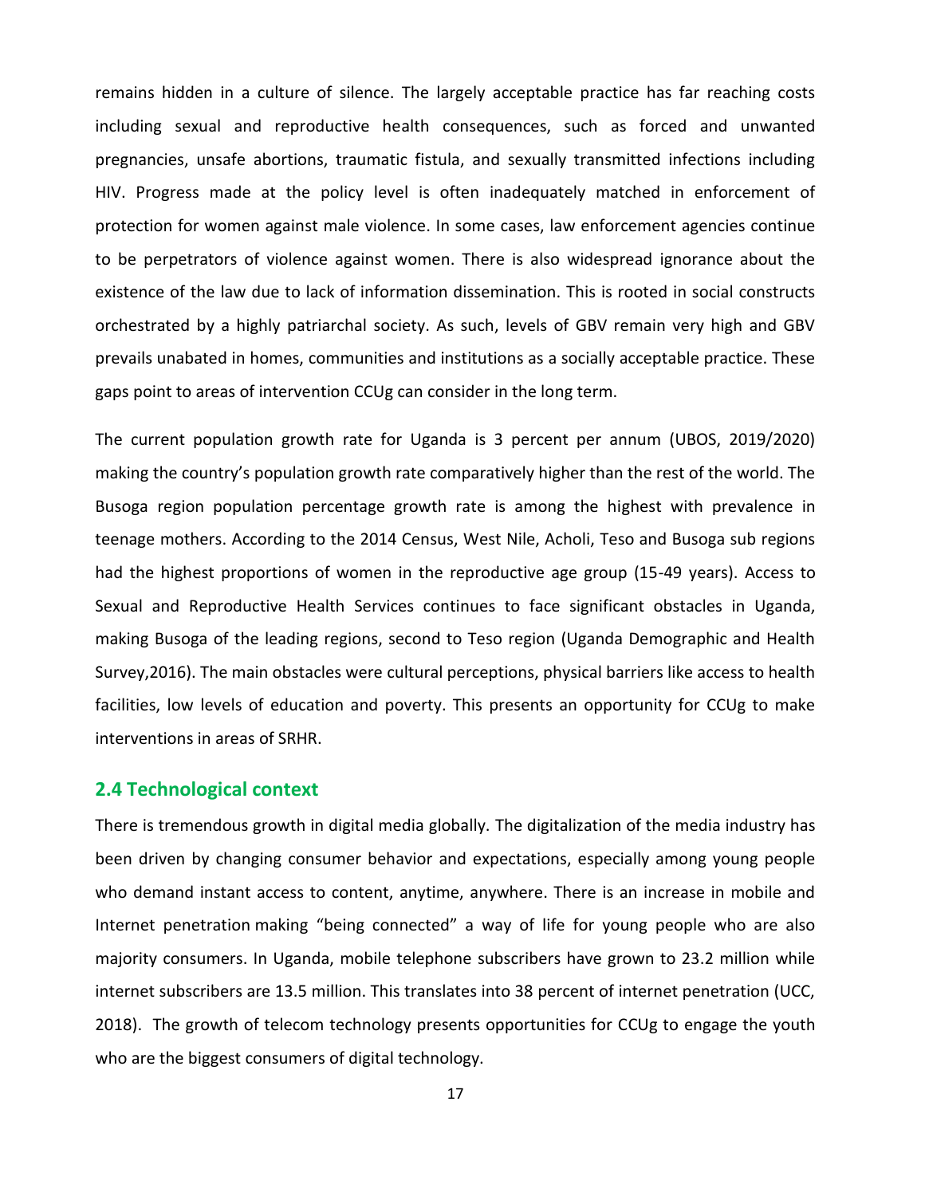remains hidden in a culture of silence. The largely acceptable practice has far reaching costs including sexual and reproductive health consequences, such as forced and unwanted pregnancies, unsafe abortions, traumatic fistula, and sexually transmitted infections including HIV. Progress made at the policy level is often inadequately matched in enforcement of protection for women against male violence. In some cases, law enforcement agencies continue to be perpetrators of violence against women. There is also widespread ignorance about the existence of the law due to lack of information dissemination. This is rooted in social constructs orchestrated by a highly patriarchal society. As such, levels of GBV remain very high and GBV prevails unabated in homes, communities and institutions as a socially acceptable practice. These gaps point to areas of intervention CCUg can consider in the long term.

The current population growth rate for Uganda is 3 percent per annum (UBOS, 2019/2020) making the country's population growth rate comparatively higher than the rest of the world. The Busoga region population percentage growth rate is among the highest with prevalence in teenage mothers. According to the 2014 Census, West Nile, Acholi, Teso and Busoga sub regions had the highest proportions of women in the reproductive age group (15-49 years). Access to Sexual and Reproductive Health Services continues to face significant obstacles in Uganda, making Busoga of the leading regions, second to Teso region (Uganda Demographic and Health Survey,2016). The main obstacles were cultural perceptions, physical barriers like access to health facilities, low levels of education and poverty. This presents an opportunity for CCUg to make interventions in areas of SRHR.

## 2.4 Technological context

There is tremendous growth in digital media globally. The digitalization of the media industry has been driven by changing consumer behavior and expectations, especially among young people who demand instant access to content, anytime, anywhere. There is an increase in mobile and Internet penetration making "being connected" a way of life for young people who are also majority consumers. In Uganda, mobile telephone subscribers have grown to 23.2 million while internet subscribers are 13.5 million. This translates into 38 percent of internet penetration (UCC, 2018). The growth of telecom technology presents opportunities for CCUg to engage the youth who are the biggest consumers of digital technology.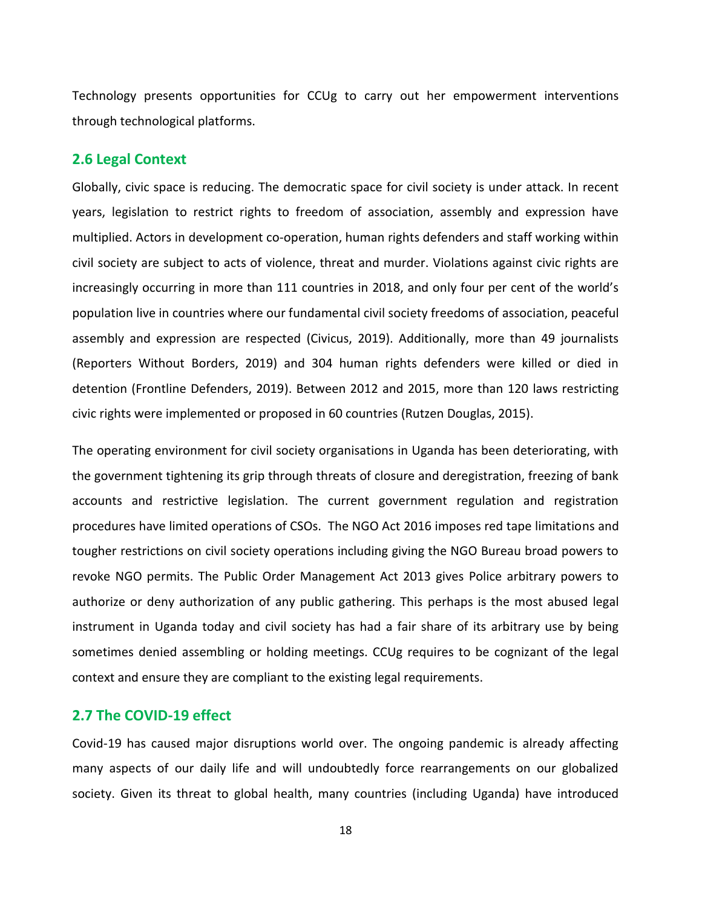Technology presents opportunities for CCUg to carry out her empowerment interventions through technological platforms.

## 2.6 Legal Context

Globally, civic space is reducing. The democratic space for civil society is under attack. In recent years, legislation to restrict rights to freedom of association, assembly and expression have multiplied. Actors in development co-operation, human rights defenders and staff working within civil society are subject to acts of violence, threat and murder. Violations against civic rights are increasingly occurring in more than 111 countries in 2018, and only four per cent of the world's population live in countries where our fundamental civil society freedoms of association, peaceful assembly and expression are respected (Civicus, 2019). Additionally, more than 49 journalists (Reporters Without Borders, 2019) and 304 human rights defenders were killed or died in detention (Frontline Defenders, 2019). Between 2012 and 2015, more than 120 laws restricting civic rights were implemented or proposed in 60 countries (Rutzen Douglas, 2015).

The operating environment for civil society organisations in Uganda has been deteriorating, with the government tightening its grip through threats of closure and deregistration, freezing of bank accounts and restrictive legislation. The current government regulation and registration procedures have limited operations of CSOs. The NGO Act 2016 imposes red tape limitations and tougher restrictions on civil society operations including giving the NGO Bureau broad powers to revoke NGO permits. The Public Order Management Act 2013 gives Police arbitrary powers to authorize or deny authorization of any public gathering. This perhaps is the most abused legal instrument in Uganda today and civil society has had a fair share of its arbitrary use by being sometimes denied assembling or holding meetings. CCUg requires to be cognizant of the legal context and ensure they are compliant to the existing legal requirements.

## 2.7 The COVID-19 effect

Covid-19 has caused major disruptions world over. The ongoing pandemic is already affecting many aspects of our daily life and will undoubtedly force rearrangements on our globalized society. Given its threat to global health, many countries (including Uganda) have introduced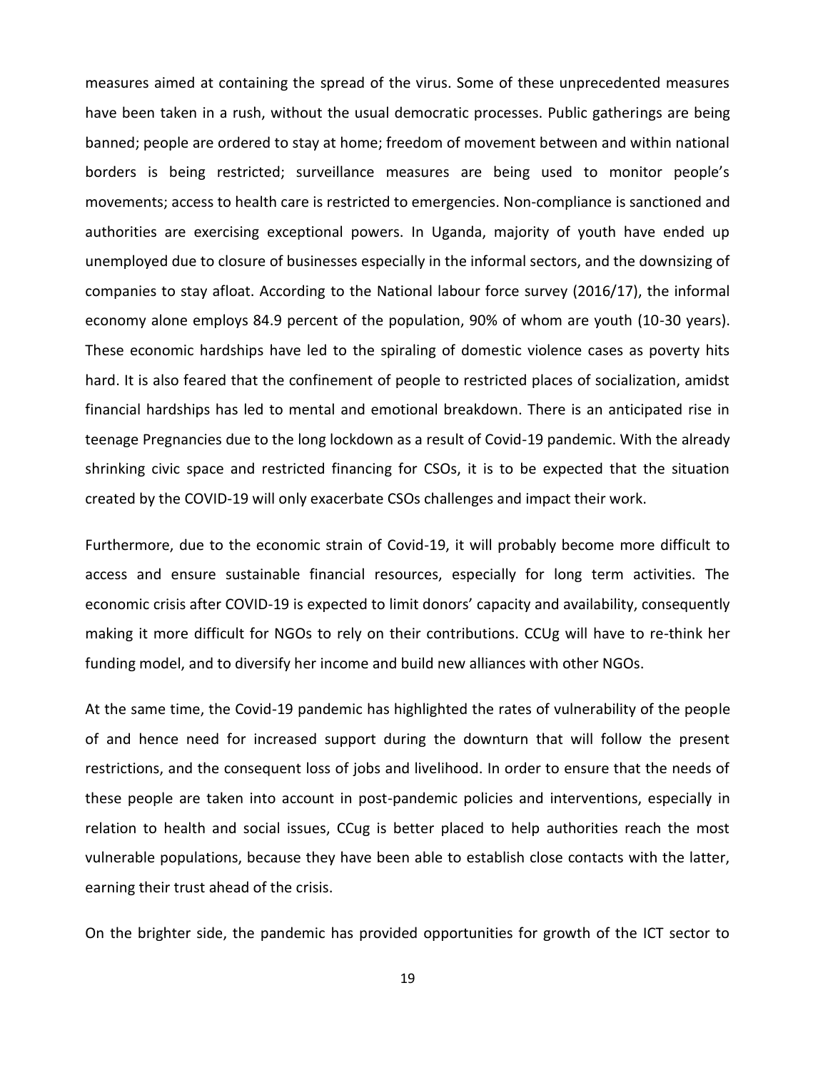measures aimed at containing the spread of the virus. Some of these unprecedented measures have been taken in a rush, without the usual democratic processes. Public gatherings are being banned; people are ordered to stay at home; freedom of movement between and within national borders is being restricted; surveillance measures are being used to monitor people's movements; access to health care is restricted to emergencies. Non-compliance is sanctioned and authorities are exercising exceptional powers. In Uganda, majority of youth have ended up unemployed due to closure of businesses especially in the informal sectors, and the downsizing of companies to stay afloat. According to the National labour force survey (2016/17), the informal economy alone employs 84.9 percent of the population, 90% of whom are youth (10-30 years). These economic hardships have led to the spiraling of domestic violence cases as poverty hits hard. It is also feared that the confinement of people to restricted places of socialization, amidst financial hardships has led to mental and emotional breakdown. There is an anticipated rise in teenage Pregnancies due to the long lockdown as a result of Covid-19 pandemic. With the already shrinking civic space and restricted financing for CSOs, it is to be expected that the situation created by the COVID-19 will only exacerbate CSOs challenges and impact their work.

Furthermore, due to the economic strain of Covid-19, it will probably become more difficult to access and ensure sustainable financial resources, especially for long term activities. The economic crisis after COVID-19 is expected to limit donors' capacity and availability, consequently making it more difficult for NGOs to rely on their contributions. CCUg will have to re-think her funding model, and to diversify her income and build new alliances with other NGOs.

At the same time, the Covid-19 pandemic has highlighted the rates of vulnerability of the people of and hence need for increased support during the downturn that will follow the present restrictions, and the consequent loss of jobs and livelihood. In order to ensure that the needs of these people are taken into account in post-pandemic policies and interventions, especially in relation to health and social issues, CCug is better placed to help authorities reach the most vulnerable populations, because they have been able to establish close contacts with the latter, earning their trust ahead of the crisis.

On the brighter side, the pandemic has provided opportunities for growth of the ICT sector to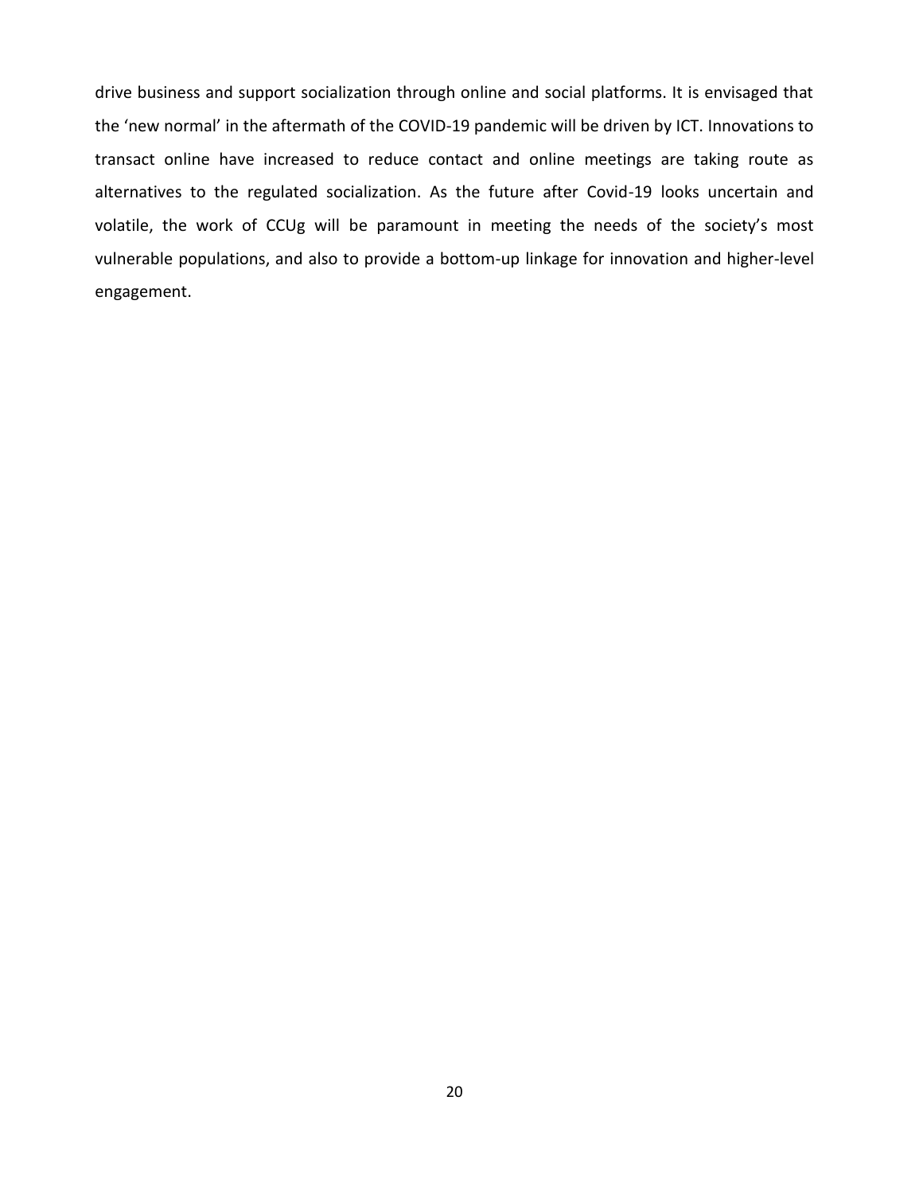drive business and support socialization through online and social platforms. It is envisaged that the 'new normal' in the aftermath of the COVID-19 pandemic will be driven by ICT. Innovations to transact online have increased to reduce contact and online meetings are taking route as alternatives to the regulated socialization. As the future after Covid-19 looks uncertain and volatile, the work of CCUg will be paramount in meeting the needs of the society's most vulnerable populations, and also to provide a bottom-up linkage for innovation and higher-level engagement.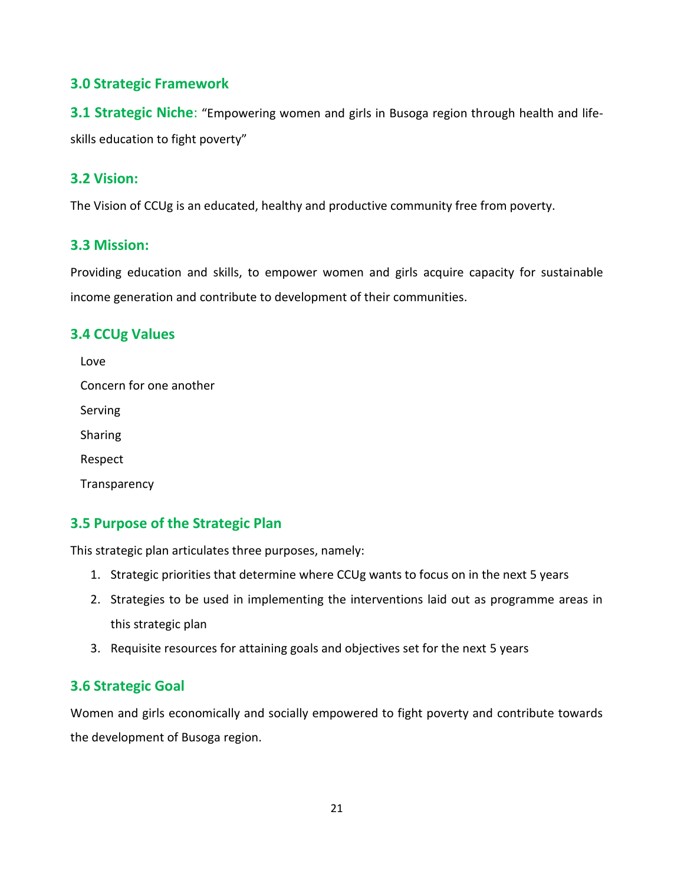## 3.0 Strategic Framework

**3.1 Strategic Niche**: "Empowering women and girls in Busoga region through health and life-skills education to fight poverty"

### 3.2 Vision:

The Vision of CCUg is an educated, healthy and productive community free from poverty.

### 3.3 Mission:

Providing education and skills, to empower women and girls acquire capacity for sustainable income generation and contribute to development of their communities.

### 3.4 CCUg Values

- Love
- Concern for one another
- Serving
- Sharing
- Respect
- Transparency

### 3.5 Purpose of the Strategic Plan

This strategic plan articulates three purposes, namely:

1. Strategic priorities that determine where CCUg wants to focus on in the next 5 years
2. Strategies to be used in implementing the interventions laid out as programme areas in this strategic plan
3. Requisite resources for attaining goals and objectives set for the next 5 years

### 3.6 Strategic Goal

Women and girls economically and socially empowered to fight poverty and contribute towards the development of Busoga region.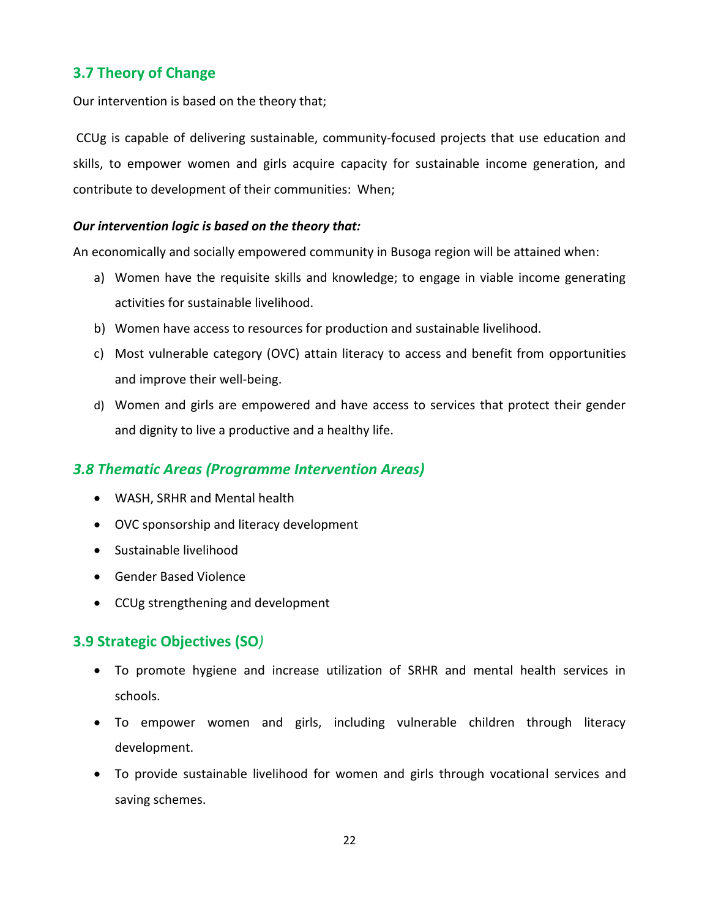### 3.7 Theory of Change

Our intervention is based on the theory that;

CCUg is capable of delivering sustainable, community-focused projects that use education and skills, to empower women and girls acquire capacity for sustainable income generation, and contribute to development of their communities: When;

***Our intervention logic is based on the theory that:***

An economically and socially empowered community in Busoga region will be attained when:

a) Women have the requisite skills and knowledge; to engage in viable income generating activities for sustainable livelihood.
b) Women have access to resources for production and sustainable livelihood.
c) Most vulnerable category (OVC) attain literacy to access and benefit from opportunities and improve their well-being.
d) Women and girls are empowered and have access to services that protect their gender and dignity to live a productive and a healthy life.

### *3.8 Thematic Areas (Programme Intervention Areas)*

- WASH, SRHR and Mental health
- OVC sponsorship and literacy development
- Sustainable livelihood
- Gender Based Violence
- CCUg strengthening and development

### 3.9 Strategic Objectives (SO*)*

- To promote hygiene and increase utilization of SRHR and mental health services in schools.
- To empower women and girls, including vulnerable children through literacy development.
- To provide sustainable livelihood for women and girls through vocational services and saving schemes.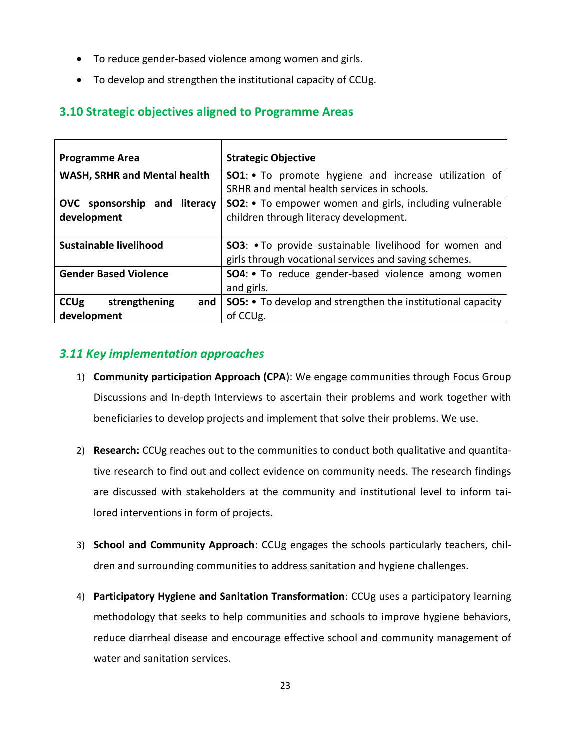- To reduce gender-based violence among women and girls.
- To develop and strengthen the institutional capacity of CCUg.

## 3.10 Strategic objectives aligned to Programme Areas

| Programme Area | Strategic Objective |
|---|---|
| **WASH, SRHR and Mental health** | **SO1**: • To promote hygiene and increase utilization of SRHR and mental health services in schools. |
| **OVC sponsorship and literacy development** | **SO2**: • To empower women and girls, including vulnerable children through literacy development. |
| **Sustainable livelihood** | **SO3**: • To provide sustainable livelihood for women and girls through vocational services and saving schemes. |
| **Gender Based Violence** | **SO4**: • To reduce gender-based violence among women and girls. |
| **CCUg strengthening and development** | **SO5:** • To develop and strengthen the institutional capacity of CCUg. |

## *3.11 Key implementation approaches*

1) **Community participation Approach (CPA)**: We engage communities through Focus Group Discussions and In-depth Interviews to ascertain their problems and work together with beneficiaries to develop projects and implement that solve their problems. We use.

2) **Research:** CCUg reaches out to the communities to conduct both qualitative and quantitative research to find out and collect evidence on community needs. The research findings are discussed with stakeholders at the community and institutional level to inform tailored interventions in form of projects.

3) **School and Community Approach**: CCUg engages the schools particularly teachers, children and surrounding communities to address sanitation and hygiene challenges.

4) **Participatory Hygiene and Sanitation Transformation**: CCUg uses a participatory learning methodology that seeks to help communities and schools to improve hygiene behaviors, reduce diarrheal disease and encourage effective school and community management of water and sanitation services.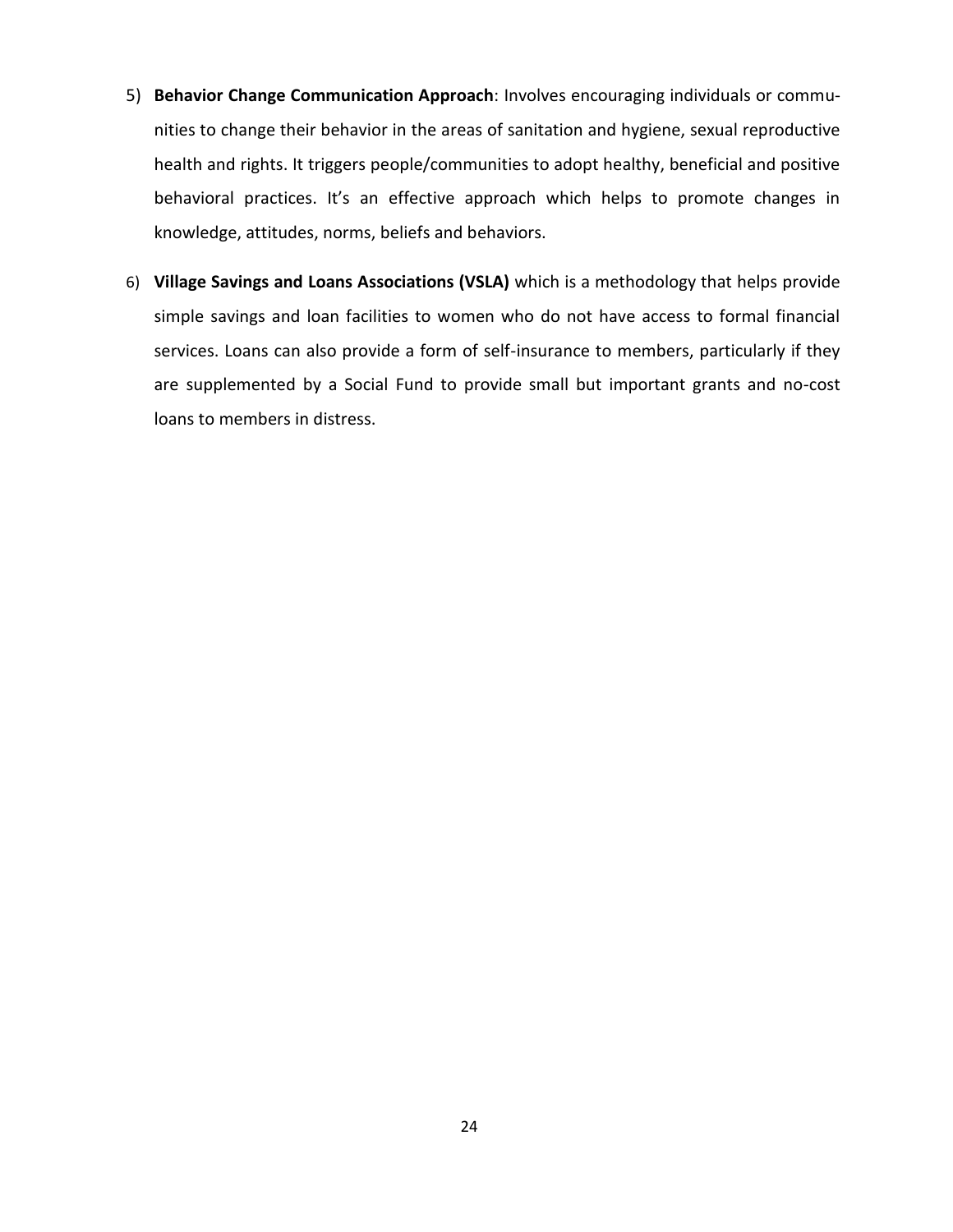5) **Behavior Change Communication Approach**: Involves encouraging individuals or communities to change their behavior in the areas of sanitation and hygiene, sexual reproductive health and rights. It triggers people/communities to adopt healthy, beneficial and positive behavioral practices. It's an effective approach which helps to promote changes in knowledge, attitudes, norms, beliefs and behaviors.

6) **Village Savings and Loans Associations (VSLA)** which is a methodology that helps provide simple savings and loan facilities to women who do not have access to formal financial services. Loans can also provide a form of self-insurance to members, particularly if they are supplemented by a Social Fund to provide small but important grants and no-cost loans to members in distress.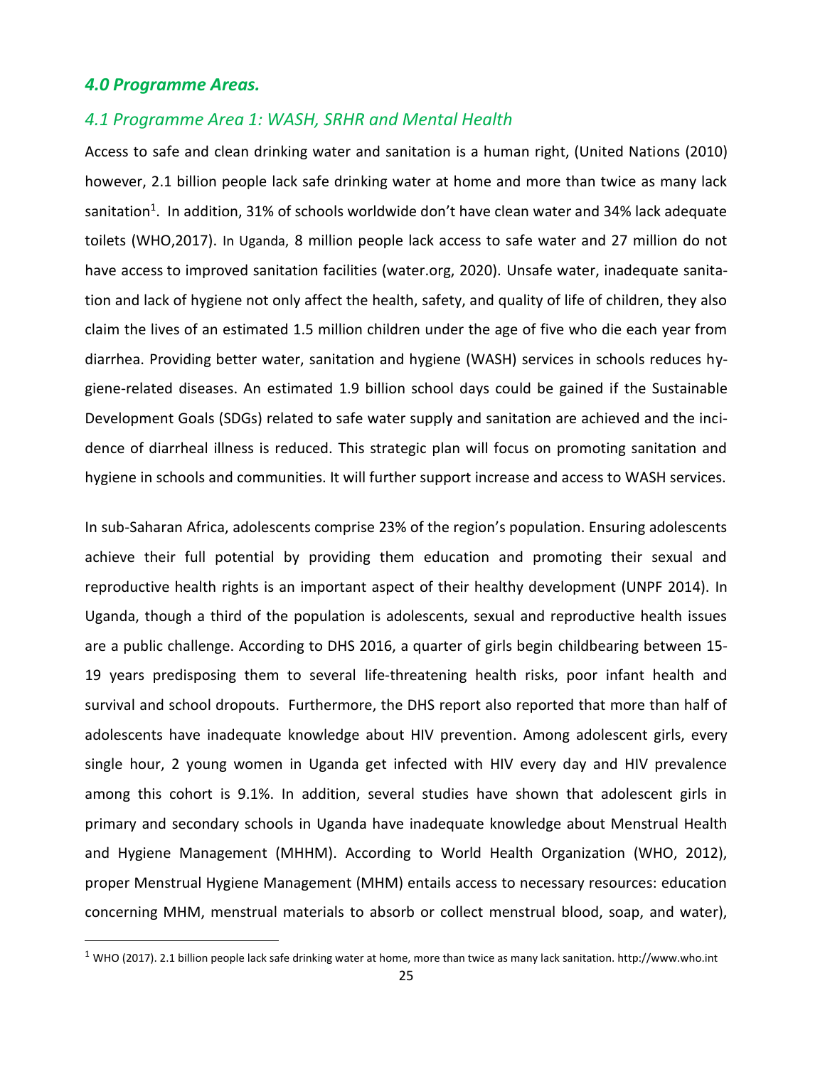## *4.0 Programme Areas.*

### *4.1 Programme Area 1: WASH, SRHR and Mental Health*

Access to safe and clean drinking water and sanitation is a human right, (United Nations (2010) however, 2.1 billion people lack safe drinking water at home and more than twice as many lack sanitation[1]. In addition, 31% of schools worldwide don't have clean water and 34% lack adequate toilets (WHO,2017). In Uganda, 8 million people lack access to safe water and 27 million do not have access to improved sanitation facilities (water.org, 2020). Unsafe water, inadequate sanitation and lack of hygiene not only affect the health, safety, and quality of life of children, they also claim the lives of an estimated 1.5 million children under the age of five who die each year from diarrhea. Providing better water, sanitation and hygiene (WASH) services in schools reduces hygiene-related diseases. An estimated 1.9 billion school days could be gained if the Sustainable Development Goals (SDGs) related to safe water supply and sanitation are achieved and the incidence of diarrheal illness is reduced. This strategic plan will focus on promoting sanitation and hygiene in schools and communities. It will further support increase and access to WASH services.

In sub-Saharan Africa, adolescents comprise 23% of the region's population. Ensuring adolescents achieve their full potential by providing them education and promoting their sexual and reproductive health rights is an important aspect of their healthy development (UNPF 2014). In Uganda, though a third of the population is adolescents, sexual and reproductive health issues are a public challenge. According to DHS 2016, a quarter of girls begin childbearing between 15-19 years predisposing them to several life-threatening health risks, poor infant health and survival and school dropouts. Furthermore, the DHS report also reported that more than half of adolescents have inadequate knowledge about HIV prevention. Among adolescent girls, every single hour, 2 young women in Uganda get infected with HIV every day and HIV prevalence among this cohort is 9.1%. In addition, several studies have shown that adolescent girls in primary and secondary schools in Uganda have inadequate knowledge about Menstrual Health and Hygiene Management (MHHM). According to World Health Organization (WHO, 2012), proper Menstrual Hygiene Management (MHM) entails access to necessary resources: education concerning MHM, menstrual materials to absorb or collect menstrual blood, soap, and water),

---

[1] WHO (2017). 2.1 billion people lack safe drinking water at home, more than twice as many lack sanitation. http://www.who.int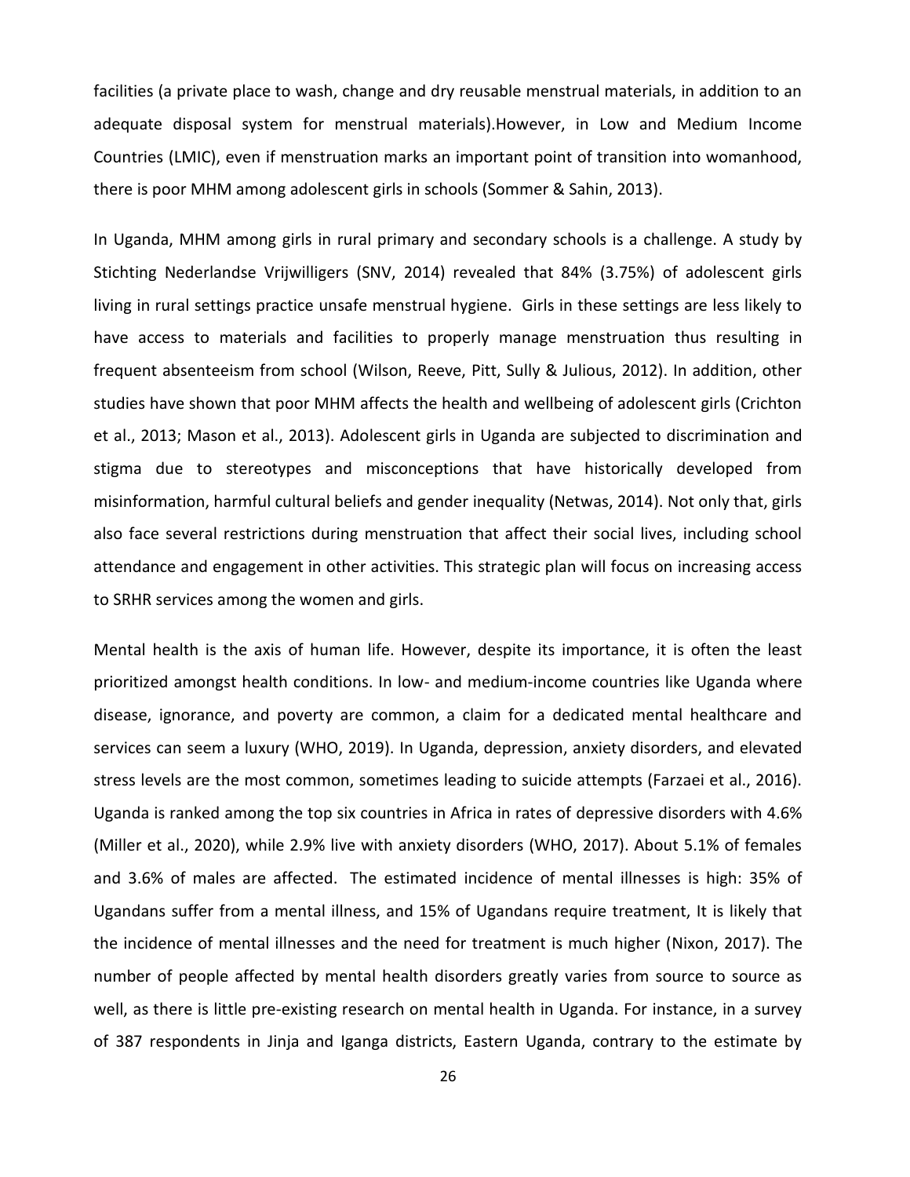facilities (a private place to wash, change and dry reusable menstrual materials, in addition to an adequate disposal system for menstrual materials).However, in Low and Medium Income Countries (LMIC), even if menstruation marks an important point of transition into womanhood, there is poor MHM among adolescent girls in schools (Sommer & Sahin, 2013).

In Uganda, MHM among girls in rural primary and secondary schools is a challenge. A study by Stichting Nederlandse Vrijwilligers (SNV, 2014) revealed that 84% (3.75%) of adolescent girls living in rural settings practice unsafe menstrual hygiene. Girls in these settings are less likely to have access to materials and facilities to properly manage menstruation thus resulting in frequent absenteeism from school (Wilson, Reeve, Pitt, Sully & Julious, 2012). In addition, other studies have shown that poor MHM affects the health and wellbeing of adolescent girls (Crichton et al., 2013; Mason et al., 2013). Adolescent girls in Uganda are subjected to discrimination and stigma due to stereotypes and misconceptions that have historically developed from misinformation, harmful cultural beliefs and gender inequality (Netwas, 2014). Not only that, girls also face several restrictions during menstruation that affect their social lives, including school attendance and engagement in other activities. This strategic plan will focus on increasing access to SRHR services among the women and girls.

Mental health is the axis of human life. However, despite its importance, it is often the least prioritized amongst health conditions. In low- and medium-income countries like Uganda where disease, ignorance, and poverty are common, a claim for a dedicated mental healthcare and services can seem a luxury (WHO, 2019). In Uganda, depression, anxiety disorders, and elevated stress levels are the most common, sometimes leading to suicide attempts (Farzaei et al., 2016). Uganda is ranked among the top six countries in Africa in rates of depressive disorders with 4.6% (Miller et al., 2020), while 2.9% live with anxiety disorders (WHO, 2017). About 5.1% of females and 3.6% of males are affected. The estimated incidence of mental illnesses is high: 35% of Ugandans suffer from a mental illness, and 15% of Ugandans require treatment, It is likely that the incidence of mental illnesses and the need for treatment is much higher (Nixon, 2017). The number of people affected by mental health disorders greatly varies from source to source as well, as there is little pre-existing research on mental health in Uganda. For instance, in a survey of 387 respondents in Jinja and Iganga districts, Eastern Uganda, contrary to the estimate by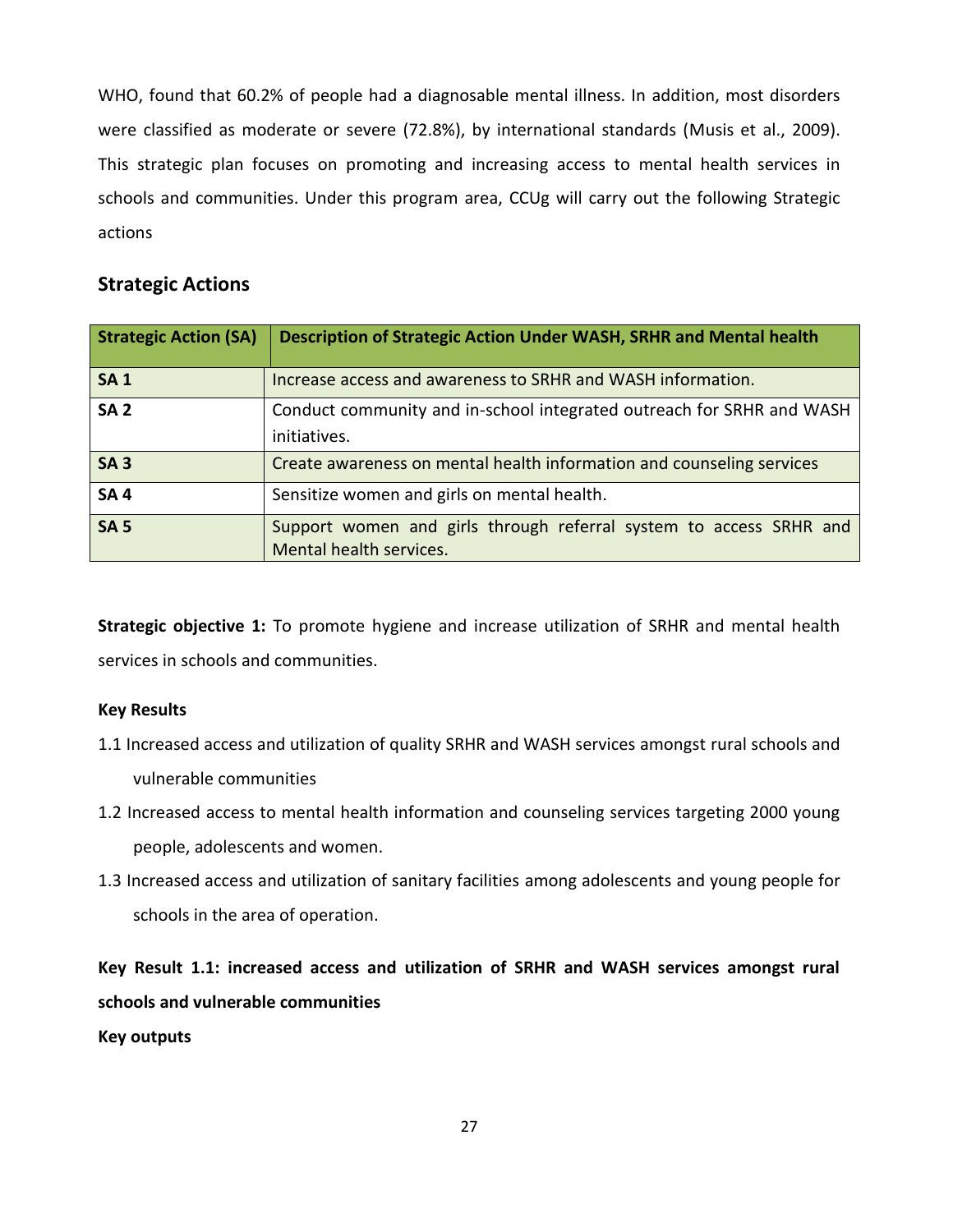WHO, found that 60.2% of people had a diagnosable mental illness. In addition, most disorders were classified as moderate or severe (72.8%), by international standards (Musis et al., 2009). This strategic plan focuses on promoting and increasing access to mental health services in schools and communities. Under this program area, CCUg will carry out the following Strategic actions

## Strategic Actions

| Strategic Action (SA) | Description of Strategic Action Under WASH, SRHR and Mental health |
|---|---|
| **SA 1** | Increase access and awareness to SRHR and WASH information. |
| **SA 2** | Conduct community and in-school integrated outreach for SRHR and WASH initiatives. |
| **SA 3** | Create awareness on mental health information and counseling services |
| **SA 4** | Sensitize women and girls on mental health. |
| **SA 5** | Support women and girls through referral system to access SRHR and Mental health services. |

**Strategic objective 1:** To promote hygiene and increase utilization of SRHR and mental health services in schools and communities.

**Key Results**

1.1 Increased access and utilization of quality SRHR and WASH services amongst rural schools and vulnerable communities

1.2 Increased access to mental health information and counseling services targeting 2000 young people, adolescents and women.

1.3 Increased access and utilization of sanitary facilities among adolescents and young people for schools in the area of operation.

**Key Result 1.1: increased access and utilization of SRHR and WASH services amongst rural schools and vulnerable communities**

**Key outputs**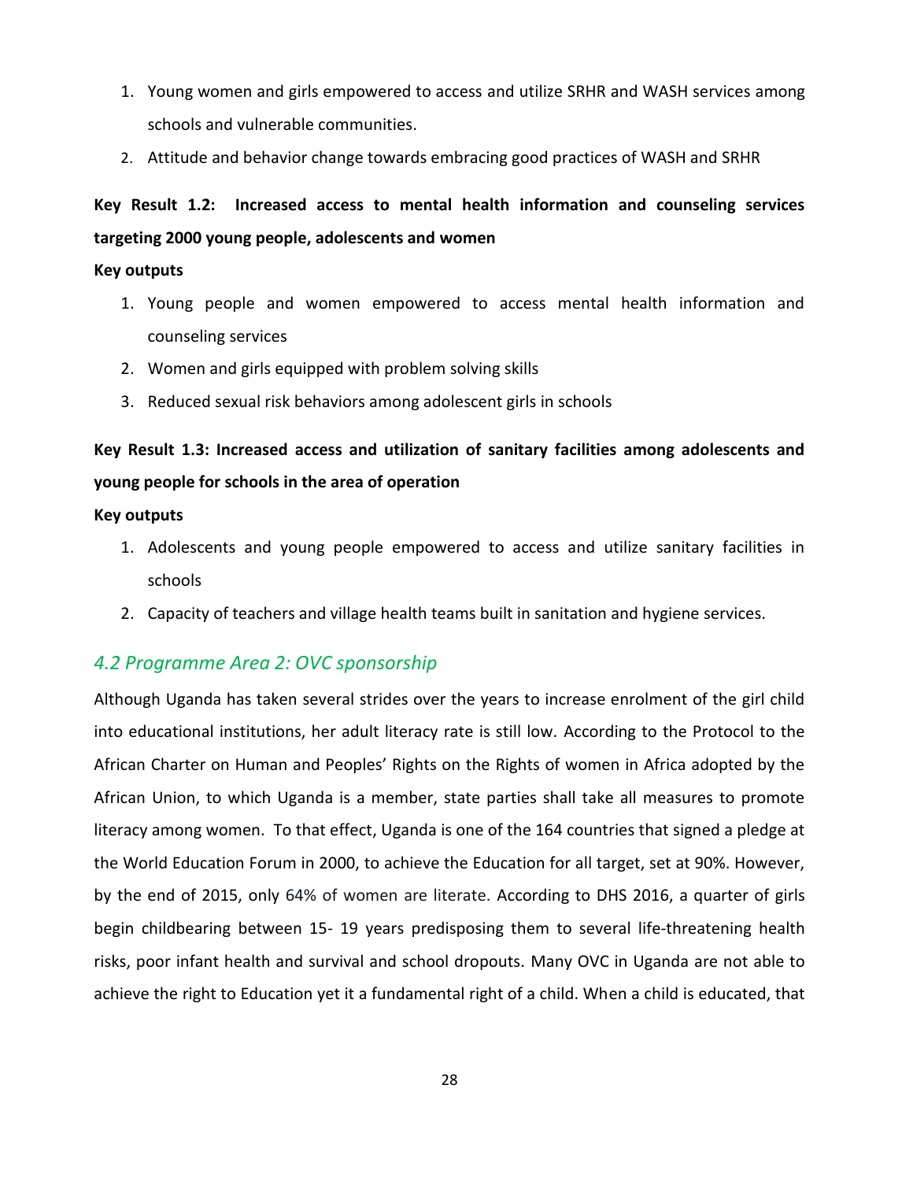1. Young women and girls empowered to access and utilize SRHR and WASH services among schools and vulnerable communities.
2. Attitude and behavior change towards embracing good practices of WASH and SRHR

**Key Result 1.2: Increased access to mental health information and counseling services targeting 2000 young people, adolescents and women**

**Key outputs**

1. Young people and women empowered to access mental health information and counseling services
2. Women and girls equipped with problem solving skills
3. Reduced sexual risk behaviors among adolescent girls in schools

**Key Result 1.3: Increased access and utilization of sanitary facilities among adolescents and young people for schools in the area of operation**

**Key outputs**

1. Adolescents and young people empowered to access and utilize sanitary facilities in schools
2. Capacity of teachers and village health teams built in sanitation and hygiene services.

### *4.2 Programme Area 2: OVC sponsorship*

Although Uganda has taken several strides over the years to increase enrolment of the girl child into educational institutions, her adult literacy rate is still low. According to the Protocol to the African Charter on Human and Peoples' Rights on the Rights of women in Africa adopted by the African Union, to which Uganda is a member, state parties shall take all measures to promote literacy among women. To that effect, Uganda is one of the 164 countries that signed a pledge at the World Education Forum in 2000, to achieve the Education for all target, set at 90%. However, by the end of 2015, only 64% of women are literate. According to DHS 2016, a quarter of girls begin childbearing between 15- 19 years predisposing them to several life-threatening health risks, poor infant health and survival and school dropouts. Many OVC in Uganda are not able to achieve the right to Education yet it a fundamental right of a child. When a child is educated, that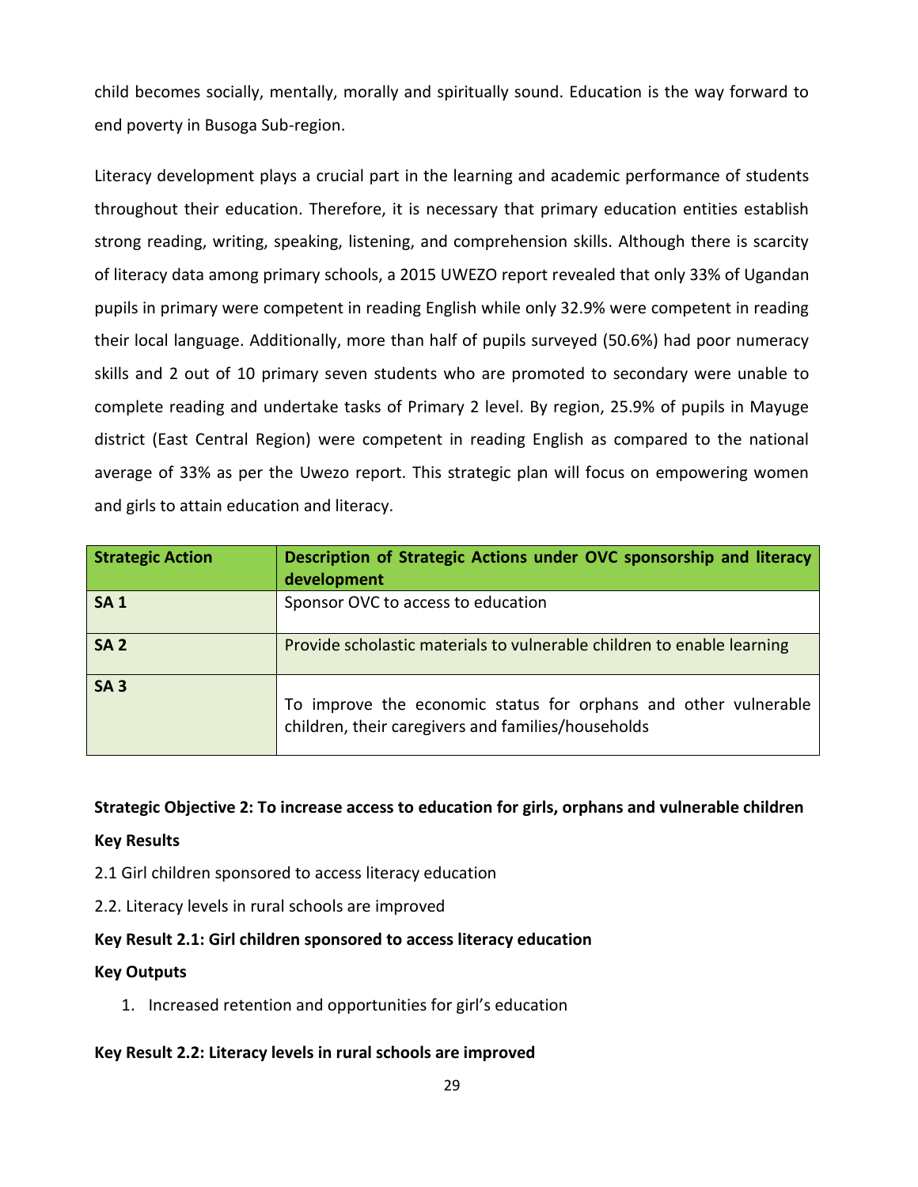child becomes socially, mentally, morally and spiritually sound. Education is the way forward to end poverty in Busoga Sub-region.

Literacy development plays a crucial part in the learning and academic performance of students throughout their education. Therefore, it is necessary that primary education entities establish strong reading, writing, speaking, listening, and comprehension skills. Although there is scarcity of literacy data among primary schools, a 2015 UWEZO report revealed that only 33% of Ugandan pupils in primary were competent in reading English while only 32.9% were competent in reading their local language. Additionally, more than half of pupils surveyed (50.6%) had poor numeracy skills and 2 out of 10 primary seven students who are promoted to secondary were unable to complete reading and undertake tasks of Primary 2 level. By region, 25.9% of pupils in Mayuge district (East Central Region) were competent in reading English as compared to the national average of 33% as per the Uwezo report. This strategic plan will focus on empowering women and girls to attain education and literacy.

| Strategic Action | Description of Strategic Actions under OVC sponsorship and literacy development |
|---|---|
| SA 1 | Sponsor OVC to access to education |
| SA 2 | Provide scholastic materials to vulnerable children to enable learning |
| SA 3 | To improve the economic status for orphans and other vulnerable children, their caregivers and families/households |

**Strategic Objective 2: To increase access to education for girls, orphans and vulnerable children**

**Key Results**

2.1 Girl children sponsored to access literacy education

2.2. Literacy levels in rural schools are improved

**Key Result 2.1: Girl children sponsored to access literacy education**

**Key Outputs**

1. Increased retention and opportunities for girl's education

**Key Result 2.2: Literacy levels in rural schools are improved**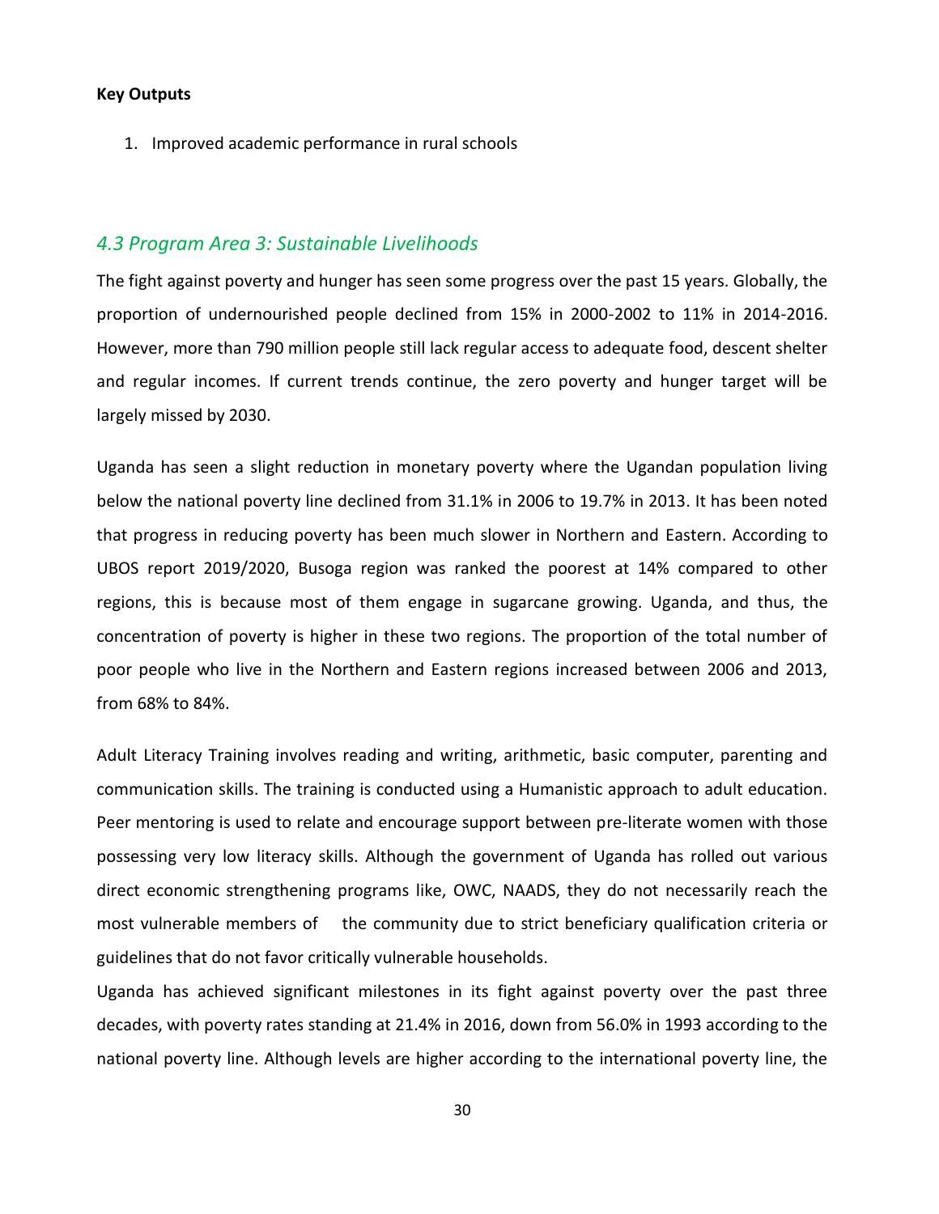**Key Outputs**

1. Improved academic performance in rural schools

### *4.3 Program Area 3: Sustainable Livelihoods*

The fight against poverty and hunger has seen some progress over the past 15 years. Globally, the proportion of undernourished people declined from 15% in 2000-2002 to 11% in 2014-2016. However, more than 790 million people still lack regular access to adequate food, descent shelter and regular incomes. If current trends continue, the zero poverty and hunger target will be largely missed by 2030.

Uganda has seen a slight reduction in monetary poverty where the Ugandan population living below the national poverty line declined from 31.1% in 2006 to 19.7% in 2013. It has been noted that progress in reducing poverty has been much slower in Northern and Eastern. According to UBOS report 2019/2020, Busoga region was ranked the poorest at 14% compared to other regions, this is because most of them engage in sugarcane growing. Uganda, and thus, the concentration of poverty is higher in these two regions. The proportion of the total number of poor people who live in the Northern and Eastern regions increased between 2006 and 2013, from 68% to 84%.

Adult Literacy Training involves reading and writing, arithmetic, basic computer, parenting and communication skills. The training is conducted using a Humanistic approach to adult education. Peer mentoring is used to relate and encourage support between pre-literate women with those possessing very low literacy skills. Although the government of Uganda has rolled out various direct economic strengthening programs like, OWC, NAADS, they do not necessarily reach the most vulnerable members of the community due to strict beneficiary qualification criteria or guidelines that do not favor critically vulnerable households.

Uganda has achieved significant milestones in its fight against poverty over the past three decades, with poverty rates standing at 21.4% in 2016, down from 56.0% in 1993 according to the national poverty line. Although levels are higher according to the international poverty line, the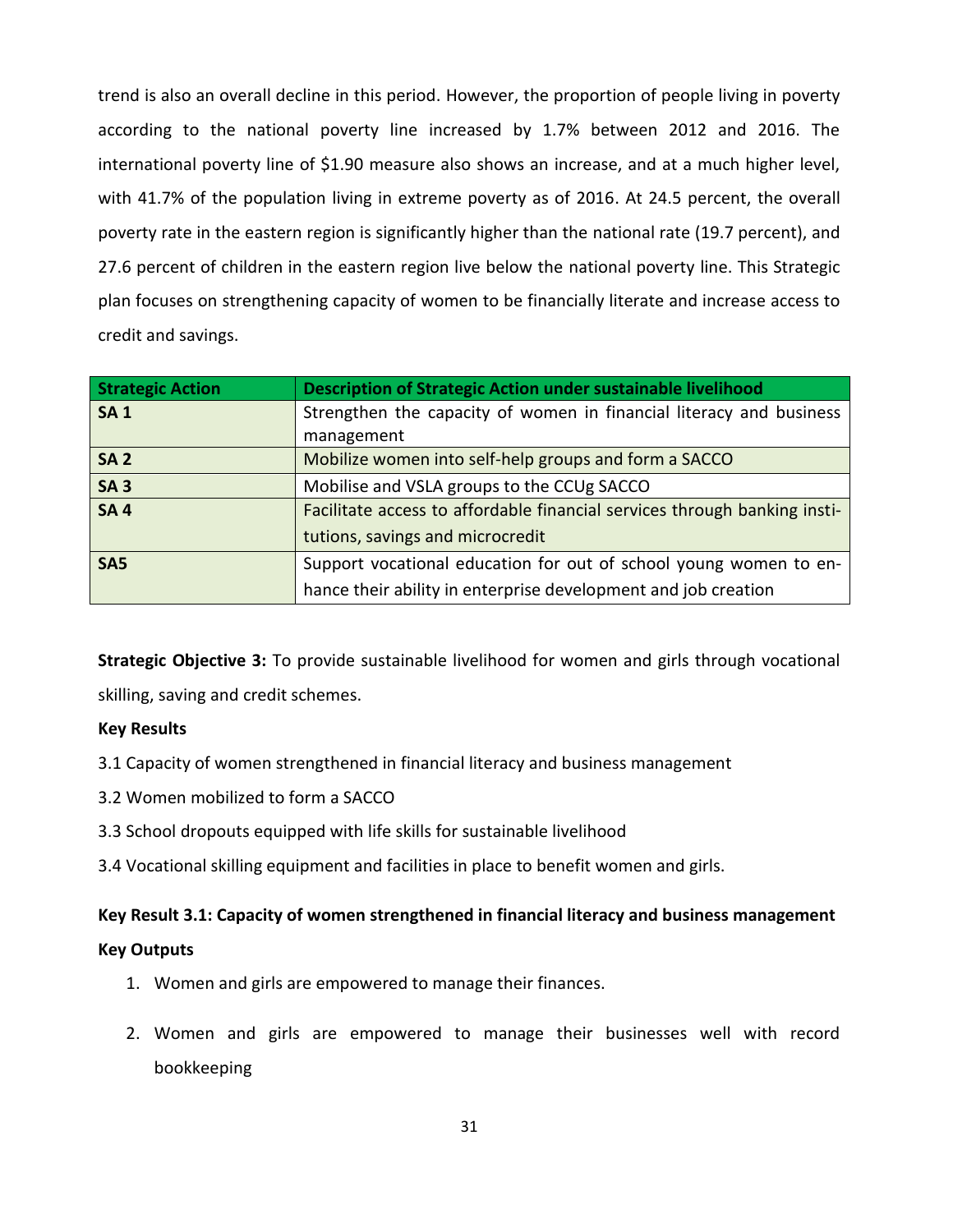trend is also an overall decline in this period. However, the proportion of people living in poverty according to the national poverty line increased by 1.7% between 2012 and 2016. The international poverty line of $1.90 measure also shows an increase, and at a much higher level, with 41.7% of the population living in extreme poverty as of 2016. At 24.5 percent, the overall poverty rate in the eastern region is significantly higher than the national rate (19.7 percent), and 27.6 percent of children in the eastern region live below the national poverty line. This Strategic plan focuses on strengthening capacity of women to be financially literate and increase access to credit and savings.

| Strategic Action | Description of Strategic Action under sustainable livelihood |
|---|---|
| **SA 1** | Strengthen the capacity of women in financial literacy and business management |
| **SA 2** | Mobilize women into self-help groups and form a SACCO |
| **SA 3** | Mobilise and VSLA groups to the CCUg SACCO |
| **SA 4** | Facilitate access to affordable financial services through banking institutions, savings and microcredit |
| **SA5** | Support vocational education for out of school young women to enhance their ability in enterprise development and job creation |

**Strategic Objective 3:** To provide sustainable livelihood for women and girls through vocational skilling, saving and credit schemes.

**Key Results**

3.1 Capacity of women strengthened in financial literacy and business management

3.2 Women mobilized to form a SACCO

3.3 School dropouts equipped with life skills for sustainable livelihood

3.4 Vocational skilling equipment and facilities in place to benefit women and girls.

**Key Result 3.1: Capacity of women strengthened in financial literacy and business management**

**Key Outputs**

1. Women and girls are empowered to manage their finances.
2. Women and girls are empowered to manage their businesses well with record bookkeeping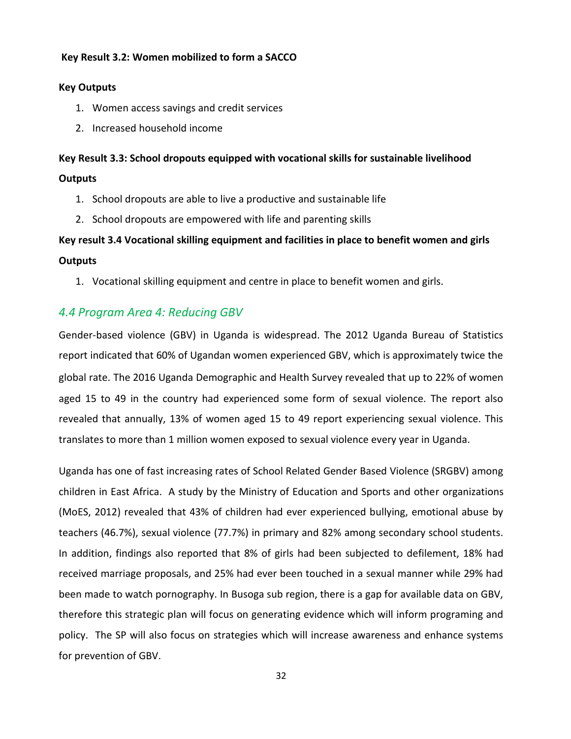**Key Result 3.2: Women mobilized to form a SACCO**

**Key Outputs**

1. Women access savings and credit services
2. Increased household income

**Key Result 3.3: School dropouts equipped with vocational skills for sustainable livelihood**

**Outputs**

1. School dropouts are able to live a productive and sustainable life
2. School dropouts are empowered with life and parenting skills

**Key result 3.4 Vocational skilling equipment and facilities in place to benefit women and girls**

**Outputs**

1. Vocational skilling equipment and centre in place to benefit women and girls.

## *4.4 Program Area 4: Reducing GBV*

Gender-based violence (GBV) in Uganda is widespread. The 2012 Uganda Bureau of Statistics report indicated that 60% of Ugandan women experienced GBV, which is approximately twice the global rate. The 2016 Uganda Demographic and Health Survey revealed that up to 22% of women aged 15 to 49 in the country had experienced some form of sexual violence. The report also revealed that annually, 13% of women aged 15 to 49 report experiencing sexual violence. This translates to more than 1 million women exposed to sexual violence every year in Uganda.

Uganda has one of fast increasing rates of School Related Gender Based Violence (SRGBV) among children in East Africa. A study by the Ministry of Education and Sports and other organizations (MoES, 2012) revealed that 43% of children had ever experienced bullying, emotional abuse by teachers (46.7%), sexual violence (77.7%) in primary and 82% among secondary school students. In addition, findings also reported that 8% of girls had been subjected to defilement, 18% had received marriage proposals, and 25% had ever been touched in a sexual manner while 29% had been made to watch pornography. In Busoga sub region, there is a gap for available data on GBV, therefore this strategic plan will focus on generating evidence which will inform programing and policy. The SP will also focus on strategies which will increase awareness and enhance systems for prevention of GBV.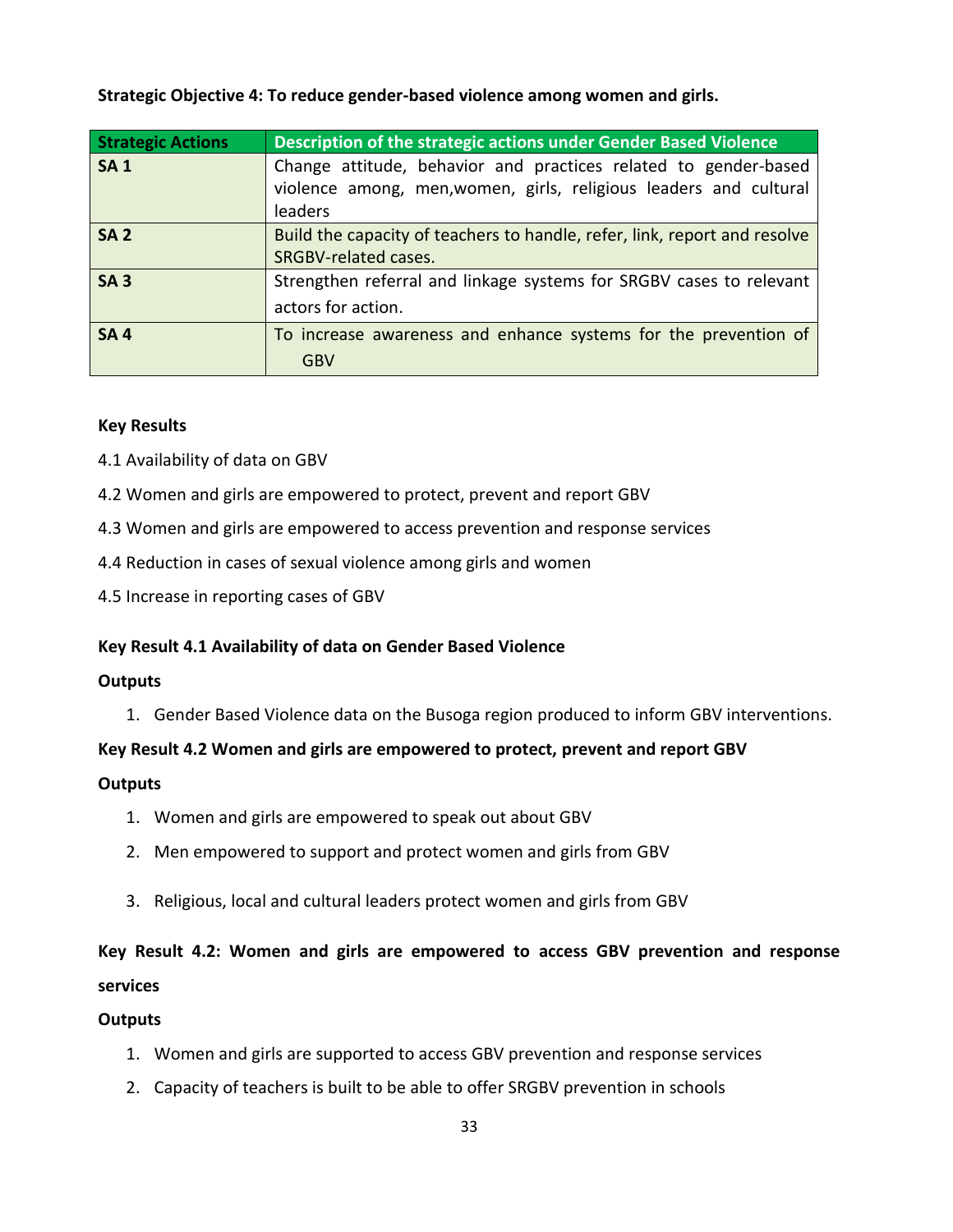**Strategic Objective 4: To reduce gender-based violence among women and girls.**

| Strategic Actions | Description of the strategic actions under Gender Based Violence |
|---|---|
| **SA 1** | Change attitude, behavior and practices related to gender-based violence among, men,women, girls, religious leaders and cultural leaders |
| **SA 2** | Build the capacity of teachers to handle, refer, link, report and resolve SRGBV-related cases. |
| **SA 3** | Strengthen referral and linkage systems for SRGBV cases to relevant actors for action. |
| **SA 4** | To increase awareness and enhance systems for the prevention of GBV |

**Key Results**

4.1 Availability of data on GBV

4.2 Women and girls are empowered to protect, prevent and report GBV

4.3 Women and girls are empowered to access prevention and response services

4.4 Reduction in cases of sexual violence among girls and women

4.5 Increase in reporting cases of GBV

**Key Result 4.1 Availability of data on Gender Based Violence**

**Outputs**

1. Gender Based Violence data on the Busoga region produced to inform GBV interventions.

**Key Result 4.2 Women and girls are empowered to protect, prevent and report GBV**

**Outputs**

1. Women and girls are empowered to speak out about GBV
2. Men empowered to support and protect women and girls from GBV
3. Religious, local and cultural leaders protect women and girls from GBV

**Key Result 4.2: Women and girls are empowered to access GBV prevention and response services**

**Outputs**

1. Women and girls are supported to access GBV prevention and response services
2. Capacity of teachers is built to be able to offer SRGBV prevention in schools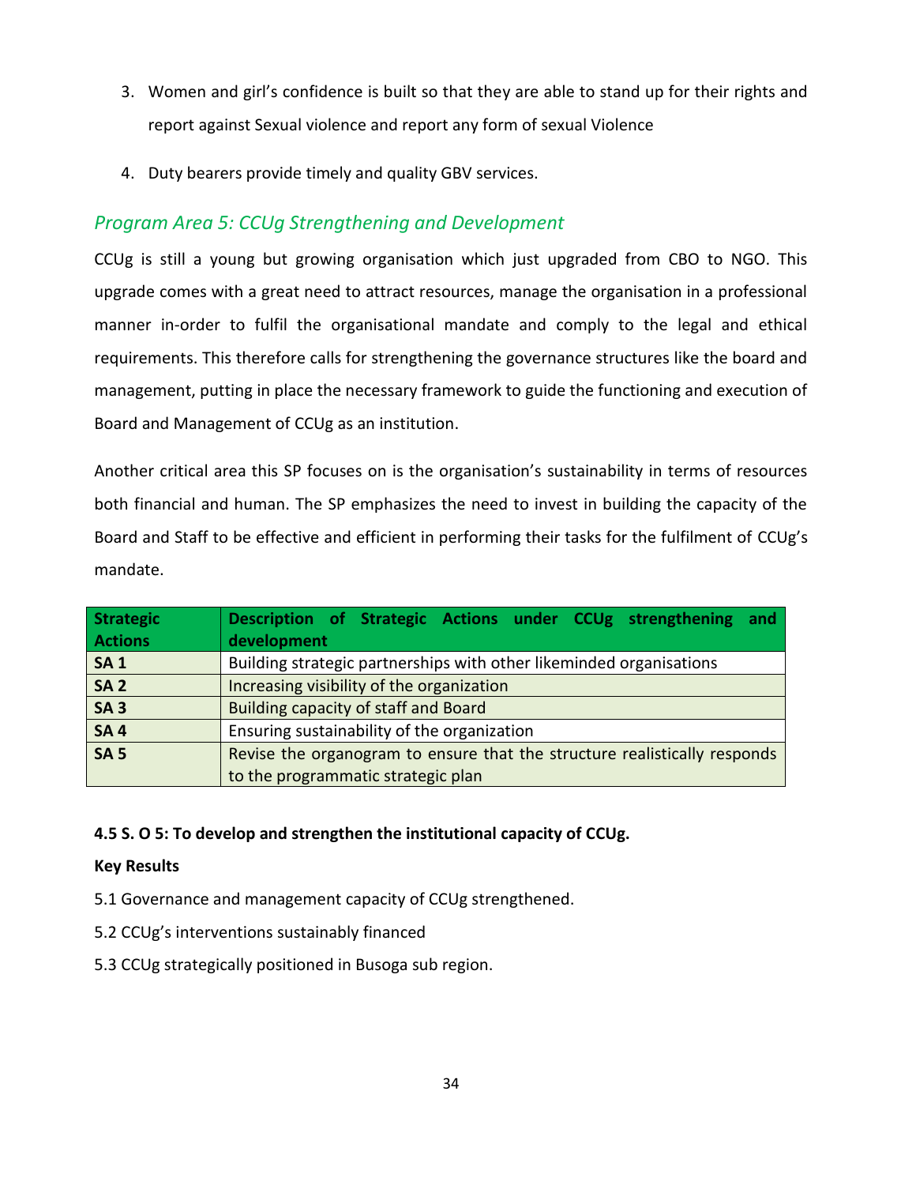3. Women and girl's confidence is built so that they are able to stand up for their rights and report against Sexual violence and report any form of sexual Violence
4. Duty bearers provide timely and quality GBV services.

### *Program Area 5: CCUg Strengthening and Development*

CCUg is still a young but growing organisation which just upgraded from CBO to NGO. This upgrade comes with a great need to attract resources, manage the organisation in a professional manner in-order to fulfil the organisational mandate and comply to the legal and ethical requirements. This therefore calls for strengthening the governance structures like the board and management, putting in place the necessary framework to guide the functioning and execution of Board and Management of CCUg as an institution.

Another critical area this SP focuses on is the organisation's sustainability in terms of resources both financial and human. The SP emphasizes the need to invest in building the capacity of the Board and Staff to be effective and efficient in performing their tasks for the fulfilment of CCUg's mandate.

| Strategic Actions | Description of Strategic Actions under CCUg strengthening and development |
|---|---|
| **SA 1** | Building strategic partnerships with other likeminded organisations |
| **SA 2** | Increasing visibility of the organization |
| **SA 3** | Building capacity of staff and Board |
| **SA 4** | Ensuring sustainability of the organization |
| **SA 5** | Revise the organogram to ensure that the structure realistically responds to the programmatic strategic plan |

**4.5 S. O 5: To develop and strengthen the institutional capacity of CCUg.**

**Key Results**

5.1 Governance and management capacity of CCUg strengthened.

5.2 CCUg's interventions sustainably financed

5.3 CCUg strategically positioned in Busoga sub region.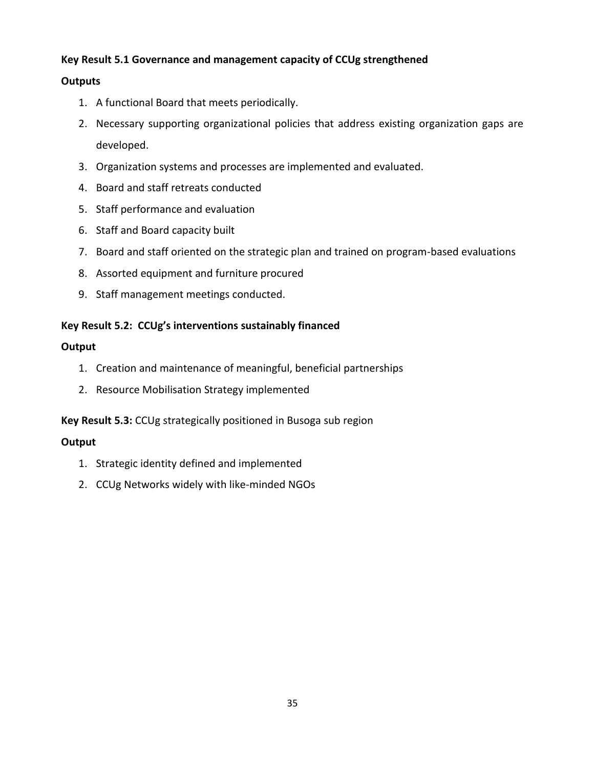**Key Result 5.1 Governance and management capacity of CCUg strengthened**

**Outputs**

1. A functional Board that meets periodically.
2. Necessary supporting organizational policies that address existing organization gaps are developed.
3. Organization systems and processes are implemented and evaluated.
4. Board and staff retreats conducted
5. Staff performance and evaluation
6. Staff and Board capacity built
7. Board and staff oriented on the strategic plan and trained on program-based evaluations
8. Assorted equipment and furniture procured
9. Staff management meetings conducted.

**Key Result 5.2: CCUg's interventions sustainably financed**

**Output**

1. Creation and maintenance of meaningful, beneficial partnerships
2. Resource Mobilisation Strategy implemented

**Key Result 5.3:** CCUg strategically positioned in Busoga sub region

**Output**

1. Strategic identity defined and implemented
2. CCUg Networks widely with like-minded NGOs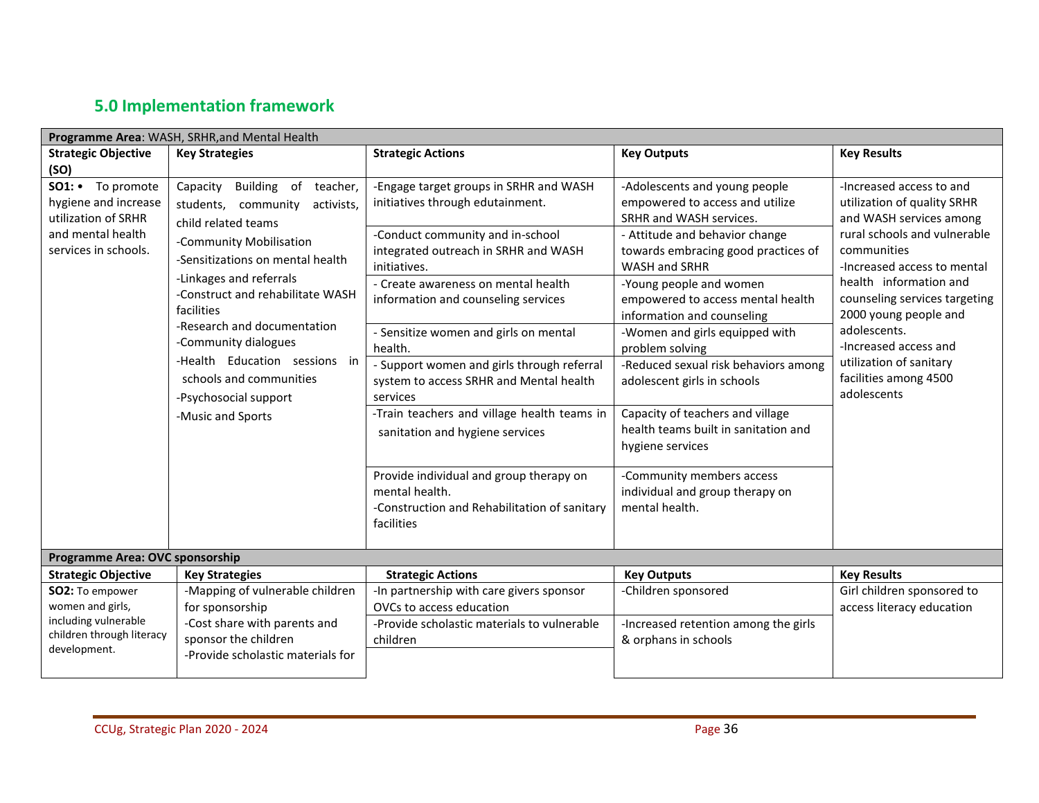## 5.0 Implementation framework

| **Programme Area**: WASH, SRHR,and Mental Health | | | | |
|---|---|---|---|---|
| **Strategic Objective (SO)** | **Key Strategies** | **Strategic Actions** | **Key Outputs** | **Key Results** |
| **SO1:** • To promote hygiene and increase utilization of SRHR and mental health services in schools. | Capacity Building of teacher, students, community activists, child related teams<br>-Community Mobilisation<br>-Sensitizations on mental health<br>-Linkages and referrals<br>-Construct and rehabilitate WASH facilities<br>-Research and documentation<br>-Community dialogues<br>-Health Education sessions in schools and communities<br>-Psychosocial support<br>-Music and Sports | -Engage target groups in SRHR and WASH initiatives through edutainment. | -Adolescents and young people empowered to access and utilize SRHR and WASH services. | -Increased access to and utilization of quality SRHR and WASH services among rural schools and vulnerable communities<br>-Increased access to mental health information and counseling services targeting 2000 young people and adolescents.<br>-Increased access and utilization of sanitary facilities among 4500 adolescents |
| | | -Conduct community and in-school integrated outreach in SRHR and WASH initiatives. | - Attitude and behavior change towards embracing good practices of WASH and SRHR | |
| | | - Create awareness on mental health information and counseling services | -Young people and women empowered to access mental health information and counseling | |
| | | - Sensitize women and girls on mental health. | -Women and girls equipped with problem solving | |
| | | - Support women and girls through referral system to access SRHR and Mental health services | -Reduced sexual risk behaviors among adolescent girls in schools | |
| | | -Train teachers and village health teams in sanitation and hygiene services | Capacity of teachers and village health teams built in sanitation and hygiene services | |
| | | Provide individual and group therapy on mental health.<br>-Construction and Rehabilitation of sanitary facilities | -Community members access individual and group therapy on mental health. | |
| **Programme Area: OVC sponsorship** | | | | |
| **Strategic Objective** | **Key Strategies** | **Strategic Actions** | **Key Outputs** | **Key Results** |
| **SO2:** To empower women and girls, including vulnerable children through literacy development. | -Mapping of vulnerable children for sponsorship<br>-Cost share with parents and sponsor the children<br>-Provide scholastic materials for | -In partnership with care givers sponsor OVCs to access education | -Children sponsored | Girl children sponsored to access literacy education |
| | | -Provide scholastic materials to vulnerable children | -Increased retention among the girls & orphans in schools | |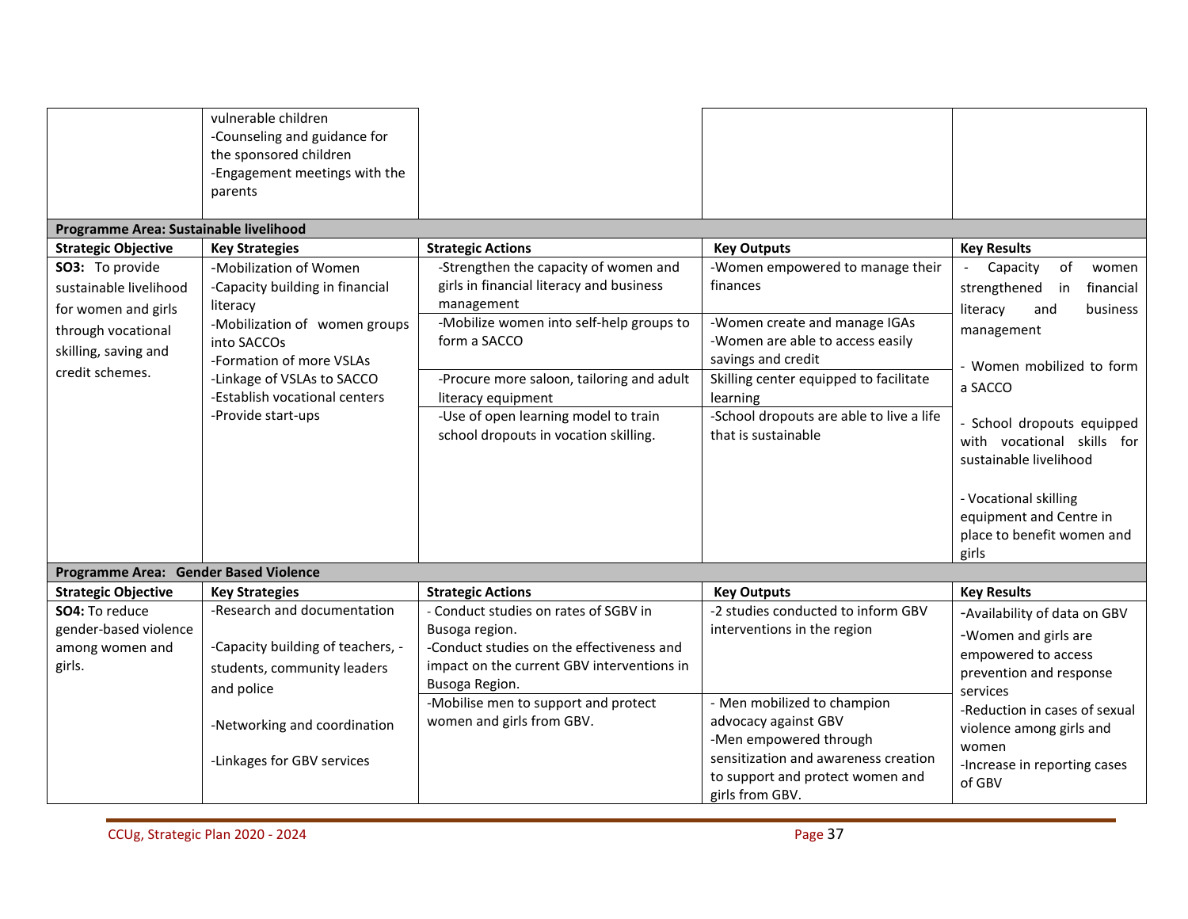| | | | | |
|---|---|---|---|---|
| | vulnerable children<br>-Counseling and guidance for the sponsored children<br>-Engagement meetings with the parents | | | |
| **Programme Area: Sustainable livelihood** | | | | |
| **Strategic Objective** | **Key Strategies** | **Strategic Actions** | **Key Outputs** | **Key Results** |
| **SO3:** To provide sustainable livelihood for women and girls through vocational skilling, saving and credit schemes. | -Mobilization of Women<br>-Capacity building in financial literacy<br>-Mobilization of women groups into SACCOs<br>-Formation of more VSLAs<br>-Linkage of VSLAs to SACCO<br>-Establish vocational centers<br>-Provide start-ups | -Strengthen the capacity of women and girls in financial literacy and business management | -Women empowered to manage their finances | - Capacity of women strengthened in financial literacy and business management<br><br>- Women mobilized to form a SACCO<br><br>- School dropouts equipped with vocational skills for sustainable livelihood<br><br>- Vocational skilling equipment and Centre in place to benefit women and girls |
| | | -Mobilize women into self-help groups to form a SACCO | -Women create and manage IGAs<br>-Women are able to access easily savings and credit | |
| | | -Procure more saloon, tailoring and adult literacy equipment | Skilling center equipped to facilitate learning | |
| | | -Use of open learning model to train school dropouts in vocation skilling. | -School dropouts are able to live a life that is sustainable | |
| **Programme Area: Gender Based Violence** | | | | |
| **Strategic Objective** | **Key Strategies** | **Strategic Actions** | **Key Outputs** | **Key Results** |
| **SO4:** To reduce gender-based violence among women and girls. | -Research and documentation<br><br>-Capacity building of teachers, -students, community leaders and police<br><br>-Networking and coordination<br><br>-Linkages for GBV services | - Conduct studies on rates of SGBV in Busoga region.<br>-Conduct studies on the effectiveness and impact on the current GBV interventions in Busoga Region. | -2 studies conducted to inform GBV interventions in the region | -Availability of data on GBV<br>-Women and girls are empowered to access prevention and response services<br>-Reduction in cases of sexual violence among girls and women<br>-Increase in reporting cases of GBV |
| | | -Mobilise men to support and protect women and girls from GBV. | - Men mobilized to champion advocacy against GBV<br>-Men empowered through sensitization and awareness creation to support and protect women and girls from GBV. | |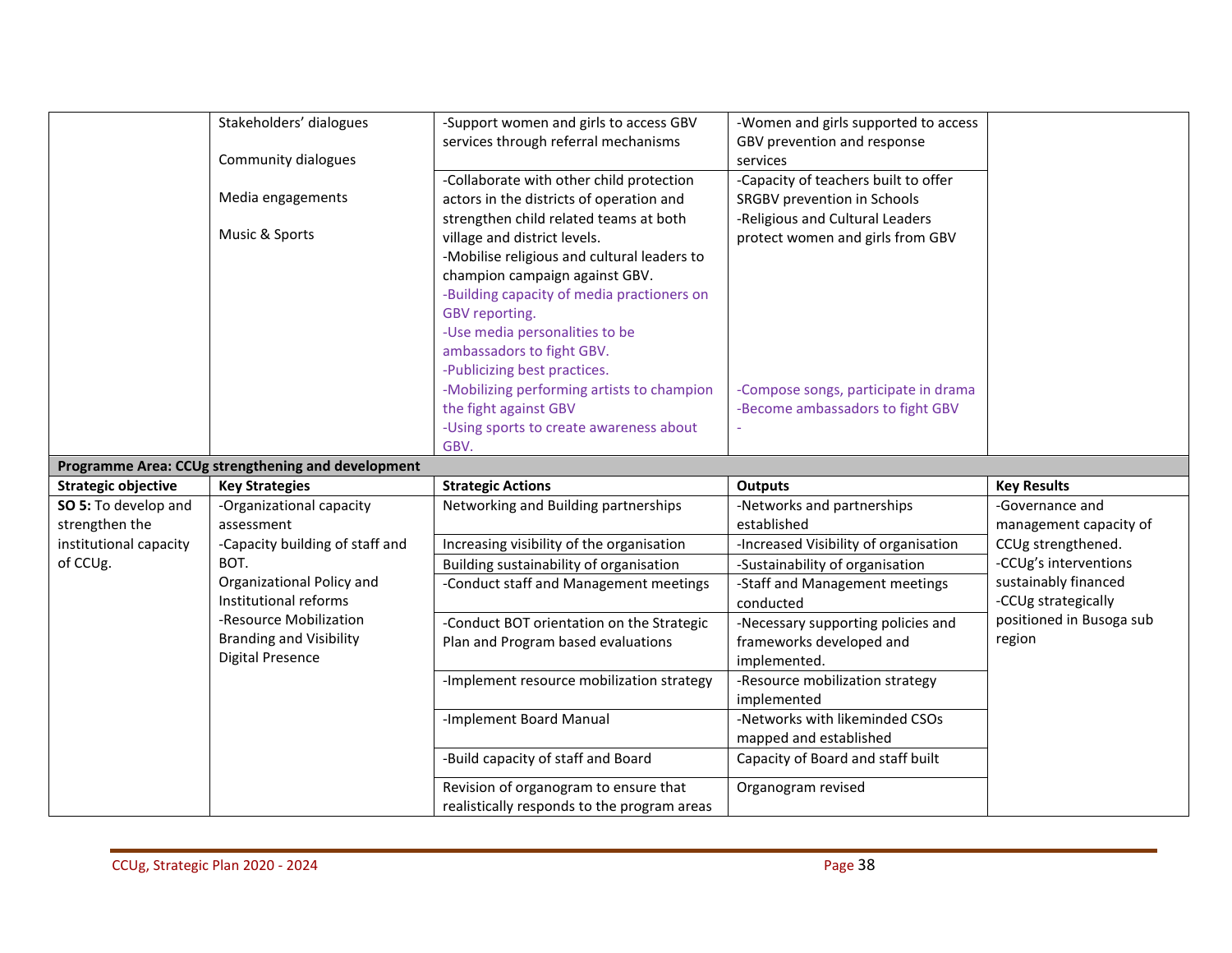| Strategic objective | Key Strategies | Strategic Actions | Outputs | Key Results |
|---|---|---|---|---|
| | Stakeholders' dialogues<br><br>Community dialogues<br><br>Media engagements<br><br>Music & Sports | -Support women and girls to access GBV services through referral mechanisms | -Women and girls supported to access GBV prevention and response services | |
| | | -Collaborate with other child protection actors in the districts of operation and strengthen child related teams at both village and district levels.<br>-Mobilise religious and cultural leaders to champion campaign against GBV.<br>-Building capacity of media practioners on GBV reporting.<br>-Use media personalities to be ambassadors to fight GBV.<br>-Publicizing best practices.<br>-Mobilizing performing artists to champion the fight against GBV<br>-Using sports to create awareness about GBV. | -Capacity of teachers built to offer SRGBV prevention in Schools<br>-Religious and Cultural Leaders protect women and girls from GBV<br><br>-Compose songs, participate in drama<br>-Become ambassadors to fight GBV<br>- | |
| **Programme Area: CCUg strengthening and development** | | | | |
| **Strategic objective** | **Key Strategies** | **Strategic Actions** | **Outputs** | **Key Results** |
| **SO 5:** To develop and strengthen the institutional capacity of CCUg. | -Organizational capacity assessment<br>-Capacity building of staff and BOT.<br>Organizational Policy and Institutional reforms<br>-Resource Mobilization<br>Branding and Visibility<br>Digital Presence | Networking and Building partnerships | -Networks and partnerships established | -Governance and management capacity of CCUg strengthened.<br>-CCUg's interventions sustainably financed<br>-CCUg strategically positioned in Busoga sub region |
| | | Increasing visibility of the organisation | -Increased Visibility of organisation | |
| | | Building sustainability of organisation | -Sustainability of organisation | |
| | | -Conduct staff and Management meetings | -Staff and Management meetings conducted | |
| | | -Conduct BOT orientation on the Strategic Plan and Program based evaluations | -Necessary supporting policies and frameworks developed and implemented. | |
| | | -Implement resource mobilization strategy | -Resource mobilization strategy implemented | |
| | | -Implement Board Manual | -Networks with likeminded CSOs mapped and established | |
| | | -Build capacity of staff and Board | Capacity of Board and staff built | |
| | | Revision of organogram to ensure that realistically responds to the program areas | Organogram revised | |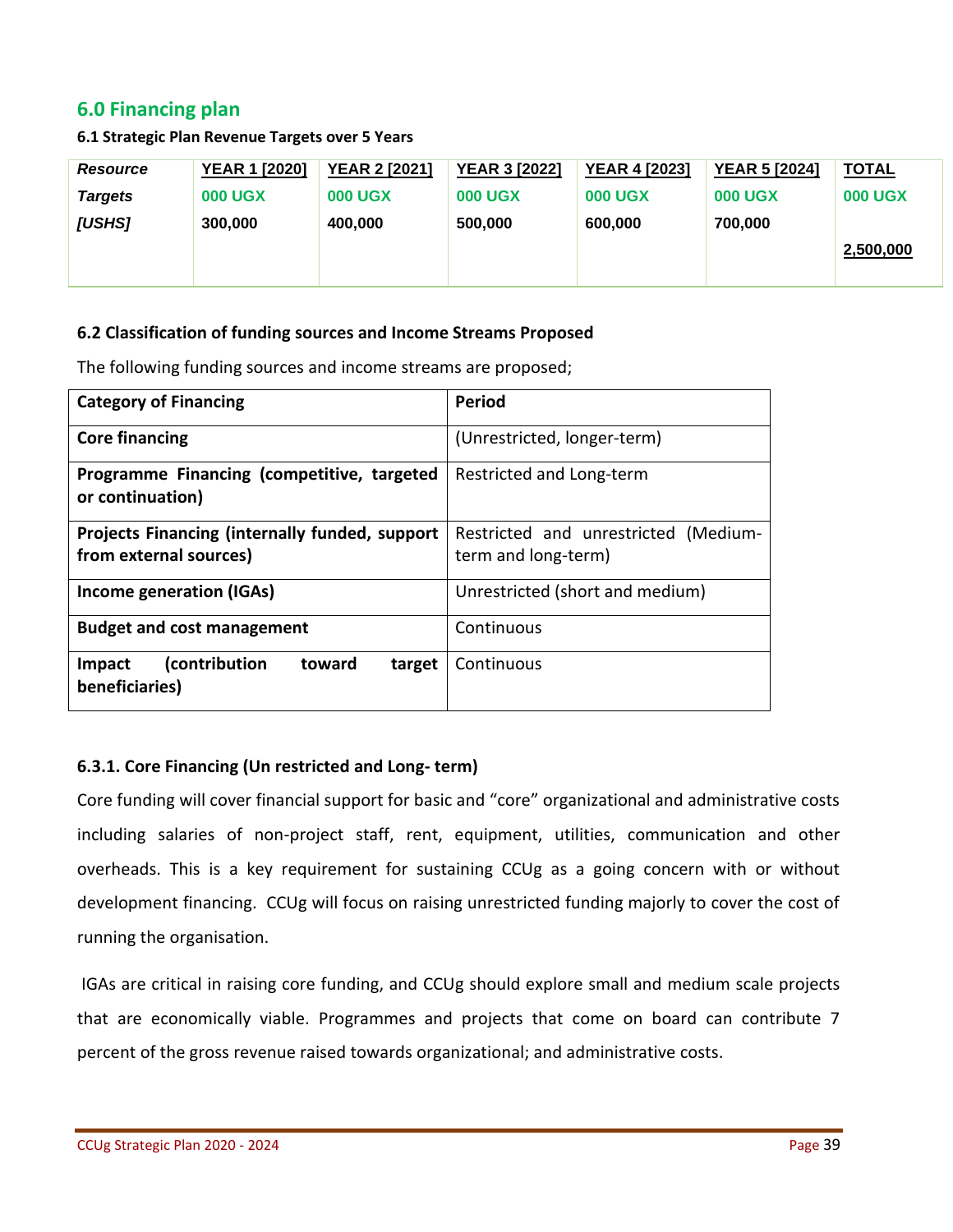## 6.0 Financing plan

### 6.1 Strategic Plan Revenue Targets over 5 Years

| *Resource Targets [USHS]* | YEAR 1 [2020] 000 UGX | YEAR 2 [2021] 000 UGX | YEAR 3 [2022] 000 UGX | YEAR 4 [2023] 000 UGX | YEAR 5 [2024] 000 UGX | TOTAL 000 UGX |
|---|---|---|---|---|---|---|
| | 300,000 | 400,000 | 500,000 | 600,000 | 700,000 | 2,500,000 |

### 6.2 Classification of funding sources and Income Streams Proposed

The following funding sources and income streams are proposed;

| Category of Financing | Period |
|---|---|
| **Core financing** | (Unrestricted, longer-term) |
| **Programme Financing (competitive, targeted or continuation)** | Restricted and Long-term |
| **Projects Financing (internally funded, support from external sources)** | Restricted and unrestricted (Medium-term and long-term) |
| **Income generation (IGAs)** | Unrestricted (short and medium) |
| **Budget and cost management** | Continuous |
| **Impact (contribution toward target beneficiaries)** | Continuous |

#### 6.3.1. Core Financing (Un restricted and Long- term)

Core funding will cover financial support for basic and "core" organizational and administrative costs including salaries of non-project staff, rent, equipment, utilities, communication and other overheads. This is a key requirement for sustaining CCUg as a going concern with or without development financing. CCUg will focus on raising unrestricted funding majorly to cover the cost of running the organisation.

IGAs are critical in raising core funding, and CCUg should explore small and medium scale projects that are economically viable. Programmes and projects that come on board can contribute 7 percent of the gross revenue raised towards organizational; and administrative costs.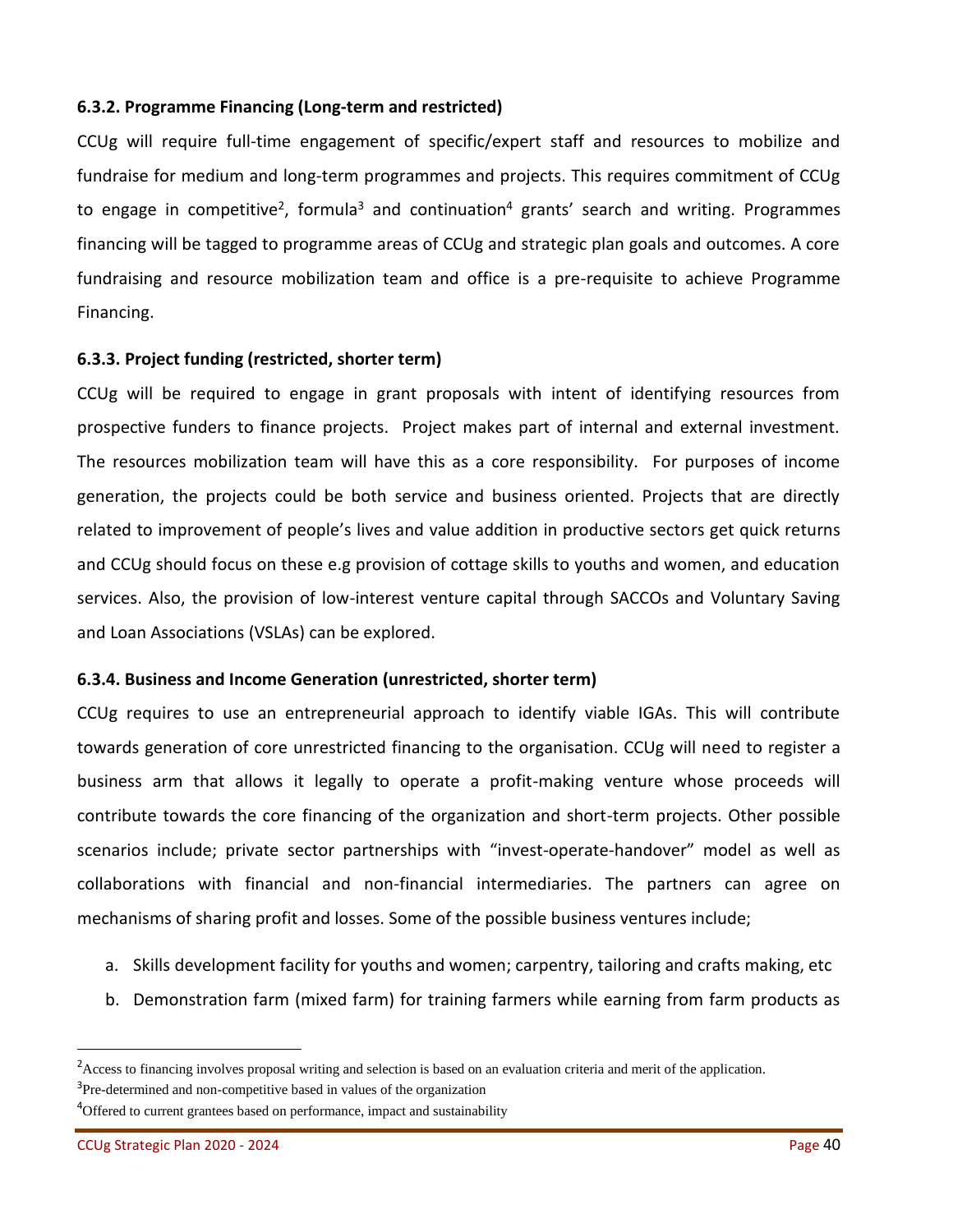#### 6.3.2. Programme Financing (Long-term and restricted)

CCUg will require full-time engagement of specific/expert staff and resources to mobilize and fundraise for medium and long-term programmes and projects. This requires commitment of CCUg to engage in competitive[2], formula[3] and continuation[4] grants' search and writing. Programmes financing will be tagged to programme areas of CCUg and strategic plan goals and outcomes. A core fundraising and resource mobilization team and office is a pre-requisite to achieve Programme Financing.

#### 6.3.3. Project funding (restricted, shorter term)

CCUg will be required to engage in grant proposals with intent of identifying resources from prospective funders to finance projects. Project makes part of internal and external investment. The resources mobilization team will have this as a core responsibility. For purposes of income generation, the projects could be both service and business oriented. Projects that are directly related to improvement of people's lives and value addition in productive sectors get quick returns and CCUg should focus on these e.g provision of cottage skills to youths and women, and education services. Also, the provision of low-interest venture capital through SACCOs and Voluntary Saving and Loan Associations (VSLAs) can be explored.

#### 6.3.4. Business and Income Generation (unrestricted, shorter term)

CCUg requires to use an entrepreneurial approach to identify viable IGAs. This will contribute towards generation of core unrestricted financing to the organisation. CCUg will need to register a business arm that allows it legally to operate a profit-making venture whose proceeds will contribute towards the core financing of the organization and short-term projects. Other possible scenarios include; private sector partnerships with "invest-operate-handover" model as well as collaborations with financial and non-financial intermediaries. The partners can agree on mechanisms of sharing profit and losses. Some of the possible business ventures include;

a. Skills development facility for youths and women; carpentry, tailoring and crafts making, etc
b. Demonstration farm (mixed farm) for training farmers while earning from farm products as

---

[2] Access to financing involves proposal writing and selection is based on an evaluation criteria and merit of the application.

[3] Pre-determined and non-competitive based in values of the organization

[4] Offered to current grantees based on performance, impact and sustainability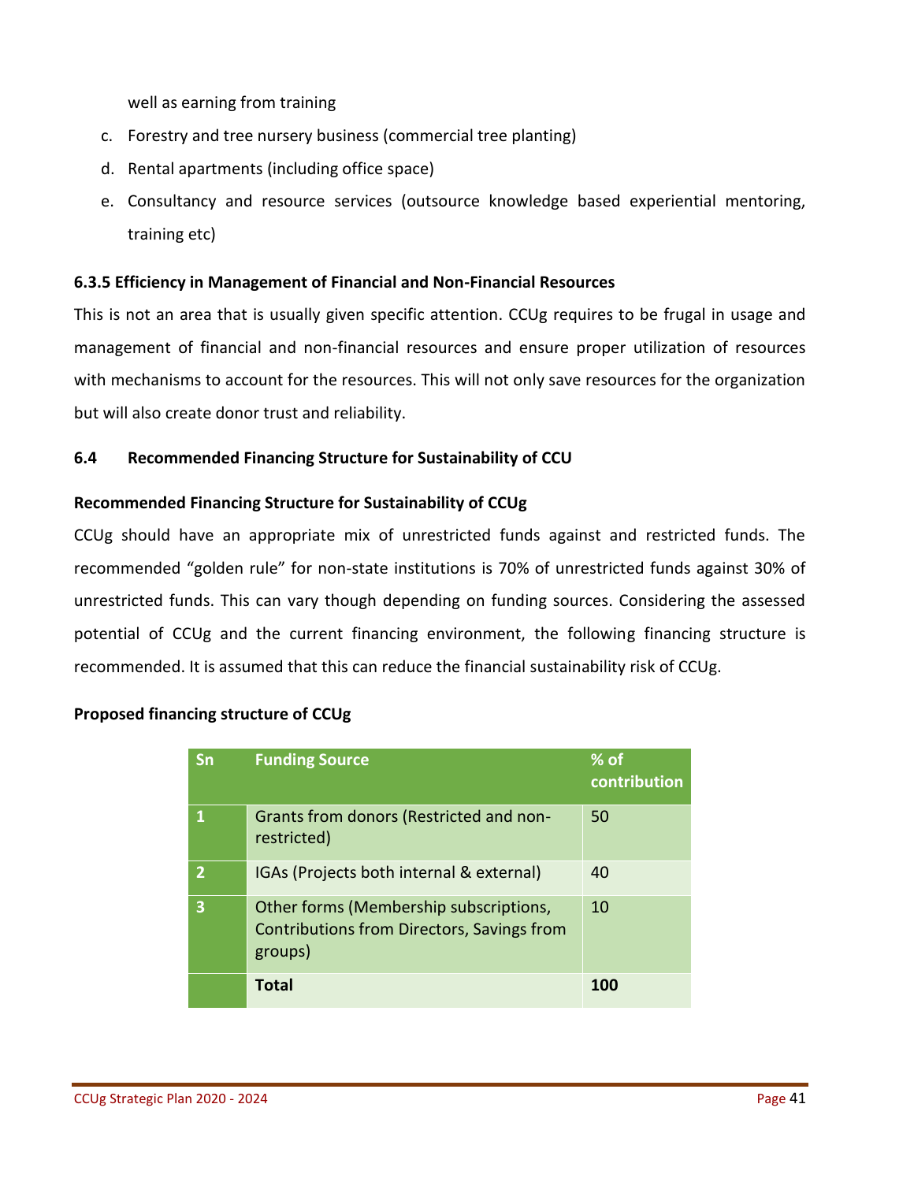well as earning from training

c. Forestry and tree nursery business (commercial tree planting)
d. Rental apartments (including office space)
e. Consultancy and resource services (outsource knowledge based experiential mentoring, training etc)

### 6.3.5 Efficiency in Management of Financial and Non-Financial Resources

This is not an area that is usually given specific attention. CCUg requires to be frugal in usage and management of financial and non-financial resources and ensure proper utilization of resources with mechanisms to account for the resources. This will not only save resources for the organization but will also create donor trust and reliability.

## 6.4 Recommended Financing Structure for Sustainability of CCU

### Recommended Financing Structure for Sustainability of CCUg

CCUg should have an appropriate mix of unrestricted funds against and restricted funds. The recommended "golden rule" for non-state institutions is 70% of unrestricted funds against 30% of unrestricted funds. This can vary though depending on funding sources. Considering the assessed potential of CCUg and the current financing environment, the following financing structure is recommended. It is assumed that this can reduce the financial sustainability risk of CCUg.

**Proposed financing structure of CCUg**

| Sn | Funding Source | % of contribution |
|---|---|---|
| 1 | Grants from donors (Restricted and non-restricted) | 50 |
| 2 | IGAs (Projects both internal & external) | 40 |
| 3 | Other forms (Membership subscriptions, Contributions from Directors, Savings from groups) | 10 |
| | **Total** | **100** |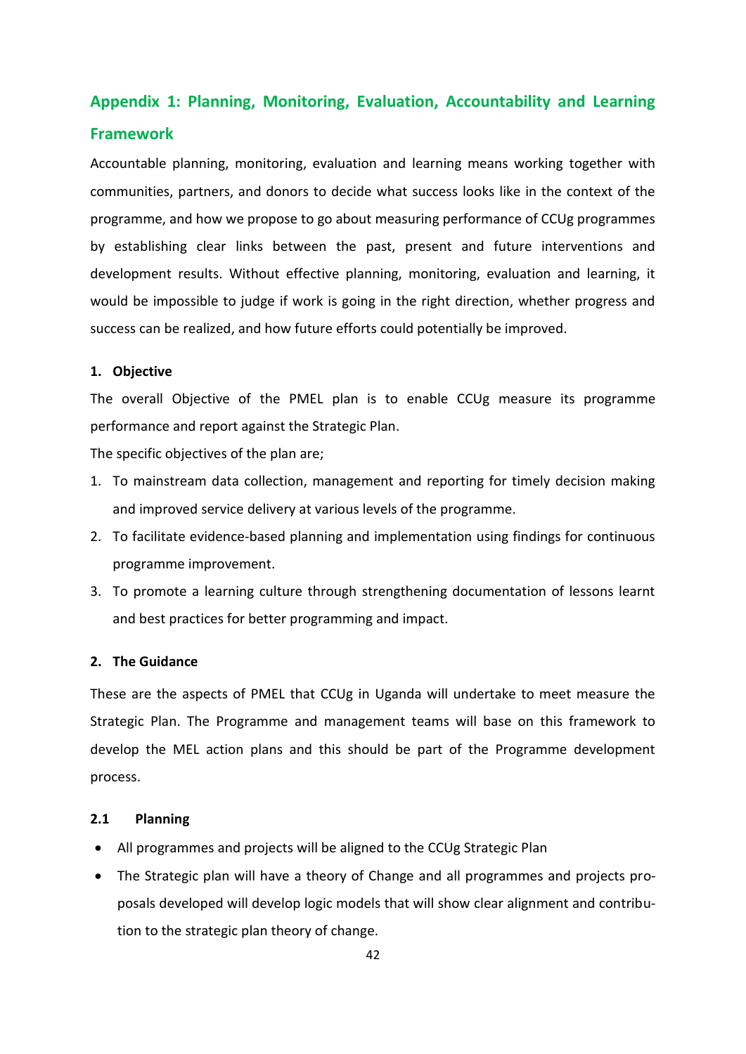## Appendix 1: Planning, Monitoring, Evaluation, Accountability and Learning Framework

Accountable planning, monitoring, evaluation and learning means working together with communities, partners, and donors to decide what success looks like in the context of the programme, and how we propose to go about measuring performance of CCUg programmes by establishing clear links between the past, present and future interventions and development results. Without effective planning, monitoring, evaluation and learning, it would be impossible to judge if work is going in the right direction, whether progress and success can be realized, and how future efforts could potentially be improved.

### 1. Objective

The overall Objective of the PMEL plan is to enable CCUg measure its programme performance and report against the Strategic Plan.

The specific objectives of the plan are;

1. To mainstream data collection, management and reporting for timely decision making and improved service delivery at various levels of the programme.
2. To facilitate evidence-based planning and implementation using findings for continuous programme improvement.
3. To promote a learning culture through strengthening documentation of lessons learnt and best practices for better programming and impact.

### 2. The Guidance

These are the aspects of PMEL that CCUg in Uganda will undertake to meet measure the Strategic Plan. The Programme and management teams will base on this framework to develop the MEL action plans and this should be part of the Programme development process.

#### 2.1 Planning

- All programmes and projects will be aligned to the CCUg Strategic Plan
- The Strategic plan will have a theory of Change and all programmes and projects proposals developed will develop logic models that will show clear alignment and contribution to the strategic plan theory of change.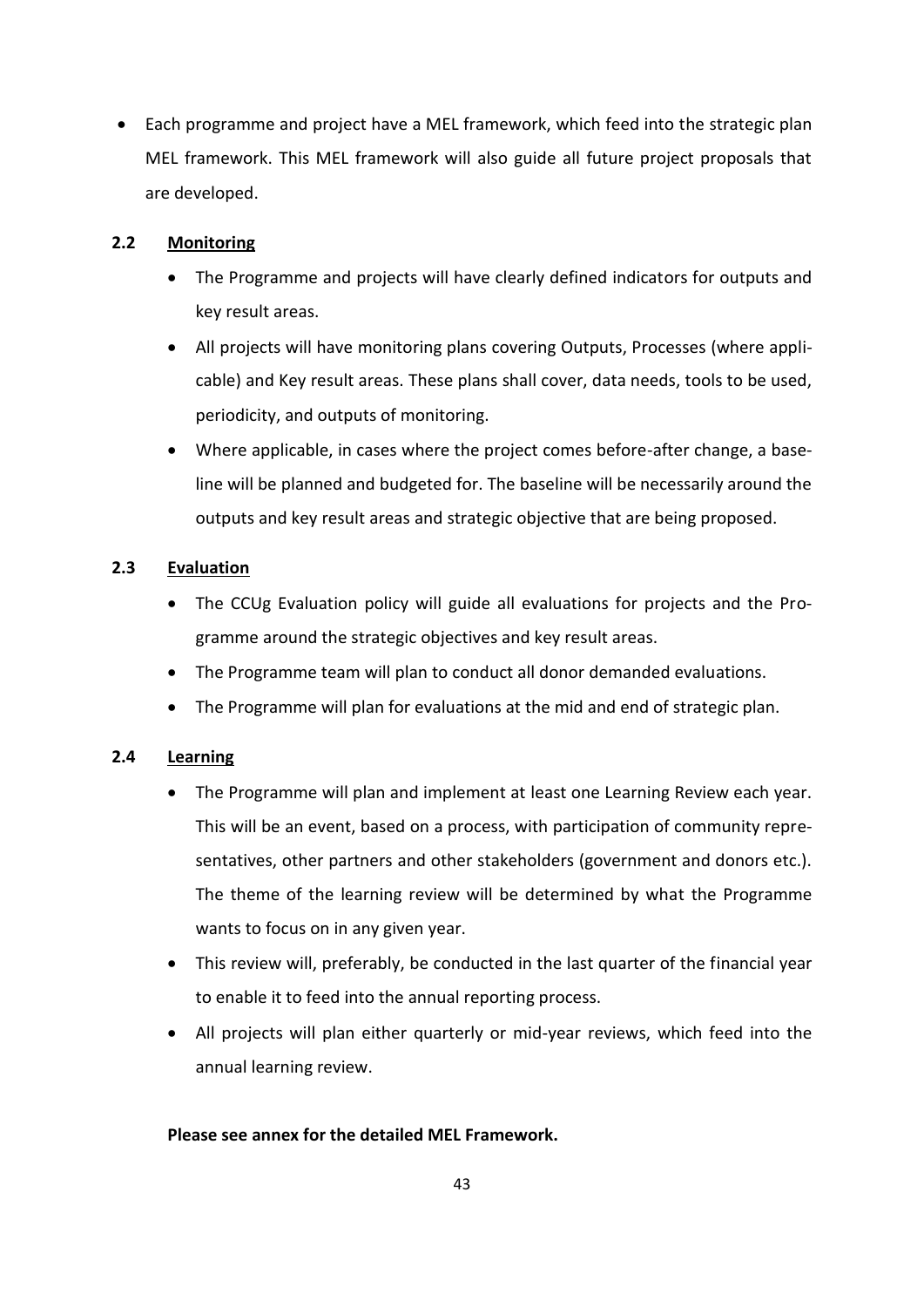- Each programme and project have a MEL framework, which feed into the strategic plan MEL framework. This MEL framework will also guide all future project proposals that are developed.

### 2.2 Monitoring

- The Programme and projects will have clearly defined indicators for outputs and key result areas.
- All projects will have monitoring plans covering Outputs, Processes (where applicable) and Key result areas. These plans shall cover, data needs, tools to be used, periodicity, and outputs of monitoring.
- Where applicable, in cases where the project comes before-after change, a baseline will be planned and budgeted for. The baseline will be necessarily around the outputs and key result areas and strategic objective that are being proposed.

### 2.3 Evaluation

- The CCUg Evaluation policy will guide all evaluations for projects and the Programme around the strategic objectives and key result areas.
- The Programme team will plan to conduct all donor demanded evaluations.
- The Programme will plan for evaluations at the mid and end of strategic plan.

### 2.4 Learning

- The Programme will plan and implement at least one Learning Review each year. This will be an event, based on a process, with participation of community representatives, other partners and other stakeholders (government and donors etc.). The theme of the learning review will be determined by what the Programme wants to focus on in any given year.
- This review will, preferably, be conducted in the last quarter of the financial year to enable it to feed into the annual reporting process.
- All projects will plan either quarterly or mid-year reviews, which feed into the annual learning review.

**Please see annex for the detailed MEL Framework.**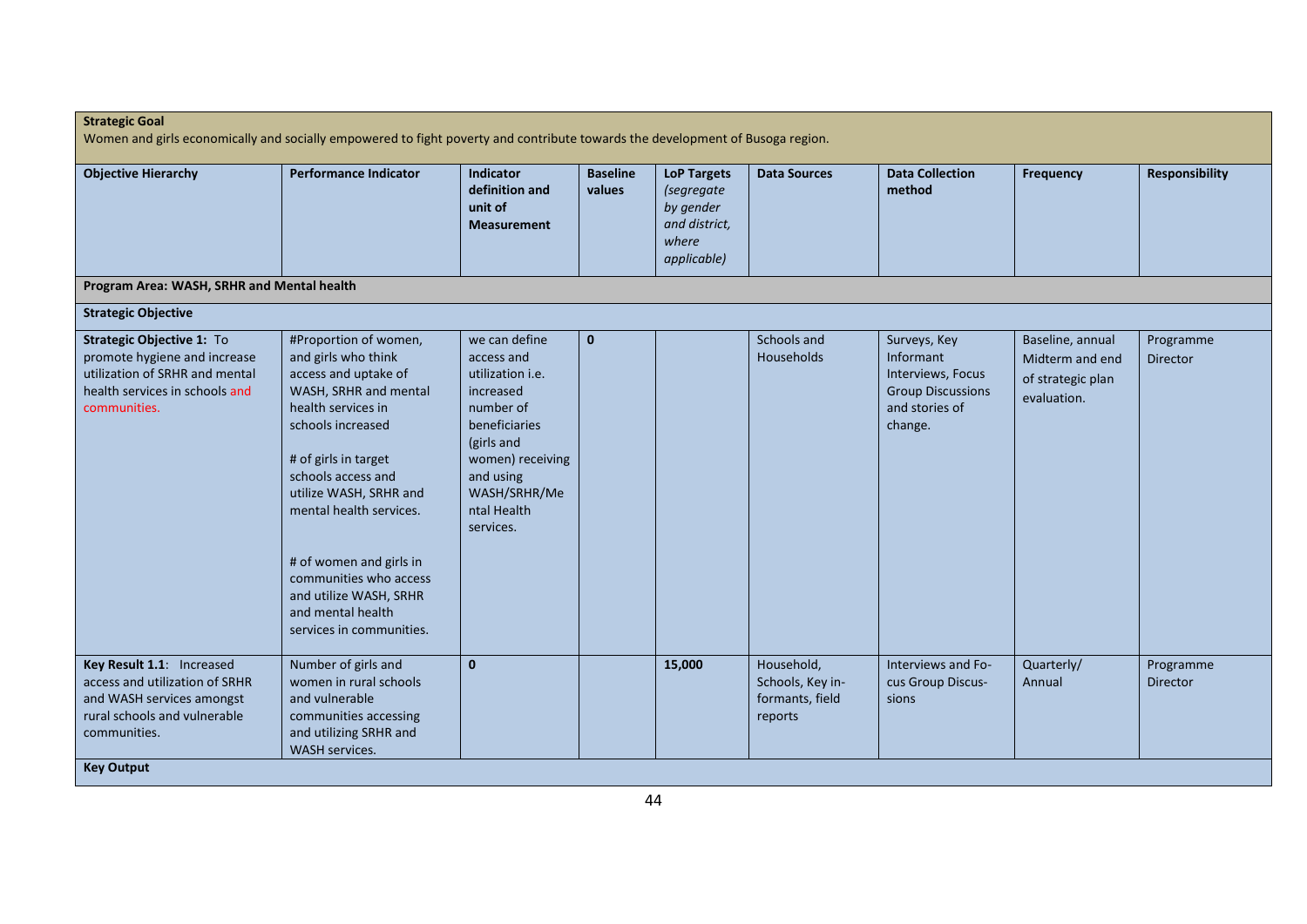| **Strategic Goal**<br>Women and girls economically and socially empowered to fight poverty and contribute towards the development of Busoga region. | | | | | | | | |
|---|---|---|---|---|---|---|---|---|
| **Objective Hierarchy** | **Performance Indicator** | **Indicator definition and unit of Measurement** | **Baseline values** | **LoP Targets** *(segregate by gender and district, where applicable)* | **Data Sources** | **Data Collection method** | **Frequency** | **Responsibility** |
| **Program Area: WASH, SRHR and Mental health** | | | | | | | | |
| **Strategic Objective** | | | | | | | | |
| **Strategic Objective 1:** To promote hygiene and increase utilization of SRHR and mental health services in schools and communities. | #Proportion of women, and girls who think access and uptake of WASH, SRHR and mental health services in schools increased<br><br># of girls in target schools access and utilize WASH, SRHR and mental health services.<br><br># of women and girls in communities who access and utilize WASH, SRHR and mental health services in communities. | we can define access and utilization i.e. increased number of beneficiaries (girls and women) receiving and using WASH/SRHR/Mental Health services. | **0** | | Schools and Households | Surveys, Key Informant Interviews, Focus Group Discussions and stories of change. | Baseline, annual Midterm and end of strategic plan evaluation. | Programme Director |
| **Key Result 1.1**: Increased access and utilization of SRHR and WASH services amongst rural schools and vulnerable communities. | Number of girls and women in rural schools and vulnerable communities accessing and utilizing SRHR and WASH services. | **0** | | **15,000** | Household, Schools, Key informants, field reports | Interviews and Focus Group Discussions | Quarterly/ Annual | Programme Director |
| **Key Output** | | | | | | | | |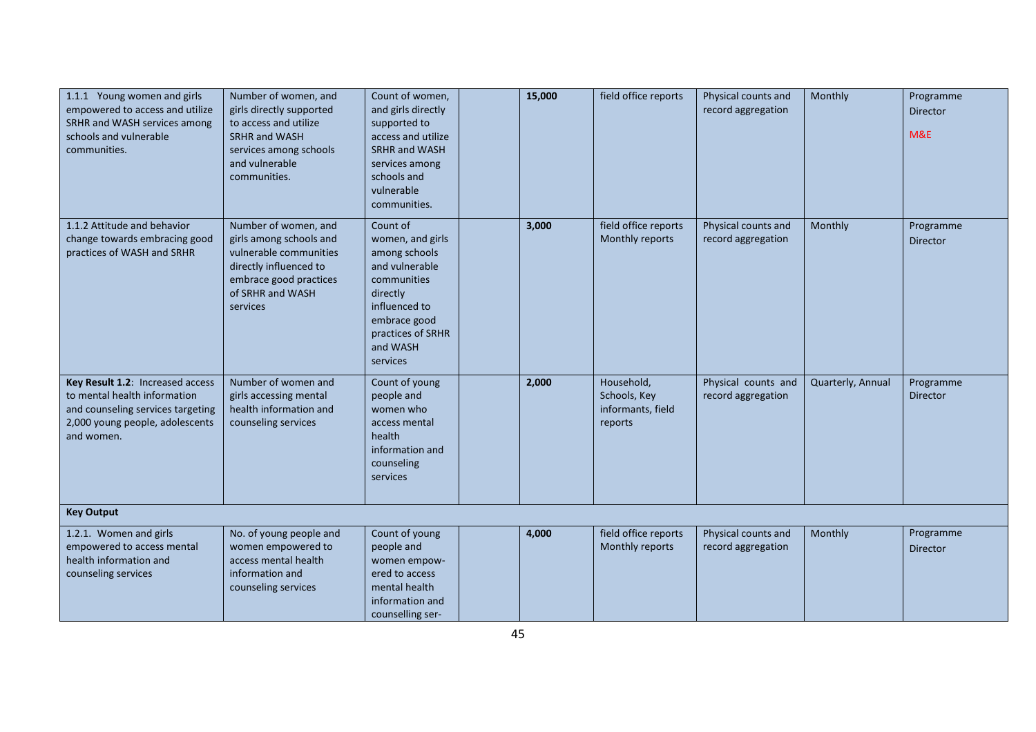| | | | | | | | | |
|---|---|---|---|---|---|---|---|---|
| 1.1.1 Young women and girls empowered to access and utilize SRHR and WASH services among schools and vulnerable communities. | Number of women, and girls directly supported to access and utilize SRHR and WASH services among schools and vulnerable communities. | Count of women, and girls directly supported to access and utilize SRHR and WASH services among schools and vulnerable communities. | | **15,000** | field office reports | Physical counts and record aggregation | Monthly | Programme Director M&E |
| 1.1.2 Attitude and behavior change towards embracing good practices of WASH and SRHR | Number of women, and girls among schools and vulnerable communities directly influenced to embrace good practices of SRHR and WASH services | Count of women, and girls among schools and vulnerable communities directly influenced to embrace good practices of SRHR and WASH services | | **3,000** | field office reports Monthly reports | Physical counts and record aggregation | Monthly | Programme Director |
| **Key Result 1.2**: Increased access to mental health information and counseling services targeting 2,000 young people, adolescents and women. | Number of women and girls accessing mental health information and counseling services | Count of young people and women who access mental health information and counseling services | | **2,000** | Household, Schools, Key informants, field reports | Physical counts and record aggregation | Quarterly, Annual | Programme Director |
| **Key Output** | | | | | | | | |
| 1.2.1. Women and girls empowered to access mental health information and counseling services | No. of young people and women empowered to access mental health information and counseling services | Count of young people and women empow-ered to access mental health information and counselling ser- | | **4,000** | field office reports Monthly reports | Physical counts and record aggregation | Monthly | Programme Director |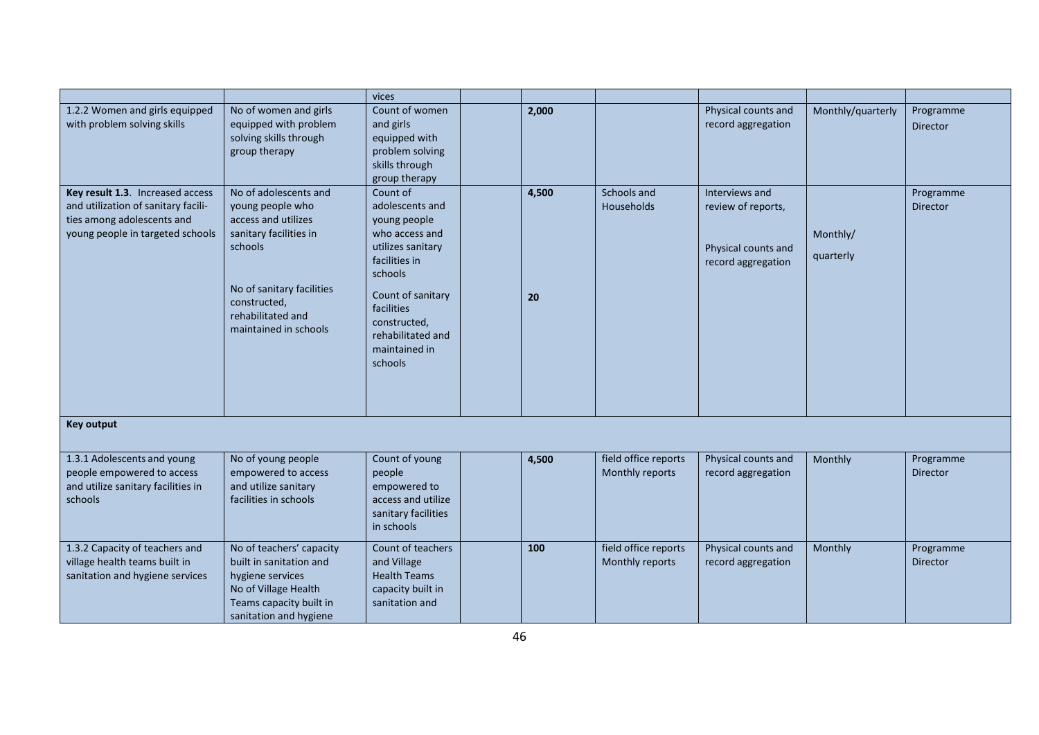| | | vices | | | | | | |
|---|---|---|---|---|---|---|---|---|
| 1.2.2 Women and girls equipped with problem solving skills | No of women and girls equipped with problem solving skills through group therapy | Count of women and girls equipped with problem solving skills through group therapy | | **2,000** | | Physical counts and record aggregation | Monthly/quarterly | Programme Director |
| **Key result 1.3**. Increased access and utilization of sanitary facili-ties among adolescents and young people in targeted schools | No of adolescents and young people who access and utilizes sanitary facilities in schools<br><br>No of sanitary facilities constructed, rehabilitated and maintained in schools | Count of adolescents and young people who access and utilizes sanitary facilities in schools<br><br>Count of sanitary facilities constructed, rehabilitated and maintained in schools | | **4,500**<br><br>**20** | Schools and Households | Interviews and review of reports,<br><br>Physical counts and record aggregation | Monthly/<br>quarterly | Programme Director |
| **Key output** | | | | | | | | |
| 1.3.1 Adolescents and young people empowered to access and utilize sanitary facilities in schools | No of young people empowered to access and utilize sanitary facilities in schools | Count of young people empowered to access and utilize sanitary facilities in schools | | **4,500** | field office reports Monthly reports | Physical counts and record aggregation | Monthly | Programme Director |
| 1.3.2 Capacity of teachers and village health teams built in sanitation and hygiene services | No of teachers' capacity built in sanitation and hygiene services<br>No of Village Health Teams capacity built in sanitation and hygiene | Count of teachers and Village Health Teams capacity built in sanitation and | | **100** | field office reports Monthly reports | Physical counts and record aggregation | Monthly | Programme Director |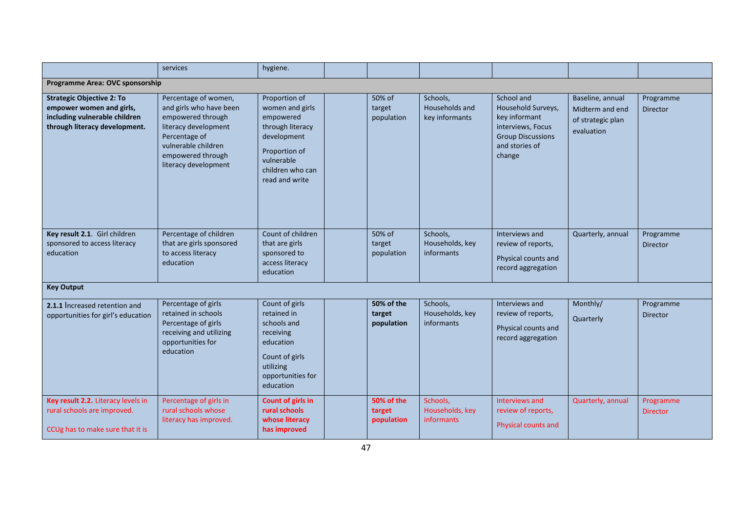|  |  |  |  |  |  |  |  |  |
|---|---|---|---|---|---|---|---|---|
|  | services | hygiene. |  |  |  |  |  |  |
| **Programme Area: OVC sponsorship** |  |  |  |  |  |  |  |  |
| **Strategic Objective 2: To empower women and girls, including vulnerable children through literacy development.** | Percentage of women, and girls who have been empowered through literacy development Percentage of vulnerable children empowered through literacy development | Proportion of women and girls empowered through literacy development<br><br>Proportion of vulnerable children who can read and write |  | 50% of target population | Schools, Households and key informants | School and Household Surveys, key informant interviews, Focus Group Discussions and stories of change | Baseline, annual Midterm and end of strategic plan evaluation | Programme Director |
| **Key result 2.1**. Girl children sponsored to access literacy education | Percentage of children that are girls sponsored to access literacy education | Count of children that are girls sponsored to access literacy education |  | 50% of target population | Schools, Households, key informants | Interviews and review of reports,<br><br>Physical counts and record aggregation | Quarterly, annual | Programme Director |
| **Key Output** |  |  |  |  |  |  |  |  |
| **2.1.1** Increased retention and opportunities for girl's education | Percentage of girls retained in schools Percentage of girls receiving and utilizing opportunities for education | Count of girls retained in schools and receiving education<br><br>Count of girls utilizing opportunities for education |  | **50% of the target population** | Schools, Households, key informants | Interviews and review of reports,<br><br>Physical counts and record aggregation | Monthly/<br><br>Quarterly | Programme Director |
| **Key result 2.2.** Literacy levels in rural schools are improved.<br><br>CCUg has to make sure that it is | Percentage of girls in rural schools whose literacy has improved. | **Count of girls in rural schools whose literacy has improved** |  | **50% of the target population** | Schools, Households, key informants | Interviews and review of reports,<br><br>Physical counts and | Quarterly, annual | Programme Director |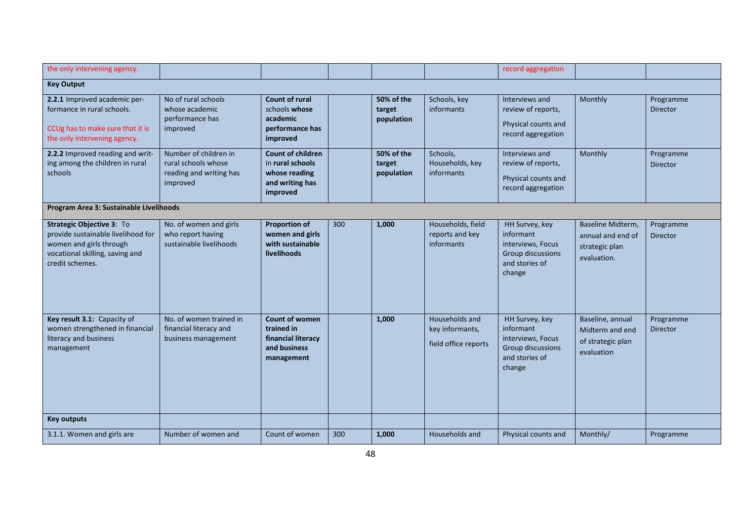| | | | | | | | | |
|---|---|---|---|---|---|---|---|---|
| the only intervening agency. | | | | | | record aggregation | | |
| **Key Output** | | | | | | | | |
| **2.2.1** Improved academic performance in rural schools. CCUg has to make sure that it is the only intervening agency. | No of rural schools whose academic performance has improved | **Count of rural** schools **whose academic performance has improved** | | **50% of the target population** | Schools, key informants | Interviews and review of reports, Physical counts and record aggregation | Monthly | Programme Director |
| **2.2.2** Improved reading and writing among the children in rural schools | Number of children in rural schools whose reading and writing has improved | **Count of children** in **rural schools whose reading and writing has improved** | | **50% of the target population** | Schools, Households, key informants | Interviews and review of reports, Physical counts and record aggregation | Monthly | Programme Director |
| **Program Area 3: Sustainable Livelihoods** | | | | | | | | |
| **Strategic Objective 3**: To provide sustainable livelihood for women and girls through vocational skilling, saving and credit schemes. | No. of women and girls who report having sustainable livelihoods | **Proportion of women and girls with sustainable livelihoods** | 300 | **1,000** | Households, field reports and key informants | HH Survey, key informant interviews, Focus Group discussions and stories of change | Baseline Midterm, annual and end of strategic plan evaluation. | Programme Director |
| **Key result 3.1:** Capacity of women strengthened in financial literacy and business management | No. of women trained in financial literacy and business management | **Count of women trained in financial literacy and business management** | | **1,000** | Households and key informants, field office reports | HH Survey, key informant interviews, Focus Group discussions and stories of change | Baseline, annual Midterm and end of strategic plan evaluation | Programme Director |
| **Key outputs** | | | | | | | | |
| 3.1.1. Women and girls are | Number of women and | Count of women | 300 | **1,000** | Households and | Physical counts and | Monthly/ | Programme |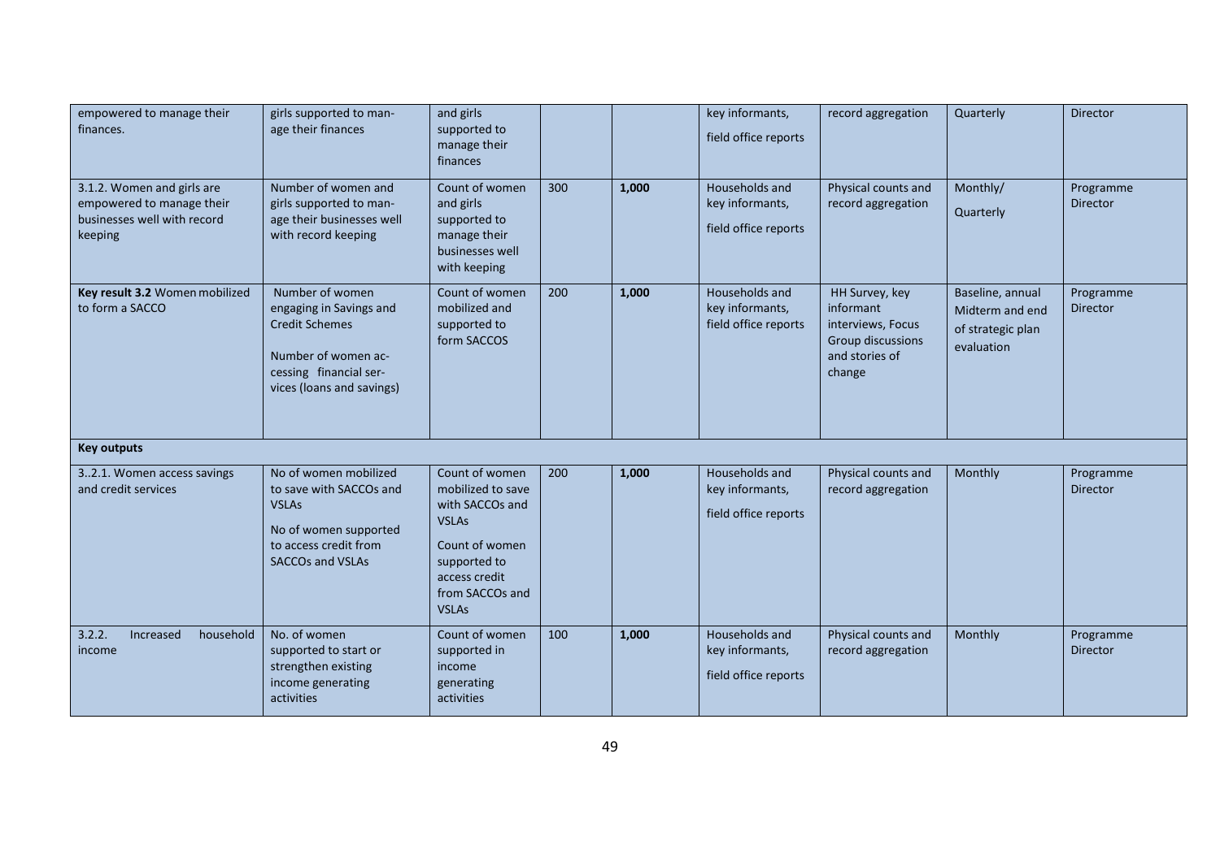| | | | | | | | | |
|---|---|---|---|---|---|---|---|---|
| empowered to manage their finances. | girls supported to manage their finances | and girls supported to manage their finances | | | key informants, field office reports | record aggregation | Quarterly | Director |
| 3.1.2. Women and girls are empowered to manage their businesses well with record keeping | Number of women and girls supported to manage their businesses well with record keeping | Count of women and girls supported to manage their businesses well with keeping | 300 | **1,000** | Households and key informants, field office reports | Physical counts and record aggregation | Monthly/ Quarterly | Programme Director |
| **Key result 3.2** Women mobilized to form a SACCO | Number of women engaging in Savings and Credit Schemes<br><br>Number of women accessing financial services (loans and savings) | Count of women mobilized and supported to form SACCOS | 200 | **1,000** | Households and key informants, field office reports | HH Survey, key informant interviews, Focus Group discussions and stories of change | Baseline, annual Midterm and end of strategic plan evaluation | Programme Director |
| **Key outputs** | | | | | | | | |
| 3..2.1. Women access savings and credit services | No of women mobilized to save with SACCOs and VSLAs<br><br>No of women supported to access credit from SACCOs and VSLAs | Count of women mobilized to save with SACCOs and VSLAs<br><br>Count of women supported to access credit from SACCOs and VSLAs | 200 | **1,000** | Households and key informants, field office reports | Physical counts and record aggregation | Monthly | Programme Director |
| 3.2.2. Increased household income | No. of women supported to start or strengthen existing income generating activities | Count of women supported in income generating activities | 100 | **1,000** | Households and key informants, field office reports | Physical counts and record aggregation | Monthly | Programme Director |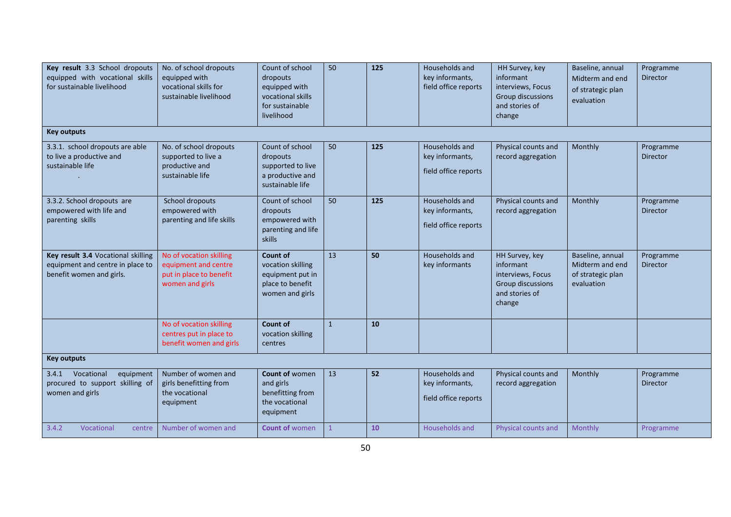| **Key result** 3.3 School dropouts equipped with vocational skills for sustainable livelihood | No. of school dropouts equipped with vocational skills for sustainable livelihood | Count of school dropouts equipped with vocational skills for sustainable livelihood | 50 | **125** | Households and key informants, field office reports | HH Survey, key informant interviews, Focus Group discussions and stories of change | Baseline, annual Midterm and end of strategic plan evaluation | Programme Director |
|---|---|---|---|---|---|---|---|---|
| **Key outputs** | | | | | | | | |
| 3.3.1. school dropouts are able to live a productive and sustainable life . | No. of school dropouts supported to live a productive and sustainable life | Count of school dropouts supported to live a productive and sustainable life | 50 | **125** | Households and key informants, field office reports | Physical counts and record aggregation | Monthly | Programme Director |
| 3.3.2. School dropouts are empowered with life and parenting skills | School dropouts empowered with parenting and life skills | Count of school dropouts empowered with parenting and life skills | 50 | **125** | Households and key informants, field office reports | Physical counts and record aggregation | Monthly | Programme Director |
| **Key result 3.4** Vocational skilling equipment and centre in place to benefit women and girls. | No of vocation skilling equipment and centre put in place to benefit women and girls | **Count of** vocation skilling equipment put in place to benefit women and girls | 13 | **50** | Households and key informants | HH Survey, key informant interviews, Focus Group discussions and stories of change | Baseline, annual Midterm and end of strategic plan evaluation | Programme Director |
| | No of vocation skilling centres put in place to benefit women and girls | **Count of** vocation skilling centres | 1 | **10** | | | | |
| **Key outputs** | | | | | | | | |
| 3.4.1 Vocational equipment procured to support skilling of women and girls | Number of women and girls benefitting from the vocational equipment | **Count of** women and girls benefitting from the vocational equipment | 13 | **52** | Households and key informants, field office reports | Physical counts and record aggregation | Monthly | Programme Director |
| 3.4.2 Vocational centre | Number of women and | **Count of** women | 1 | **10** | Households and | Physical counts and | Monthly | Programme |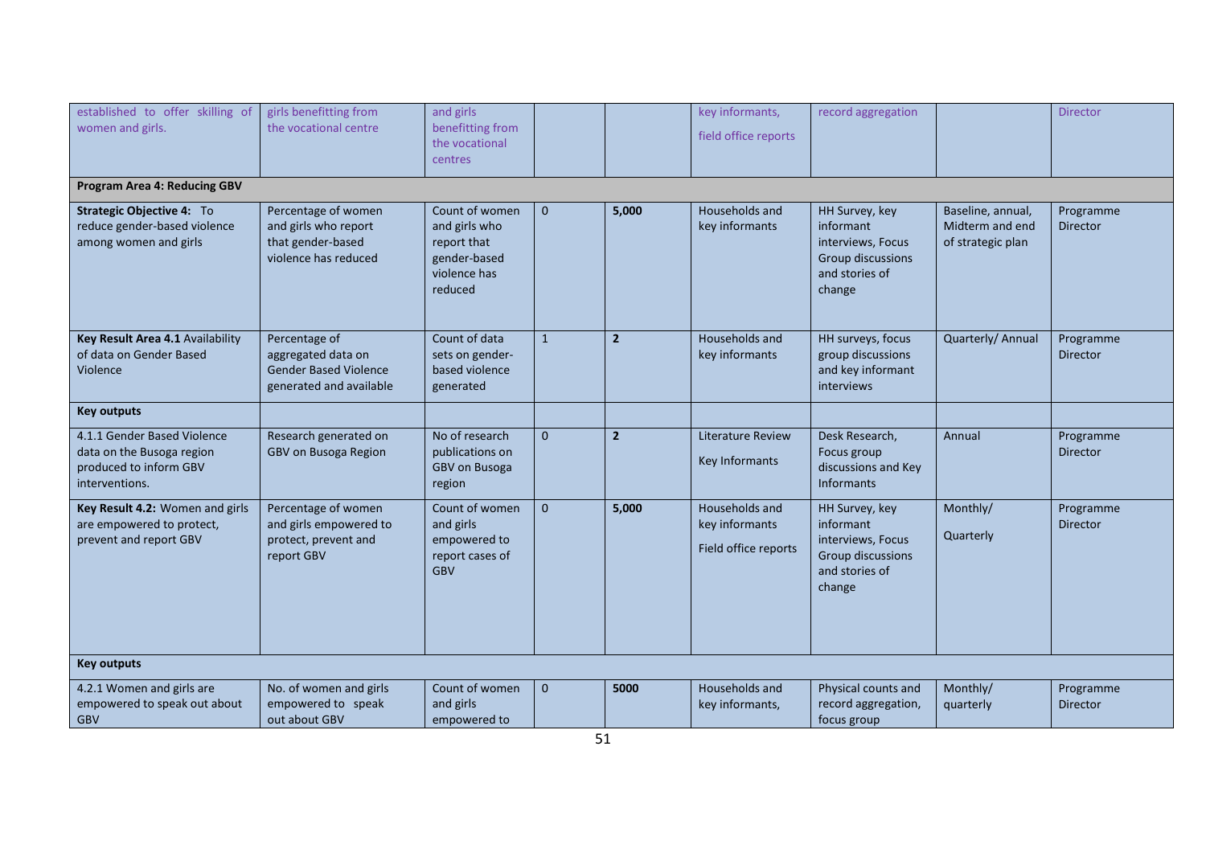| established to offer skilling of women and girls. | girls benefitting from the vocational centre | and girls benefitting from the vocational centres | | | key informants, field office reports | record aggregation | | Director |
|---|---|---|---|---|---|---|---|---|
| **Program Area 4: Reducing GBV** | | | | | | | | |
| **Strategic Objective 4:** To reduce gender-based violence among women and girls | Percentage of women and girls who report that gender-based violence has reduced | Count of women and girls who report that gender-based violence has reduced | 0 | **5,000** | Households and key informants | HH Survey, key informant interviews, Focus Group discussions and stories of change | Baseline, annual, Midterm and end of strategic plan | Programme Director |
| **Key Result Area 4.1** Availability of data on Gender Based Violence | Percentage of aggregated data on Gender Based Violence generated and available | Count of data sets on gender-based violence generated | 1 | **2** | Households and key informants | HH surveys, focus group discussions and key informant interviews | Quarterly/ Annual | Programme Director |
| **Key outputs** | | | | | | | | |
| 4.1.1 Gender Based Violence data on the Busoga region produced to inform GBV interventions. | Research generated on GBV on Busoga Region | No of research publications on GBV on Busoga region | 0 | **2** | Literature Review Key Informants | Desk Research, Focus group discussions and Key Informants | Annual | Programme Director |
| **Key Result 4.2:** Women and girls are empowered to protect, prevent and report GBV | Percentage of women and girls empowered to protect, prevent and report GBV | Count of women and girls empowered to report cases of GBV | 0 | **5,000** | Households and key informants Field office reports | HH Survey, key informant interviews, Focus Group discussions and stories of change | Monthly/ Quarterly | Programme Director |
| **Key outputs** | | | | | | | | |
| 4.2.1 Women and girls are empowered to speak out about GBV | No. of women and girls empowered to speak out about GBV | Count of women and girls empowered to | 0 | **5000** | Households and key informants, | Physical counts and record aggregation, focus group | Monthly/ quarterly | Programme Director |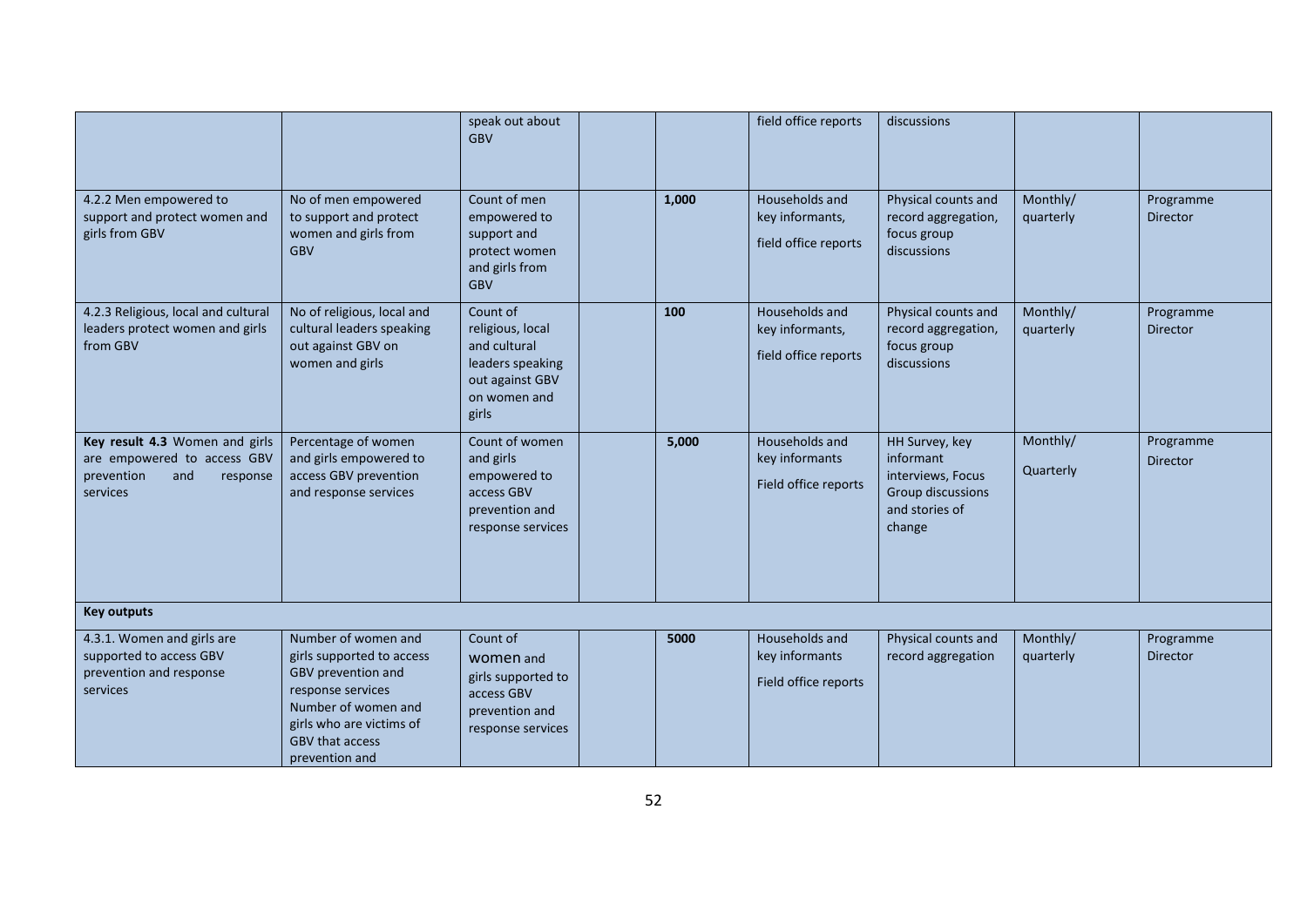| | | | | | | | | |
|---|---|---|---|---|---|---|---|---|
| | | speak out about GBV | | | field office reports | discussions | | |
| 4.2.2 Men empowered to support and protect women and girls from GBV | No of men empowered to support and protect women and girls from GBV | Count of men empowered to support and protect women and girls from GBV | | **1,000** | Households and key informants, field office reports | Physical counts and record aggregation, focus group discussions | Monthly/ quarterly | Programme Director |
| 4.2.3 Religious, local and cultural leaders protect women and girls from GBV | No of religious, local and cultural leaders speaking out against GBV on women and girls | Count of religious, local and cultural leaders speaking out against GBV on women and girls | | **100** | Households and key informants, field office reports | Physical counts and record aggregation, focus group discussions | Monthly/ quarterly | Programme Director |
| **Key result 4.3** Women and girls are empowered to access GBV prevention and response services | Percentage of women and girls empowered to access GBV prevention and response services | Count of women and girls empowered to access GBV prevention and response services | | **5,000** | Households and key informants Field office reports | HH Survey, key informant interviews, Focus Group discussions and stories of change | Monthly/ Quarterly | Programme Director |
| **Key outputs** | | | | | | | | |
| 4.3.1. Women and girls are supported to access GBV prevention and response services | Number of women and girls supported to access GBV prevention and response services Number of women and girls who are victims of GBV that access prevention and | Count of women and girls supported to access GBV prevention and response services | | **5000** | Households and key informants Field office reports | Physical counts and record aggregation | Monthly/ quarterly | Programme Director |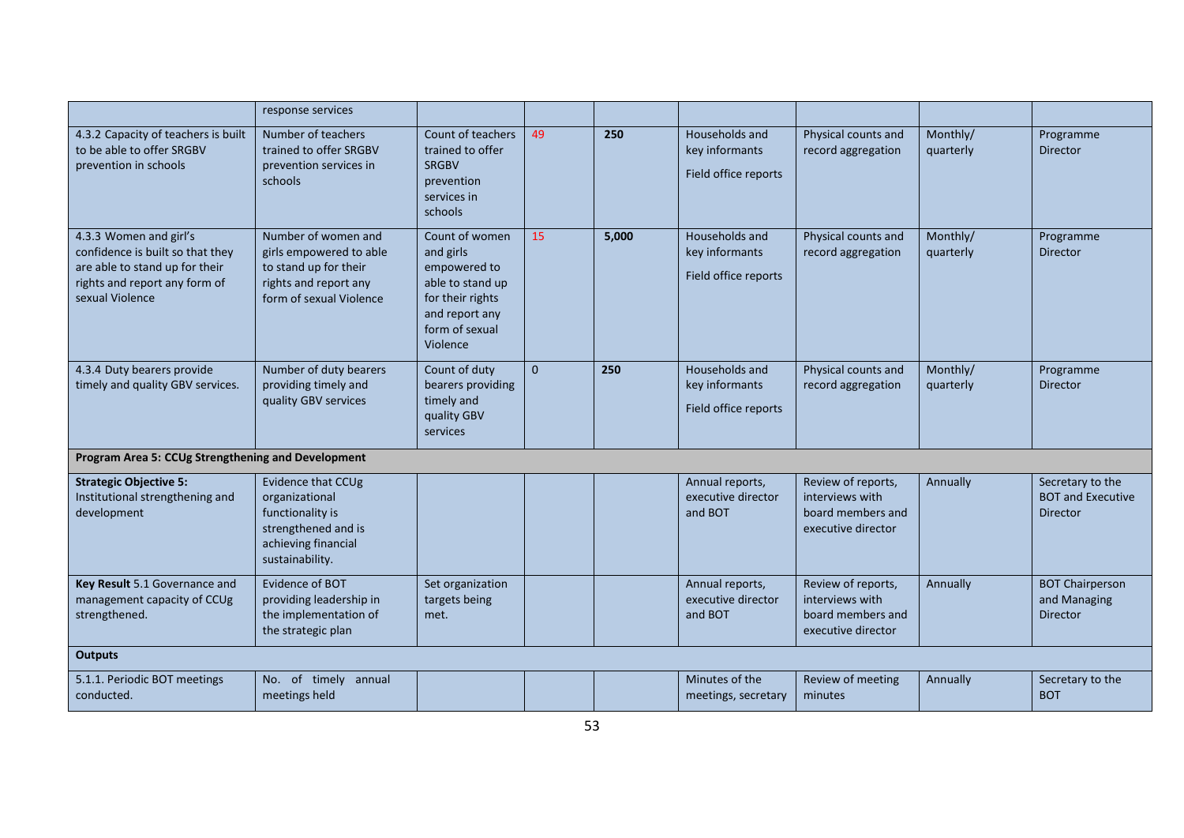| | | | | | | | | |
|---|---|---|---|---|---|---|---|---|
| | response services | | | | | | | |
| 4.3.2 Capacity of teachers is built to be able to offer SRGBV prevention in schools | Number of teachers trained to offer SRGBV prevention services in schools | Count of teachers trained to offer SRGBV prevention services in schools | 49 | **250** | Households and key informants<br><br>Field office reports | Physical counts and record aggregation | Monthly/ quarterly | Programme Director |
| 4.3.3 Women and girl's confidence is built so that they are able to stand up for their rights and report any form of sexual Violence | Number of women and girls empowered to able to stand up for their rights and report any form of sexual Violence | Count of women and girls empowered to able to stand up for their rights and report any form of sexual Violence | 15 | **5,000** | Households and key informants<br><br>Field office reports | Physical counts and record aggregation | Monthly/ quarterly | Programme Director |
| 4.3.4 Duty bearers provide timely and quality GBV services. | Number of duty bearers providing timely and quality GBV services | Count of duty bearers providing timely and quality GBV services | 0 | **250** | Households and key informants<br><br>Field office reports | Physical counts and record aggregation | Monthly/ quarterly | Programme Director |
| **Program Area 5: CCUg Strengthening and Development** | | | | | | | | |
| **Strategic Objective 5:** Institutional strengthening and development | Evidence that CCUg organizational functionality is strengthened and is achieving financial sustainability. | | | | Annual reports, executive director and BOT | Review of reports, interviews with board members and executive director | Annually | Secretary to the BOT and Executive Director |
| **Key Result** 5.1 Governance and management capacity of CCUg strengthened. | Evidence of BOT providing leadership in the implementation of the strategic plan | Set organization targets being met. | | | Annual reports, executive director and BOT | Review of reports, interviews with board members and executive director | Annually | BOT Chairperson and Managing Director |
| **Outputs** | | | | | | | | |
| 5.1.1. Periodic BOT meetings conducted. | No. of timely annual meetings held | | | | Minutes of the meetings, secretary | Review of meeting minutes | Annually | Secretary to the BOT |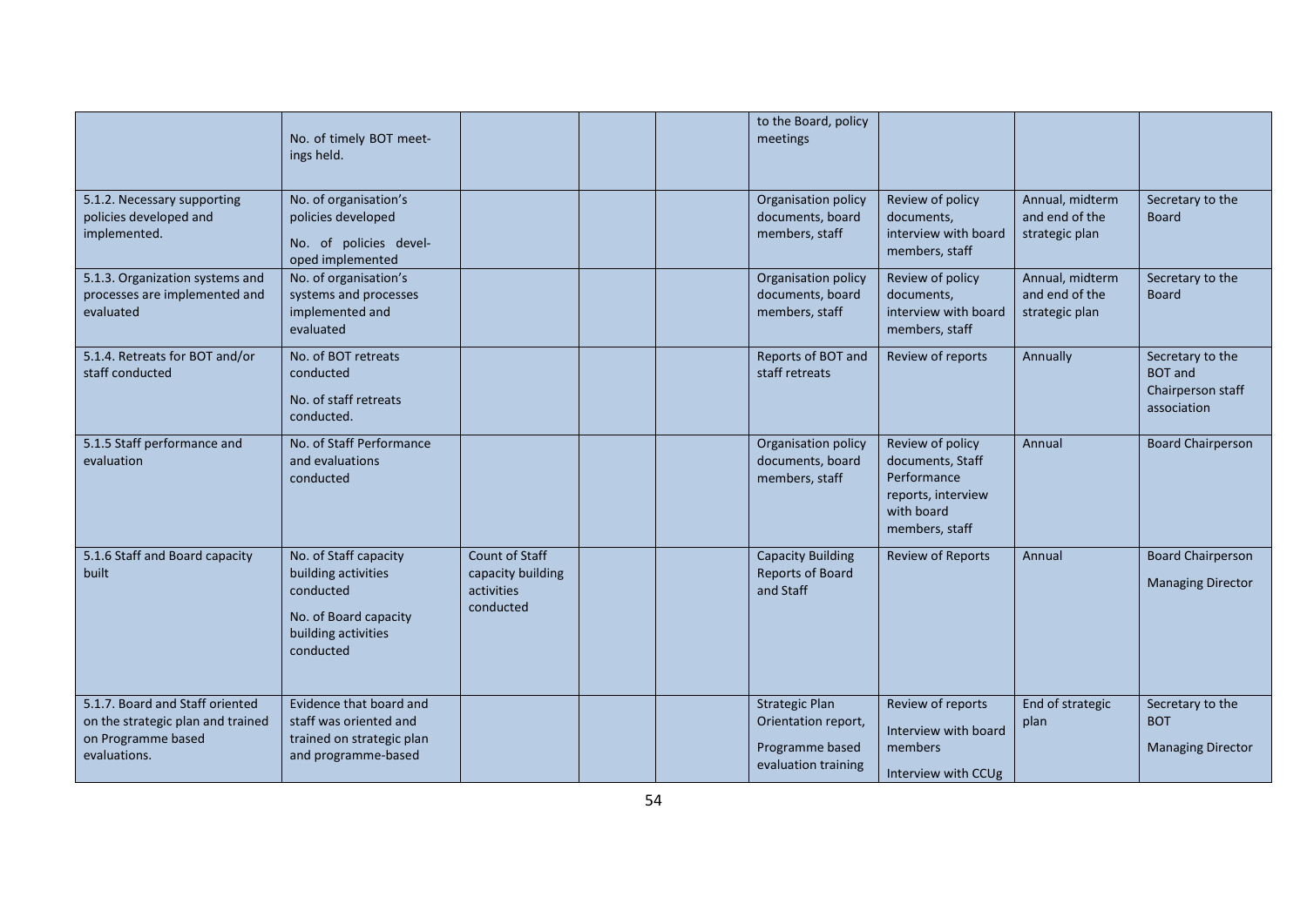| | | | | | | | | |
|---|---|---|---|---|---|---|---|---|
| | No. of timely BOT meetings held. | | | | to the Board, policy meetings | | | |
| 5.1.2. Necessary supporting policies developed and implemented. | No. of organisation's policies developed<br>No. of policies developed implemented | | | | Organisation policy documents, board members, staff | Review of policy documents, interview with board members, staff | Annual, midterm and end of the strategic plan | Secretary to the Board |
| 5.1.3. Organization systems and processes are implemented and evaluated | No. of organisation's systems and processes implemented and evaluated | | | | Organisation policy documents, board members, staff | Review of policy documents, interview with board members, staff | Annual, midterm and end of the strategic plan | Secretary to the Board |
| 5.1.4. Retreats for BOT and/or staff conducted | No. of BOT retreats conducted<br>No. of staff retreats conducted. | | | | Reports of BOT and staff retreats | Review of reports | Annually | Secretary to the BOT and Chairperson staff association |
| 5.1.5 Staff performance and evaluation | No. of Staff Performance and evaluations conducted | | | | Organisation policy documents, board members, staff | Review of policy documents, Staff Performance reports, interview with board members, staff | Annual | Board Chairperson |
| 5.1.6 Staff and Board capacity built | No. of Staff capacity building activities conducted<br>No. of Board capacity building activities conducted | Count of Staff capacity building activities conducted | | | Capacity Building Reports of Board and Staff | Review of Reports | Annual | Board Chairperson<br>Managing Director |
| 5.1.7. Board and Staff oriented on the strategic plan and trained on Programme based evaluations. | Evidence that board and staff was oriented and trained on strategic plan and programme-based | | | | Strategic Plan Orientation report,<br>Programme based evaluation training | Review of reports<br>Interview with board members<br>Interview with CCUg | End of strategic plan | Secretary to the BOT<br>Managing Director |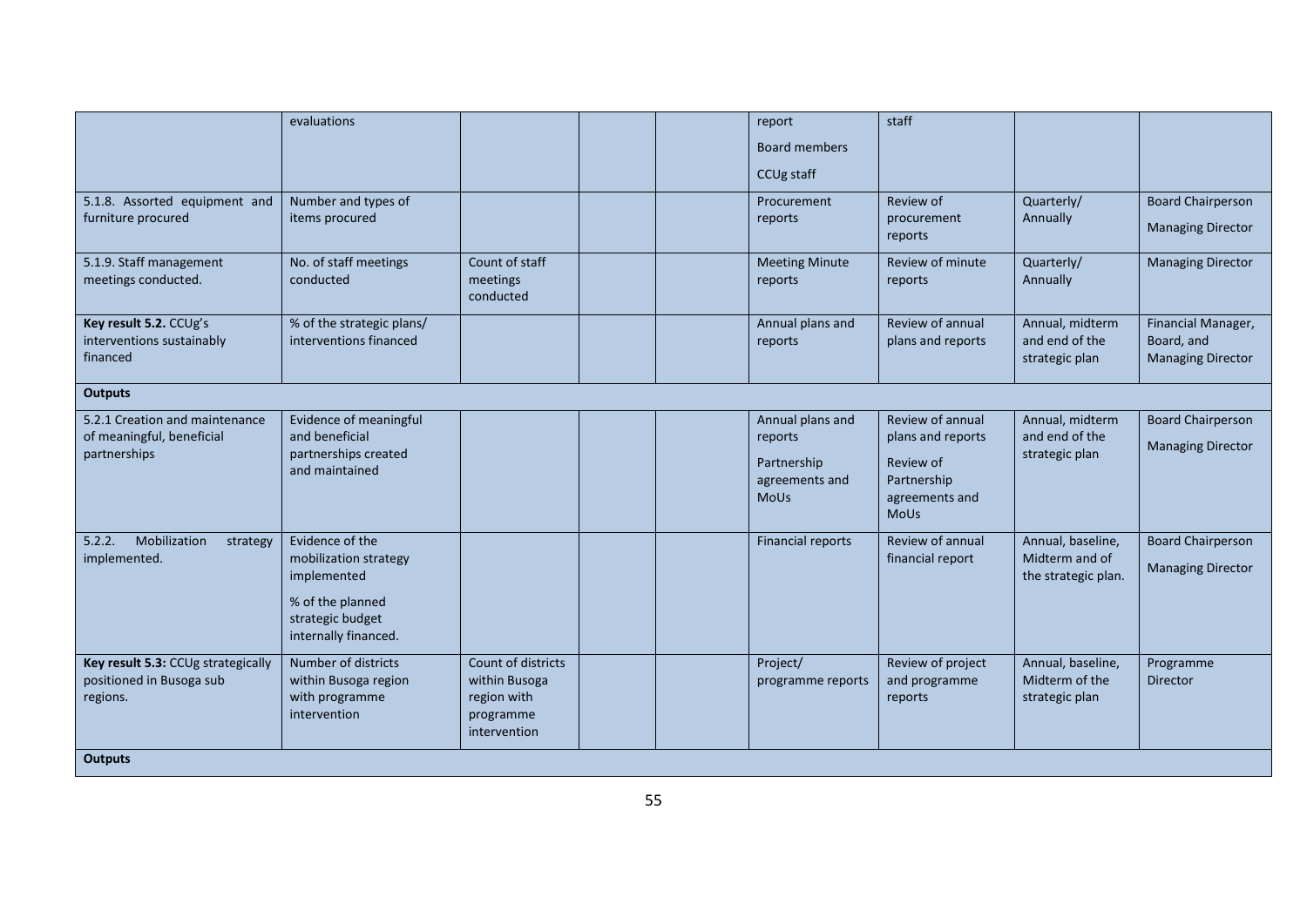| | | | | | | | | |
|---|---|---|---|---|---|---|---|---|
| | evaluations | | | | report<br><br>Board members<br><br>CCUg staff | staff | | |
| 5.1.8. Assorted equipment and furniture procured | Number and types of items procured | | | | Procurement reports | Review of procurement reports | Quarterly/ Annually | Board Chairperson<br><br>Managing Director |
| 5.1.9. Staff management meetings conducted. | No. of staff meetings conducted | Count of staff meetings conducted | | | Meeting Minute reports | Review of minute reports | Quarterly/ Annually | Managing Director |
| **Key result 5.2.** CCUg's interventions sustainably financed | % of the strategic plans/ interventions financed | | | | Annual plans and reports | Review of annual plans and reports | Annual, midterm and end of the strategic plan | Financial Manager, Board, and Managing Director |
| **Outputs** | | | | | | | | |
| 5.2.1 Creation and maintenance of meaningful, beneficial partnerships | Evidence of meaningful and beneficial partnerships created and maintained | | | | Annual plans and reports<br><br>Partnership agreements and MoUs | Review of annual plans and reports<br><br>Review of Partnership agreements and MoUs | Annual, midterm and end of the strategic plan | Board Chairperson<br><br>Managing Director |
| 5.2.2. Mobilization strategy implemented. | Evidence of the mobilization strategy implemented<br><br>% of the planned strategic budget internally financed. | | | | Financial reports | Review of annual financial report | Annual, baseline, Midterm and of the strategic plan. | Board Chairperson<br><br>Managing Director |
| **Key result 5.3:** CCUg strategically positioned in Busoga sub regions. | Number of districts within Busoga region with programme intervention | Count of districts within Busoga region with programme intervention | | | Project/ programme reports | Review of project and programme reports | Annual, baseline, Midterm of the strategic plan | Programme Director |
| **Outputs** | | | | | | | | |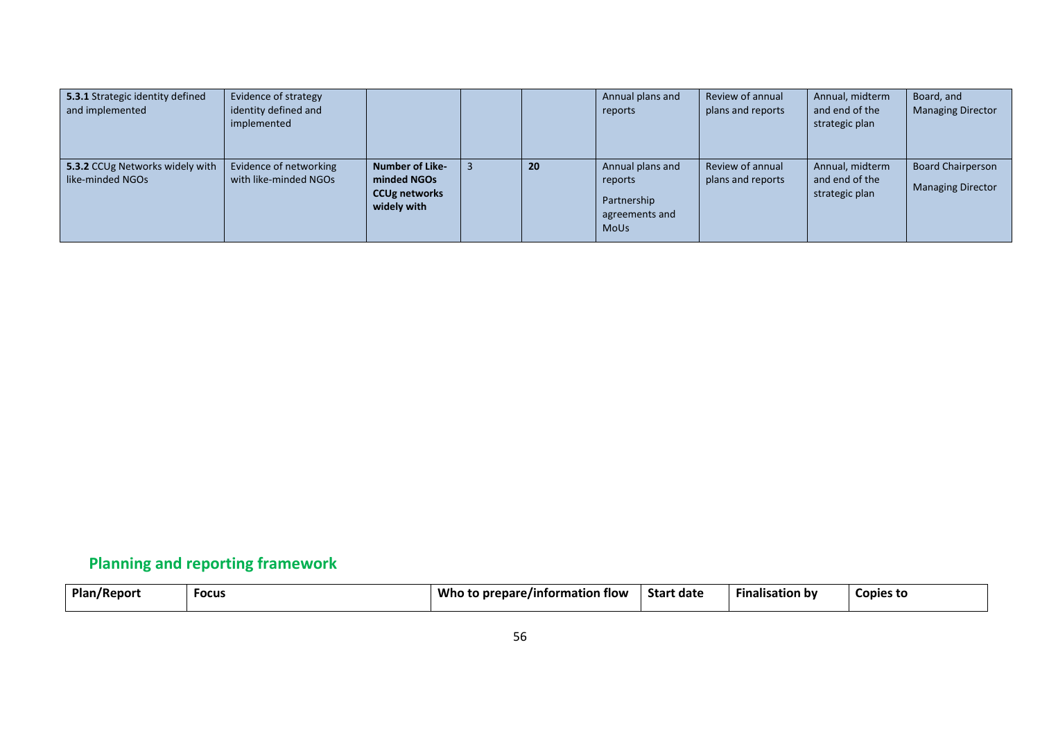| | | | | | | | | |
|---|---|---|---|---|---|---|---|---|
| **5.3.1** Strategic identity defined and implemented | Evidence of strategy identity defined and implemented | | | | Annual plans and reports | Review of annual plans and reports | Annual, midterm and end of the strategic plan | Board, and Managing Director |
| **5.3.2** CCUg Networks widely with like-minded NGOs | Evidence of networking with like-minded NGOs | **Number of Like-minded NGOs CCUg networks widely with** | 3 | **20** | Annual plans and reports<br>Partnership agreements and MoUs | Review of annual plans and reports | Annual, midterm and end of the strategic plan | Board Chairperson<br>Managing Director |

## Planning and reporting framework

| Plan/Report | Focus | Who to prepare/information flow | Start date | Finalisation by | Copies to |
|---|---|---|---|---|---|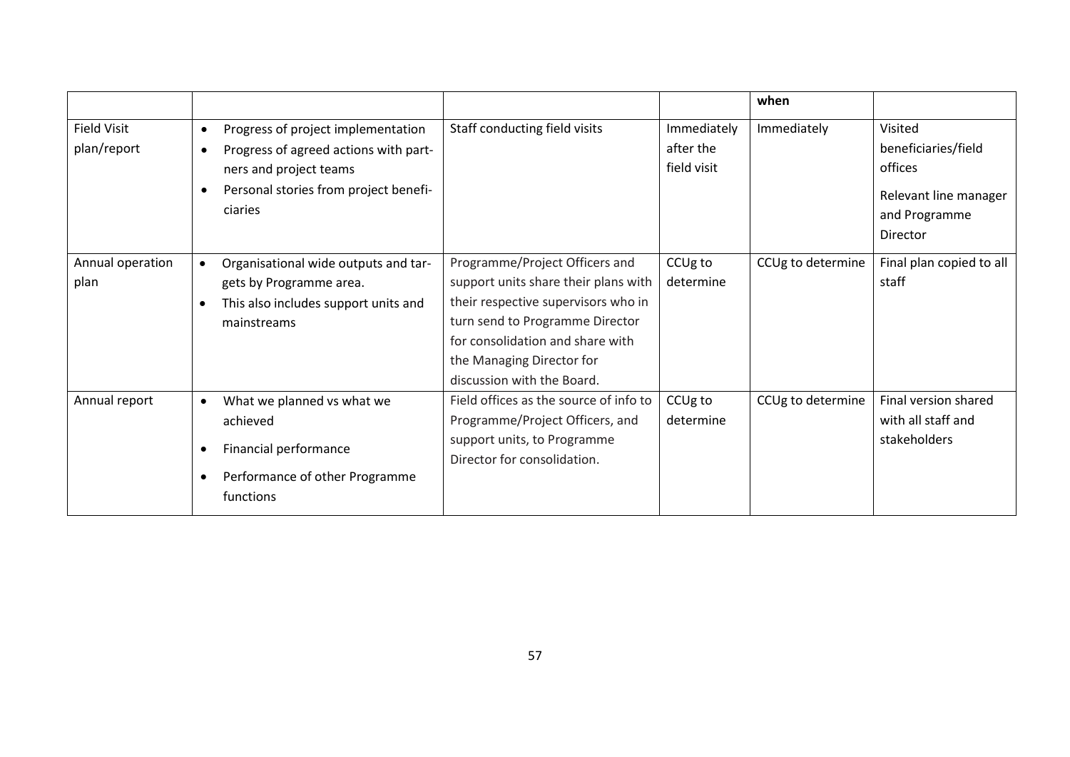|  |  |  |  | when |  |
|---|---|---|---|---|---|
| Field Visit plan/report | • Progress of project implementation<br>• Progress of agreed actions with partners and project teams<br>• Personal stories from project beneficiaries | Staff conducting field visits | Immediately after the field visit | Immediately | Visited beneficiaries/field offices<br><br>Relevant line manager and Programme Director |
| Annual operation plan | • Organisational wide outputs and targets by Programme area.<br>• This also includes support units and mainstreams | Programme/Project Officers and support units share their plans with their respective supervisors who in turn send to Programme Director for consolidation and share with the Managing Director for discussion with the Board. | CCUg to determine | CCUg to determine | Final plan copied to all staff |
| Annual report | • What we planned vs what we achieved<br>• Financial performance<br>• Performance of other Programme functions | Field offices as the source of info to Programme/Project Officers, and support units, to Programme Director for consolidation. | CCUg to determine | CCUg to determine | Final version shared with all staff and stakeholders |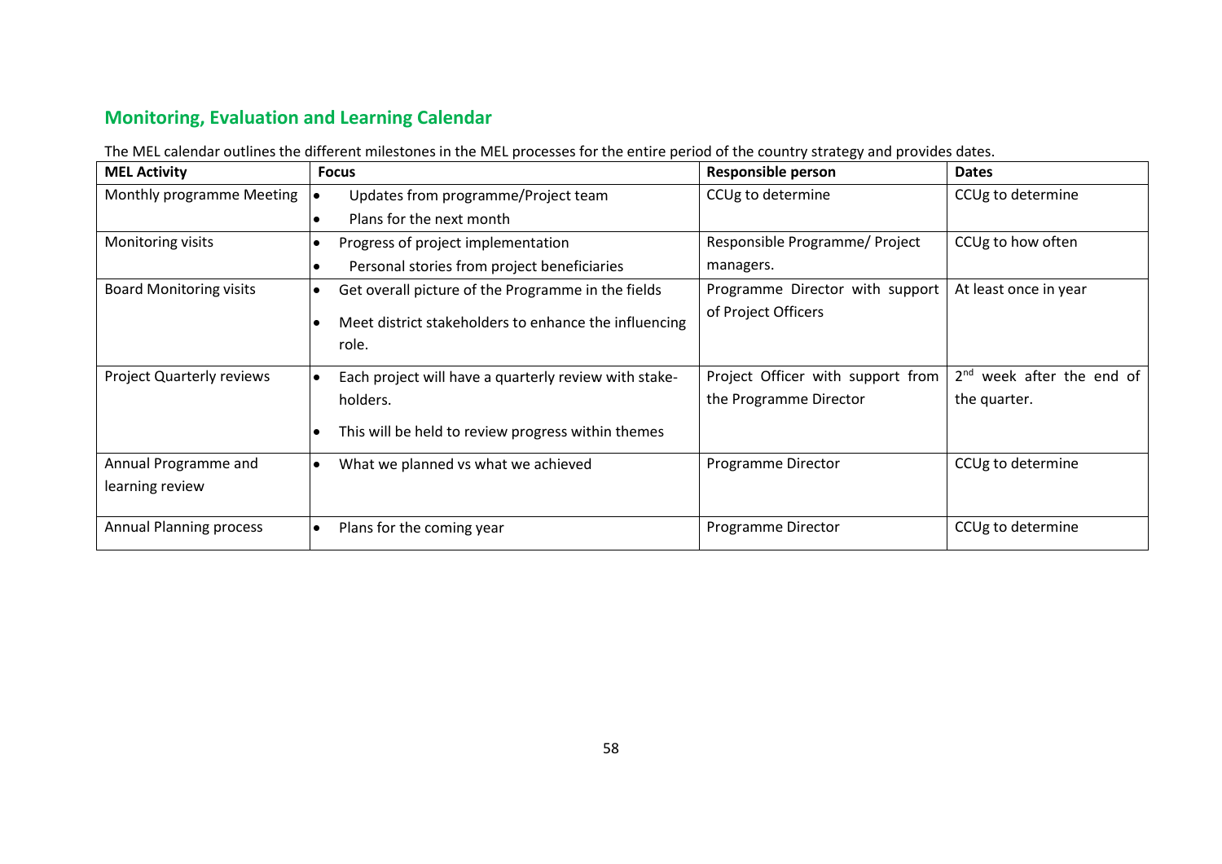## Monitoring, Evaluation and Learning Calendar

The MEL calendar outlines the different milestones in the MEL processes for the entire period of the country strategy and provides dates.

| MEL Activity | Focus | Responsible person | Dates |
|---|---|---|---|
| Monthly programme Meeting | • Updates from programme/Project team<br>• Plans for the next month | CCUg to determine | CCUg to determine |
| Monitoring visits | • Progress of project implementation<br>• Personal stories from project beneficiaries | Responsible Programme/ Project managers. | CCUg to how often |
| Board Monitoring visits | • Get overall picture of the Programme in the fields<br>• Meet district stakeholders to enhance the influencing role. | Programme Director with support of Project Officers | At least once in year |
| Project Quarterly reviews | • Each project will have a quarterly review with stake-holders.<br>• This will be held to review progress within themes | Project Officer with support from the Programme Director | 2nd week after the end of the quarter. |
| Annual Programme and learning review | • What we planned vs what we achieved | Programme Director | CCUg to determine |
| Annual Planning process | • Plans for the coming year | Programme Director | CCUg to determine |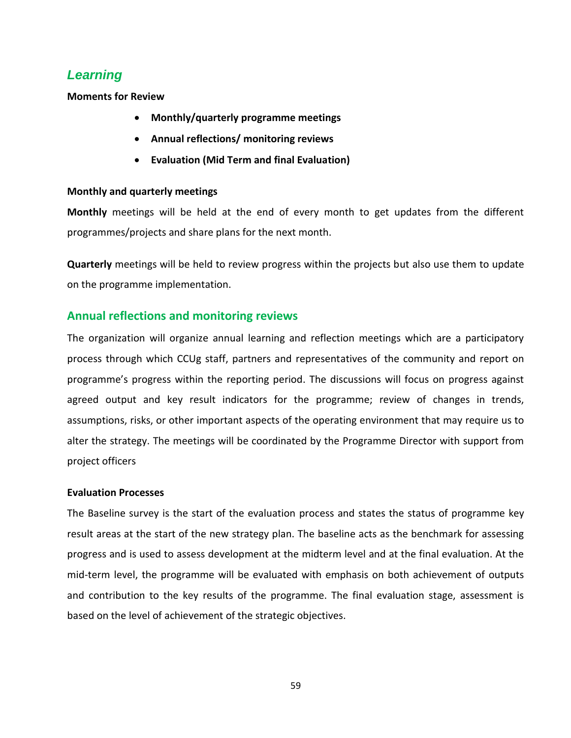## *Learning*

**Moments for Review**

- **Monthly/quarterly programme meetings**
- **Annual reflections/ monitoring reviews**
- **Evaluation (Mid Term and final Evaluation)**

**Monthly and quarterly meetings**

**Monthly** meetings will be held at the end of every month to get updates from the different programmes/projects and share plans for the next month.

**Quarterly** meetings will be held to review progress within the projects but also use them to update on the programme implementation.

### Annual reflections and monitoring reviews

The organization will organize annual learning and reflection meetings which are a participatory process through which CCUg staff, partners and representatives of the community and report on programme's progress within the reporting period. The discussions will focus on progress against agreed output and key result indicators for the programme; review of changes in trends, assumptions, risks, or other important aspects of the operating environment that may require us to alter the strategy. The meetings will be coordinated by the Programme Director with support from project officers

**Evaluation Processes**

The Baseline survey is the start of the evaluation process and states the status of programme key result areas at the start of the new strategy plan. The baseline acts as the benchmark for assessing progress and is used to assess development at the midterm level and at the final evaluation. At the mid-term level, the programme will be evaluated with emphasis on both achievement of outputs and contribution to the key results of the programme. The final evaluation stage, assessment is based on the level of achievement of the strategic objectives.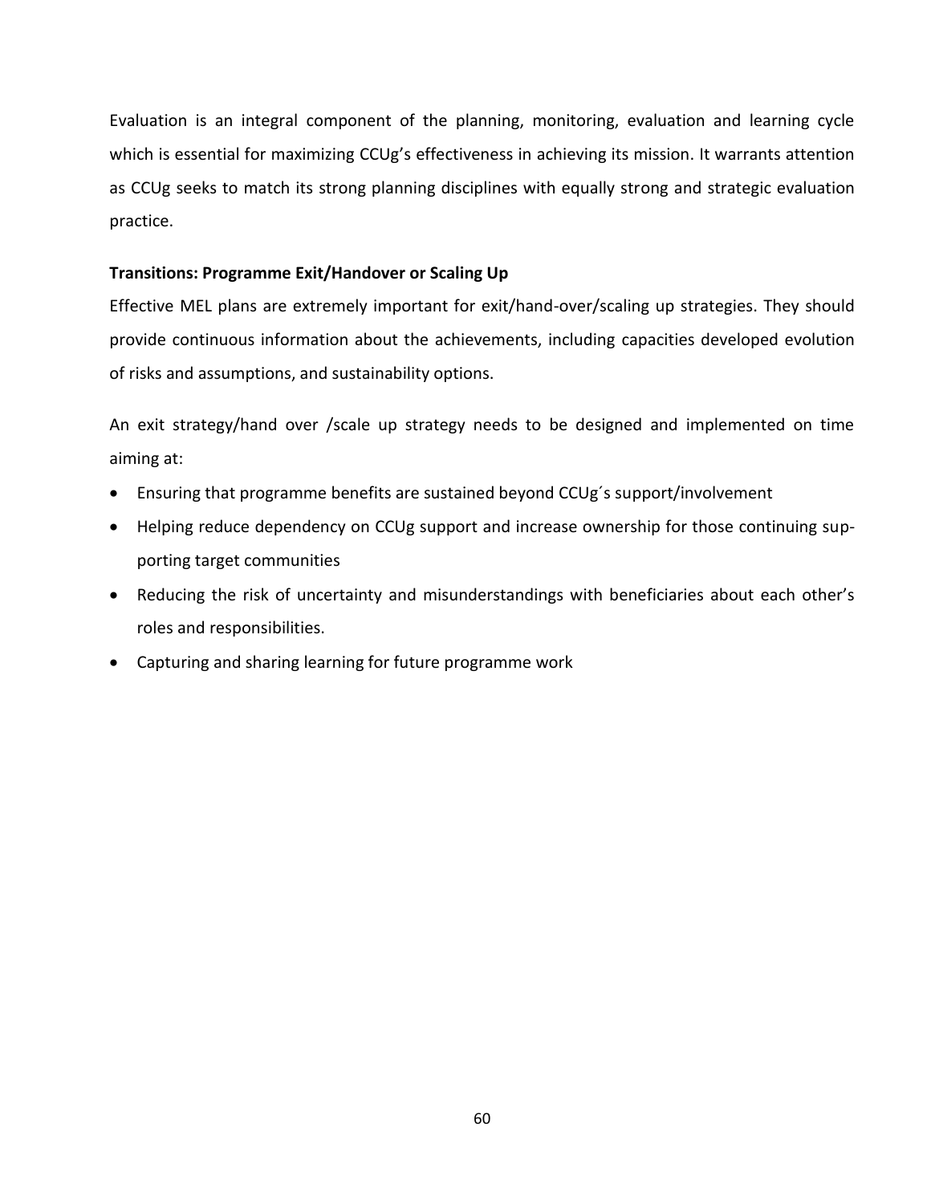Evaluation is an integral component of the planning, monitoring, evaluation and learning cycle which is essential for maximizing CCUg's effectiveness in achieving its mission. It warrants attention as CCUg seeks to match its strong planning disciplines with equally strong and strategic evaluation practice.

**Transitions: Programme Exit/Handover or Scaling Up**

Effective MEL plans are extremely important for exit/hand-over/scaling up strategies. They should provide continuous information about the achievements, including capacities developed evolution of risks and assumptions, and sustainability options.

An exit strategy/hand over /scale up strategy needs to be designed and implemented on time aiming at:

- Ensuring that programme benefits are sustained beyond CCUg´s support/involvement
- Helping reduce dependency on CCUg support and increase ownership for those continuing supporting target communities
- Reducing the risk of uncertainty and misunderstandings with beneficiaries about each other's roles and responsibilities.
- Capturing and sharing learning for future programme work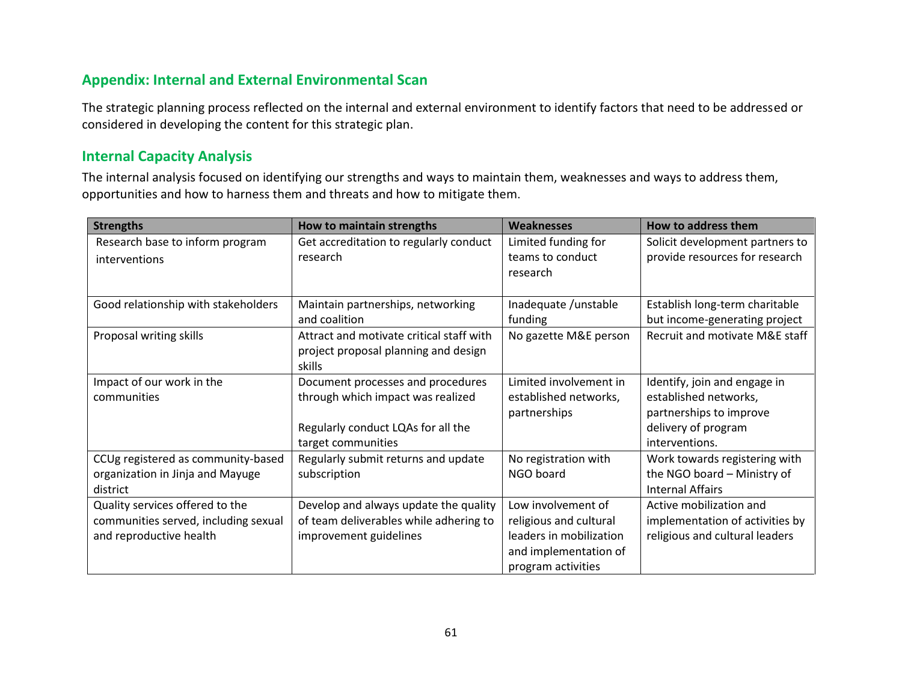## Appendix: Internal and External Environmental Scan

The strategic planning process reflected on the internal and external environment to identify factors that need to be addressed or considered in developing the content for this strategic plan.

## Internal Capacity Analysis

The internal analysis focused on identifying our strengths and ways to maintain them, weaknesses and ways to address them, opportunities and how to harness them and threats and how to mitigate them.

| Strengths | How to maintain strengths | Weaknesses | How to address them |
|---|---|---|---|
| Research base to inform program interventions | Get accreditation to regularly conduct research | Limited funding for teams to conduct research | Solicit development partners to provide resources for research |
| Good relationship with stakeholders | Maintain partnerships, networking and coalition | Inadequate /unstable funding | Establish long-term charitable but income-generating project |
| Proposal writing skills | Attract and motivate critical staff with project proposal planning and design skills | No gazette M&E person | Recruit and motivate M&E staff |
| Impact of our work in the communities | Document processes and procedures through which impact was realized<br><br>Regularly conduct LQAs for all the target communities | Limited involvement in established networks, partnerships | Identify, join and engage in established networks, partnerships to improve delivery of program interventions. |
| CCUg registered as community-based organization in Jinja and Mayuge district | Regularly submit returns and update subscription | No registration with NGO board | Work towards registering with the NGO board – Ministry of Internal Affairs |
| Quality services offered to the communities served, including sexual and reproductive health | Develop and always update the quality of team deliverables while adhering to improvement guidelines | Low involvement of religious and cultural leaders in mobilization and implementation of program activities | Active mobilization and implementation of activities by religious and cultural leaders |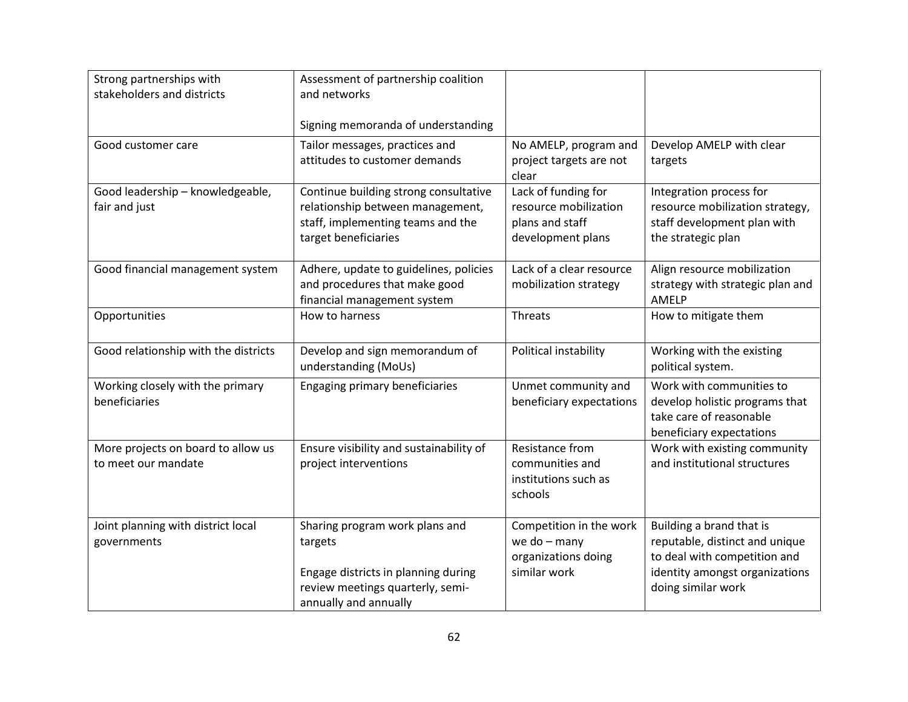| | | | |
|---|---|---|---|
| Strong partnerships with stakeholders and districts | Assessment of partnership coalition and networks<br><br>Signing memoranda of understanding | | |
| Good customer care | Tailor messages, practices and attitudes to customer demands | No AMELP, program and project targets are not clear | Develop AMELP with clear targets |
| Good leadership – knowledgeable, fair and just | Continue building strong consultative relationship between management, staff, implementing teams and the target beneficiaries | Lack of funding for resource mobilization plans and staff development plans | Integration process for resource mobilization strategy, staff development plan with the strategic plan |
| Good financial management system | Adhere, update to guidelines, policies and procedures that make good financial management system | Lack of a clear resource mobilization strategy | Align resource mobilization strategy with strategic plan and AMELP |
| Opportunities | How to harness | Threats | How to mitigate them |
| Good relationship with the districts | Develop and sign memorandum of understanding (MoUs) | Political instability | Working with the existing political system. |
| Working closely with the primary beneficiaries | Engaging primary beneficiaries | Unmet community and beneficiary expectations | Work with communities to develop holistic programs that take care of reasonable beneficiary expectations |
| More projects on board to allow us to meet our mandate | Ensure visibility and sustainability of project interventions | Resistance from communities and institutions such as schools | Work with existing community and institutional structures |
| Joint planning with district local governments | Sharing program work plans and targets<br><br>Engage districts in planning during review meetings quarterly, semi-annually and annually | Competition in the work we do – many organizations doing similar work | Building a brand that is reputable, distinct and unique to deal with competition and identity amongst organizations doing similar work |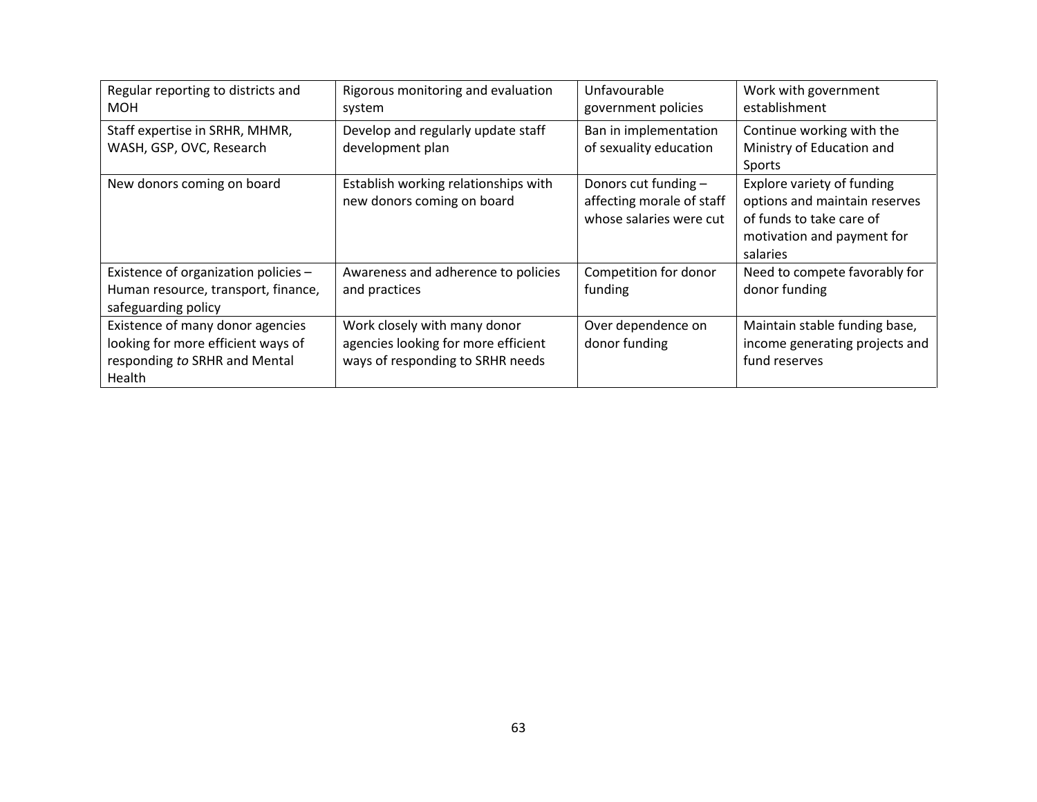| | | | |
|---|---|---|---|
| Regular reporting to districts and MOH | Rigorous monitoring and evaluation system | Unfavourable government policies | Work with government establishment |
| Staff expertise in SRHR, MHMR, WASH, GSP, OVC, Research | Develop and regularly update staff development plan | Ban in implementation of sexuality education | Continue working with the Ministry of Education and Sports |
| New donors coming on board | Establish working relationships with new donors coming on board | Donors cut funding – affecting morale of staff whose salaries were cut | Explore variety of funding options and maintain reserves of funds to take care of motivation and payment for salaries |
| Existence of organization policies – Human resource, transport, finance, safeguarding policy | Awareness and adherence to policies and practices | Competition for donor funding | Need to compete favorably for donor funding |
| Existence of many donor agencies looking for more efficient ways of responding *to* SRHR and Mental Health | Work closely with many donor agencies looking for more efficient ways of responding to SRHR needs | Over dependence on donor funding | Maintain stable funding base, income generating projects and fund reserves |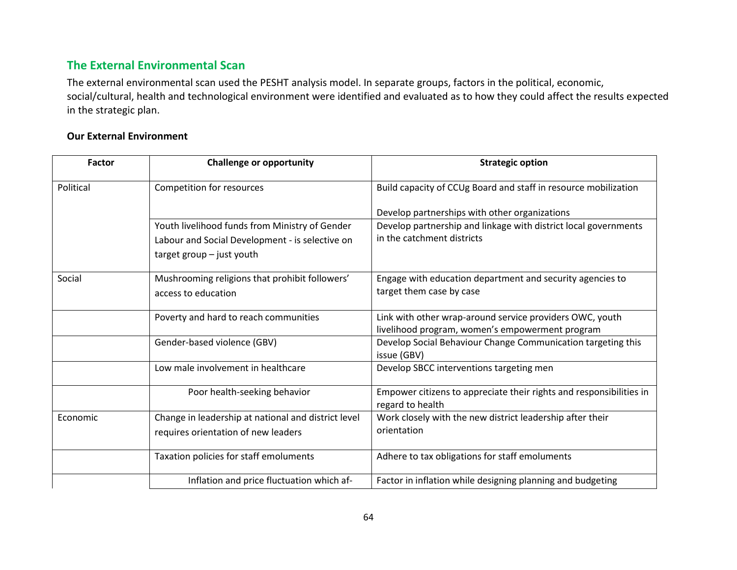## The External Environmental Scan

The external environmental scan used the PESHT analysis model. In separate groups, factors in the political, economic, social/cultural, health and technological environment were identified and evaluated as to how they could affect the results expected in the strategic plan.

**Our External Environment**

| Factor | Challenge or opportunity | Strategic option |
|---|---|---|
| Political | Competition for resources | Build capacity of CCUg Board and staff in resource mobilization<br><br>Develop partnerships with other organizations |
| | Youth livelihood funds from Ministry of Gender Labour and Social Development - is selective on target group – just youth | Develop partnership and linkage with district local governments in the catchment districts |
| Social | Mushrooming religions that prohibit followers' access to education | Engage with education department and security agencies to target them case by case |
| | Poverty and hard to reach communities | Link with other wrap-around service providers OWC, youth livelihood program, women's empowerment program |
| | Gender-based violence (GBV) | Develop Social Behaviour Change Communication targeting this issue (GBV) |
| | Low male involvement in healthcare | Develop SBCC interventions targeting men |
| | Poor health-seeking behavior | Empower citizens to appreciate their rights and responsibilities in regard to health |
| Economic | Change in leadership at national and district level requires orientation of new leaders | Work closely with the new district leadership after their orientation |
| | Taxation policies for staff emoluments | Adhere to tax obligations for staff emoluments |
| | Inflation and price fluctuation which af- | Factor in inflation while designing planning and budgeting |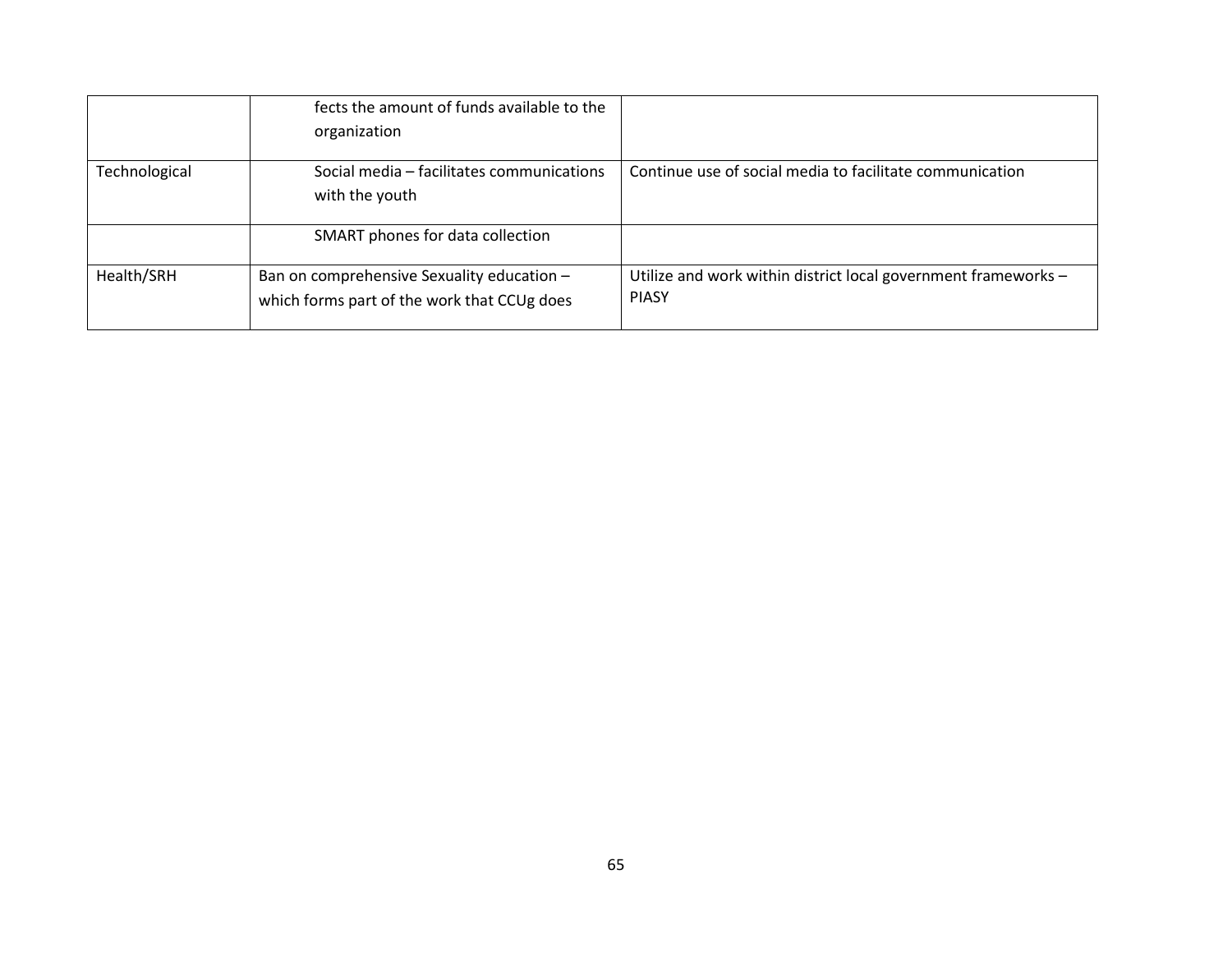| | | |
|---|---|---|
| | fects the amount of funds available to the organization | |
| Technological | Social media – facilitates communications with the youth | Continue use of social media to facilitate communication |
| | SMART phones for data collection | |
| Health/SRH | Ban on comprehensive Sexuality education – which forms part of the work that CCUg does | Utilize and work within district local government frameworks – PIASY |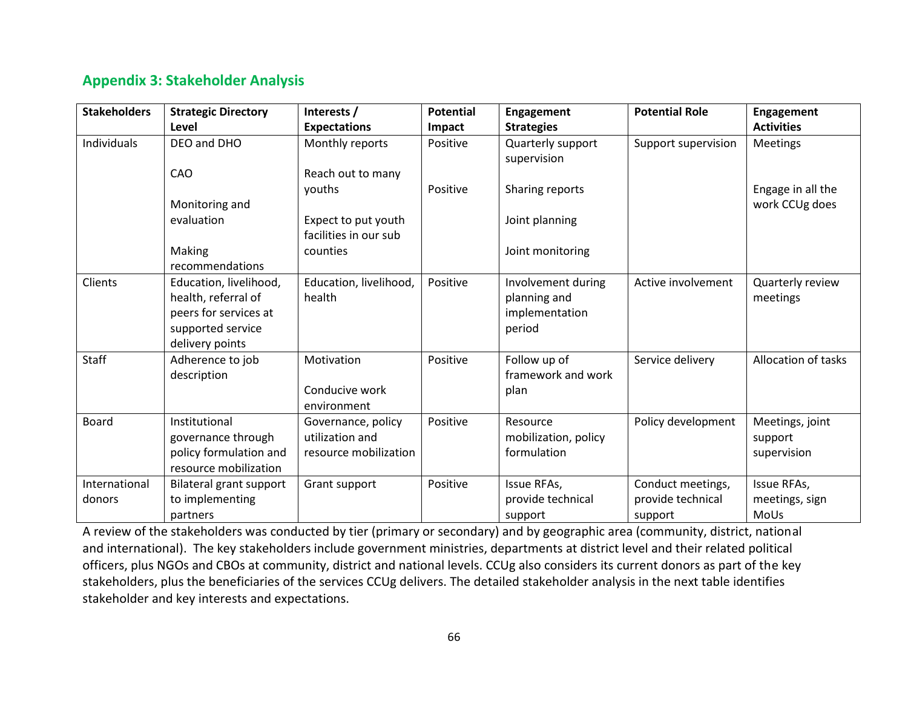## Appendix 3: Stakeholder Analysis

| Stakeholders | Strategic Directory Level | Interests / Expectations | Potential Impact | Engagement Strategies | Potential Role | Engagement Activities |
|---|---|---|---|---|---|---|
| Individuals | DEO and DHO<br><br>CAO<br><br>Monitoring and evaluation<br><br>Making recommendations | Monthly reports<br><br>Reach out to many youths<br><br>Expect to put youth facilities in our sub counties | Positive<br><br>Positive | Quarterly support supervision<br><br>Sharing reports<br><br>Joint planning<br><br>Joint monitoring | Support supervision | Meetings<br><br>Engage in all the work CCUg does |
| Clients | Education, livelihood, health, referral of peers for services at supported service delivery points | Education, livelihood, health | Positive | Involvement during planning and implementation period | Active involvement | Quarterly review meetings |
| Staff | Adherence to job description | Motivation<br><br>Conducive work environment | Positive | Follow up of framework and work plan | Service delivery | Allocation of tasks |
| Board | Institutional governance through policy formulation and resource mobilization | Governance, policy utilization and resource mobilization | Positive | Resource mobilization, policy formulation | Policy development | Meetings, joint support supervision |
| International donors | Bilateral grant support to implementing partners | Grant support | Positive | Issue RFAs, provide technical support | Conduct meetings, provide technical support | Issue RFAs, meetings, sign MoUs |

A review of the stakeholders was conducted by tier (primary or secondary) and by geographic area (community, district, national and international). The key stakeholders include government ministries, departments at district level and their related political officers, plus NGOs and CBOs at community, district and national levels. CCUg also considers its current donors as part of the key stakeholders, plus the beneficiaries of the services CCUg delivers. The detailed stakeholder analysis in the next table identifies stakeholder and key interests and expectations.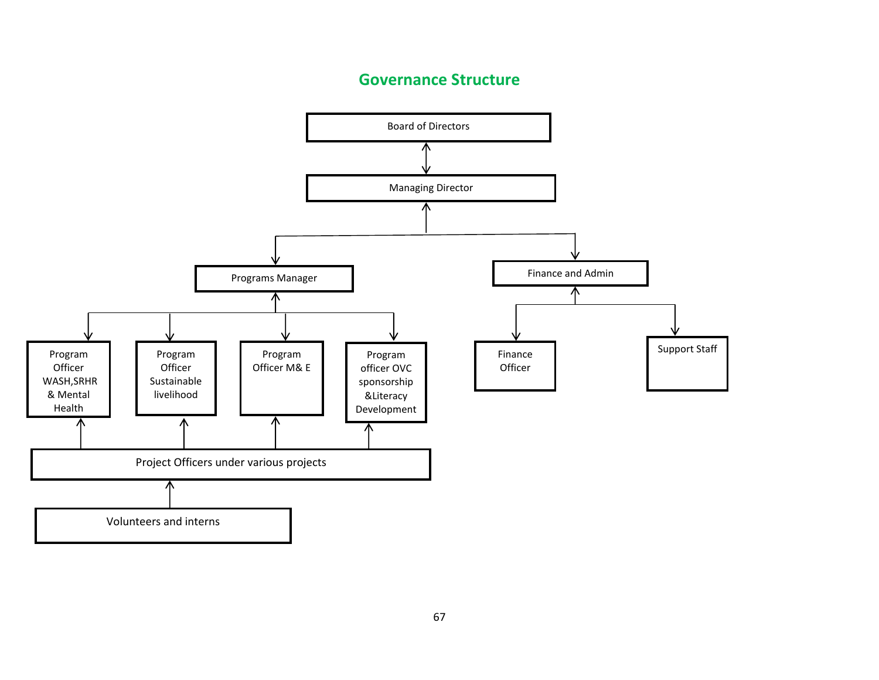## Governance Structure

- Board of Directors
  - Managing Director
    - Programs Manager
      - Program Officer WASH,SRHR & Mental Health
      - Program Officer Sustainable livelihood
      - Program Officer M& E
      - Program officer OVC sponsorship &Literacy Development
        - Project Officers under various projects
          - Volunteers and interns
    - Finance and Admin
      - Finance Officer
      - Support Staff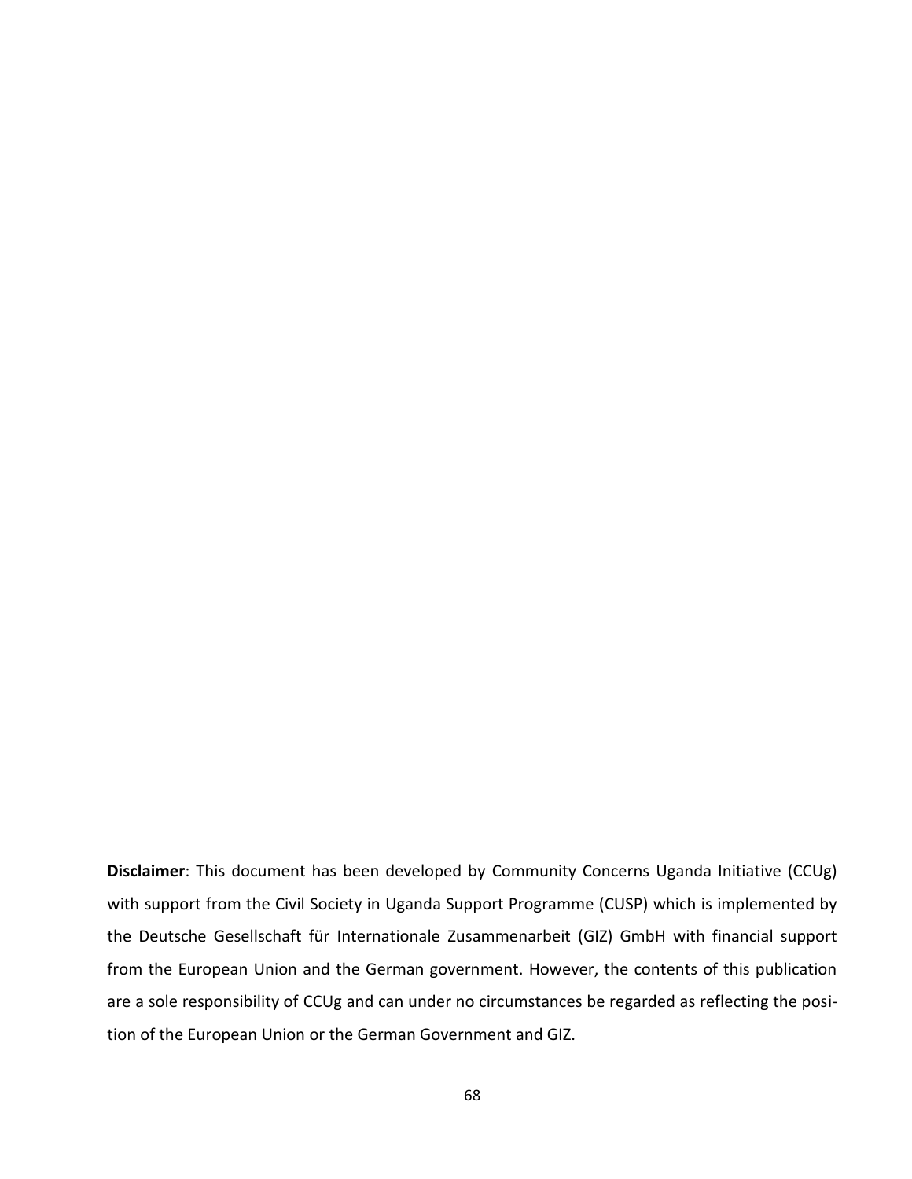**Disclaimer**: This document has been developed by Community Concerns Uganda Initiative (CCUg) with support from the Civil Society in Uganda Support Programme (CUSP) which is implemented by the Deutsche Gesellschaft für Internationale Zusammenarbeit (GIZ) GmbH with financial support from the European Union and the German government. However, the contents of this publication are a sole responsibility of CCUg and can under no circumstances be regarded as reflecting the position of the European Union or the German Government and GIZ.